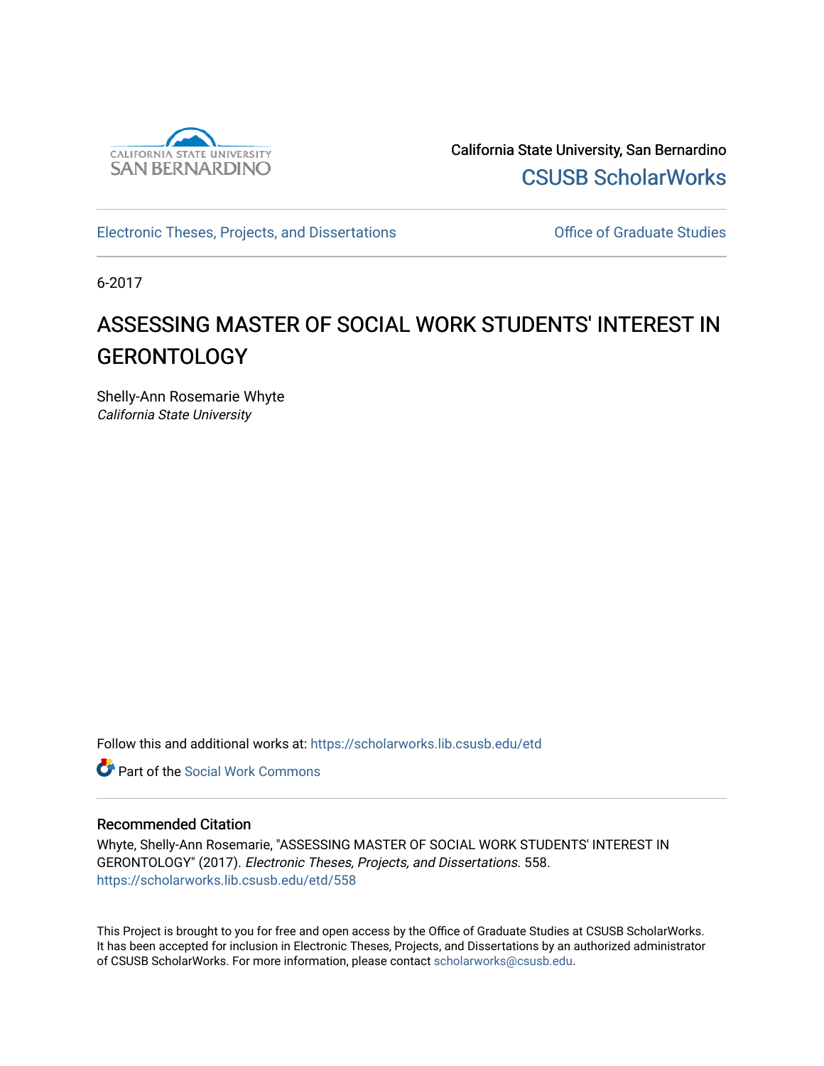California State University, San Bernardino

CSUSB ScholarWorks

Electronic Theses, Projects, and Dissertations

Office of Graduate Studies

6-2017

# ASSESSING MASTER OF SOCIAL WORK STUDENTS' INTEREST IN GERONTOLOGY

Shelly-Ann Rosemarie Whyte

*California State University*

Follow this and additional works at: https://scholarworks.lib.csusb.edu/etd

Part of the Social Work Commons

## Recommended Citation

Whyte, Shelly-Ann Rosemarie, "ASSESSING MASTER OF SOCIAL WORK STUDENTS' INTEREST IN GERONTOLOGY" (2017). *Electronic Theses, Projects, and Dissertations*. 558.
https://scholarworks.lib.csusb.edu/etd/558

This Project is brought to you for free and open access by the Office of Graduate Studies at CSUSB ScholarWorks. It has been accepted for inclusion in Electronic Theses, Projects, and Dissertations by an authorized administrator of CSUSB ScholarWorks. For more information, please contact scholarworks@csusb.edu.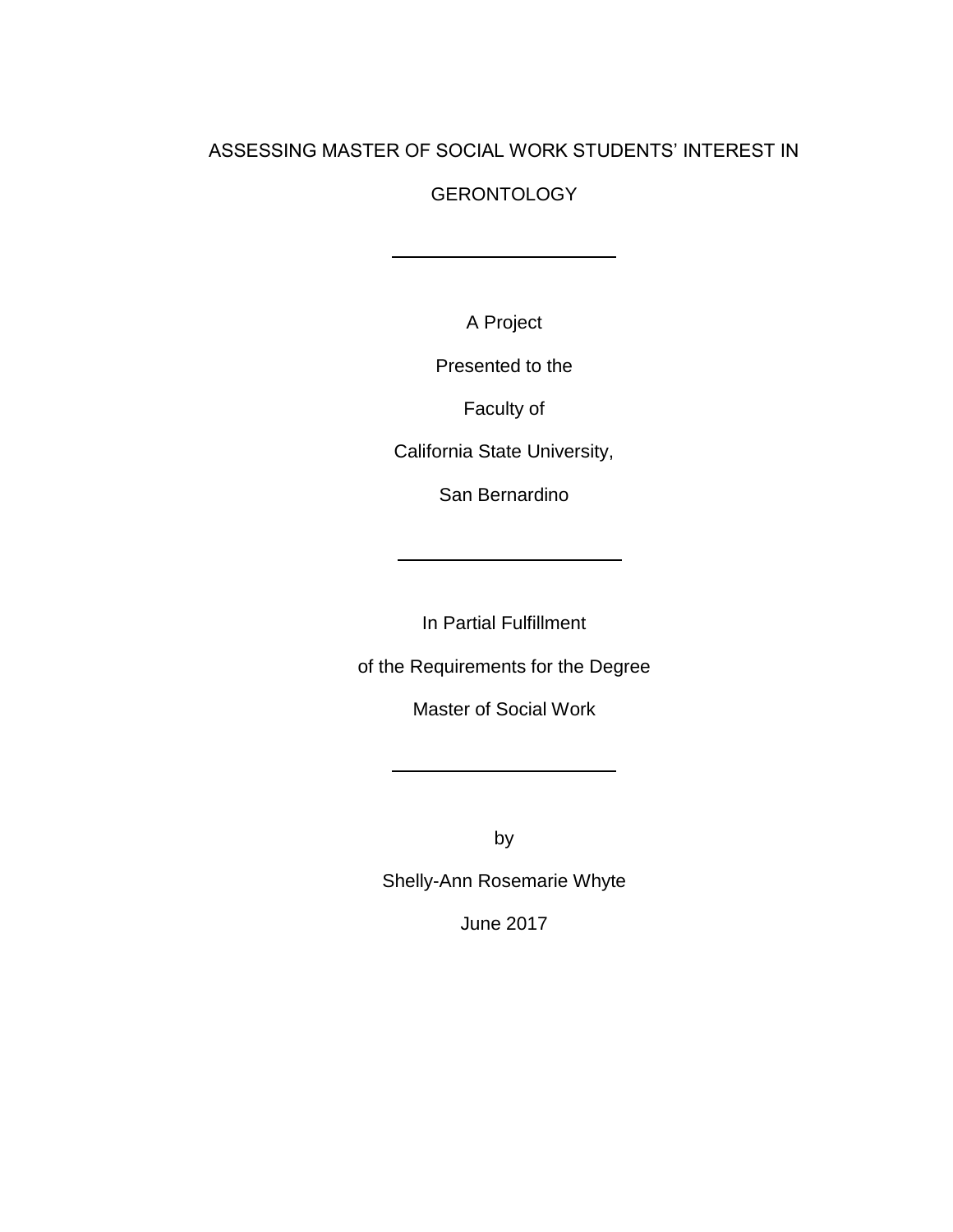# ASSESSING MASTER OF SOCIAL WORK STUDENTS' INTEREST IN GERONTOLOGY

---

A Project

Presented to the

Faculty of

California State University,

San Bernardino

---

In Partial Fulfillment

of the Requirements for the Degree

Master of Social Work

---

by

Shelly-Ann Rosemarie Whyte

June 2017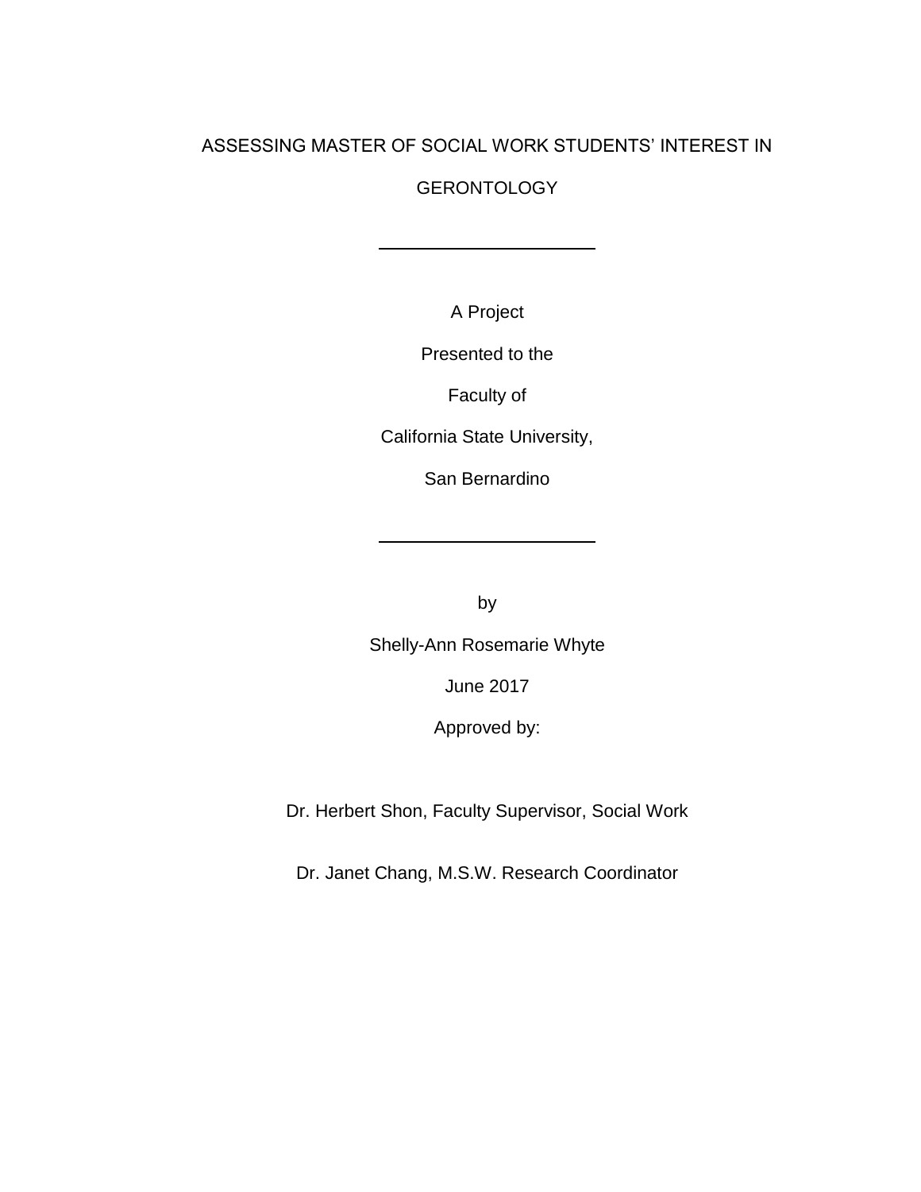ASSESSING MASTER OF SOCIAL WORK STUDENTS' INTEREST IN

GERONTOLOGY

---

A Project

Presented to the

Faculty of

California State University,

San Bernardino

---

by

Shelly-Ann Rosemarie Whyte

June 2017

Approved by:

Dr. Herbert Shon, Faculty Supervisor, Social Work

Dr. Janet Chang, M.S.W. Research Coordinator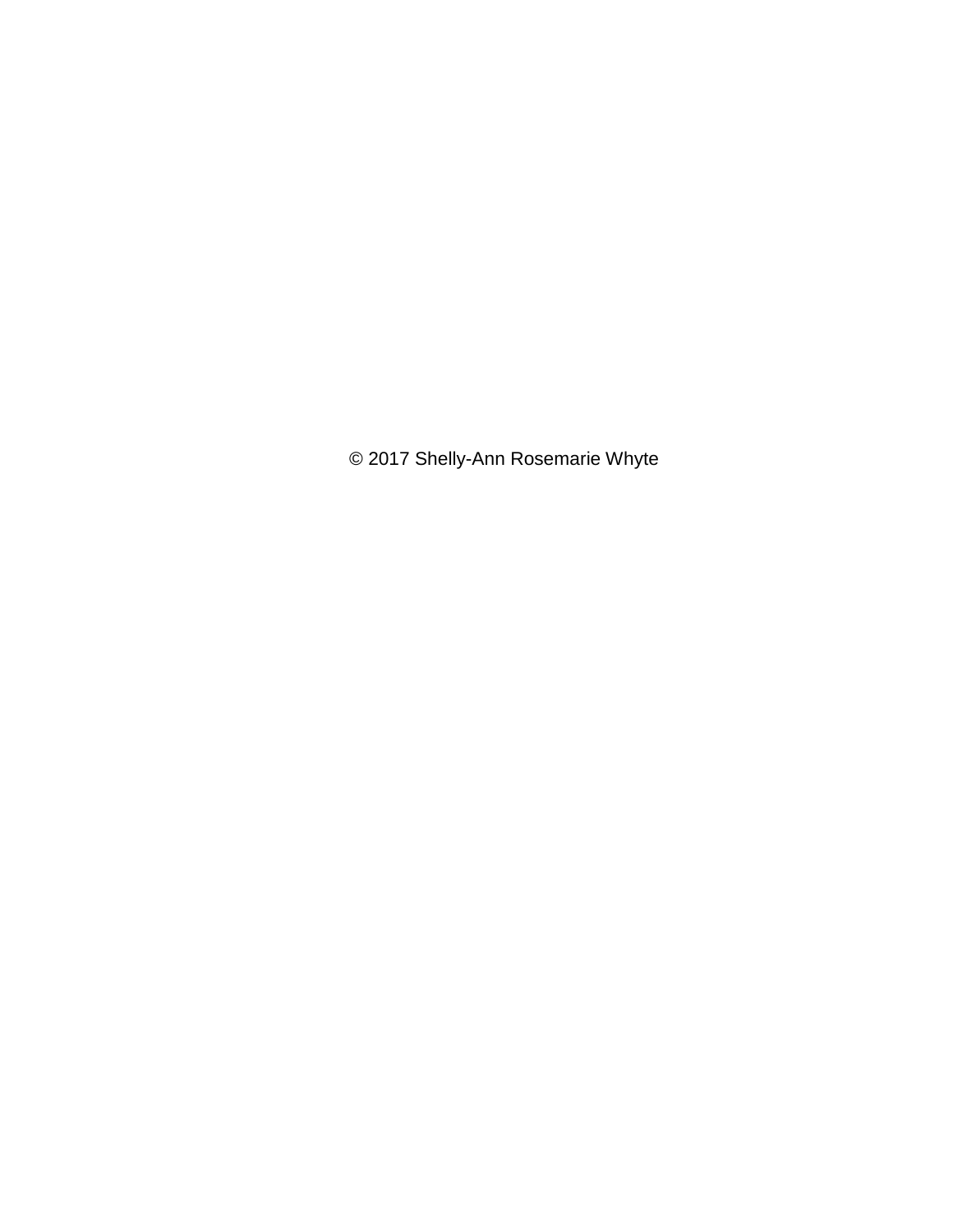© 2017 Shelly-Ann Rosemarie Whyte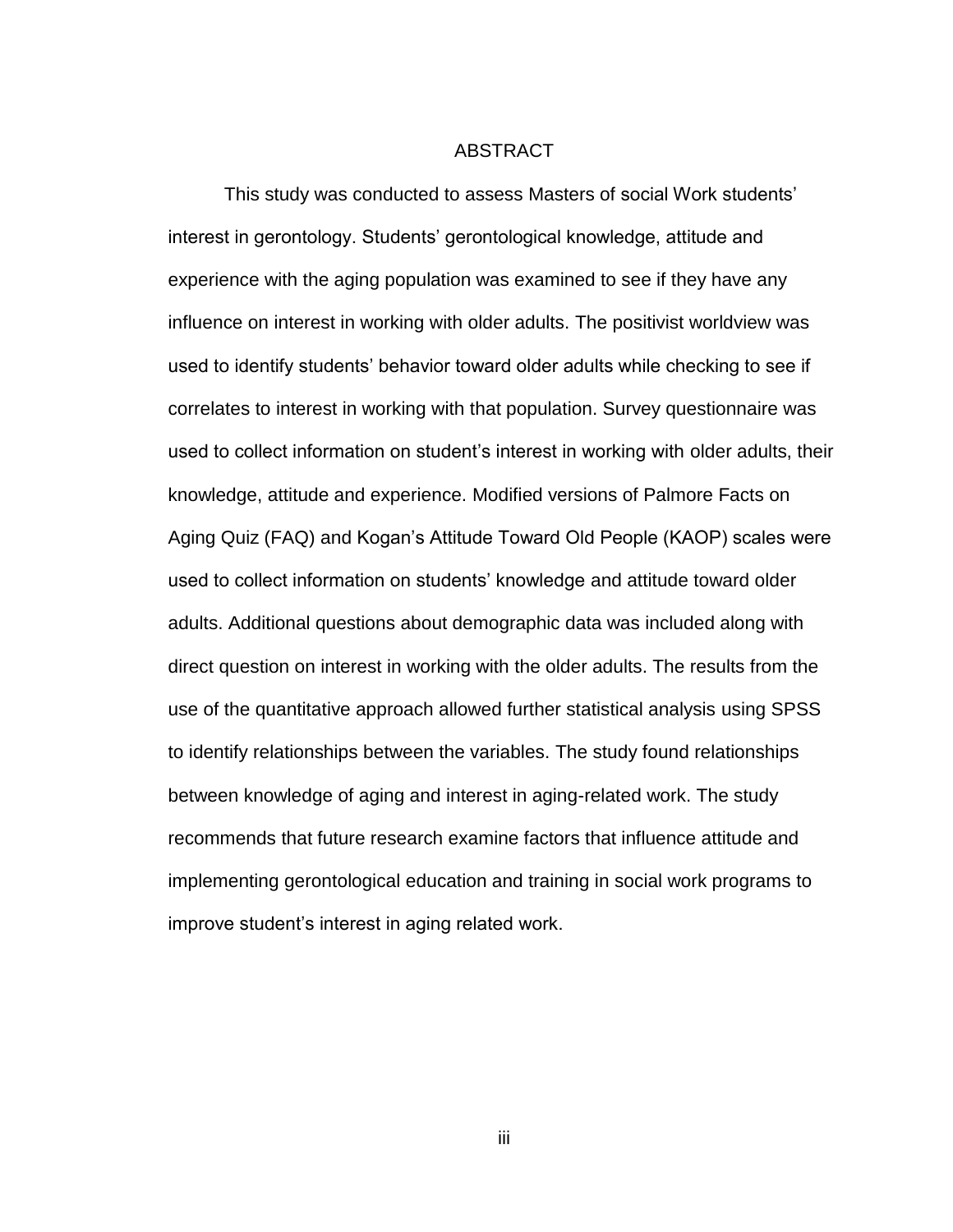# ABSTRACT

This study was conducted to assess Masters of social Work students' interest in gerontology. Students' gerontological knowledge, attitude and experience with the aging population was examined to see if they have any influence on interest in working with older adults. The positivist worldview was used to identify students' behavior toward older adults while checking to see if correlates to interest in working with that population. Survey questionnaire was used to collect information on student's interest in working with older adults, their knowledge, attitude and experience. Modified versions of Palmore Facts on Aging Quiz (FAQ) and Kogan's Attitude Toward Old People (KAOP) scales were used to collect information on students' knowledge and attitude toward older adults. Additional questions about demographic data was included along with direct question on interest in working with the older adults. The results from the use of the quantitative approach allowed further statistical analysis using SPSS to identify relationships between the variables. The study found relationships between knowledge of aging and interest in aging-related work. The study recommends that future research examine factors that influence attitude and implementing gerontological education and training in social work programs to improve student's interest in aging related work.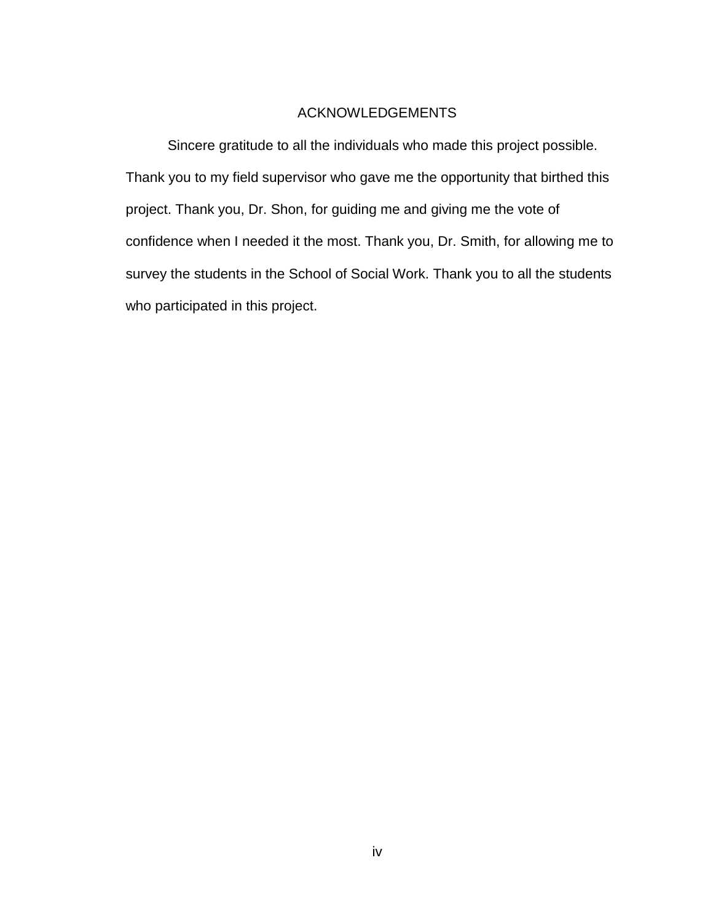# ACKNOWLEDGEMENTS

Sincere gratitude to all the individuals who made this project possible. Thank you to my field supervisor who gave me the opportunity that birthed this project. Thank you, Dr. Shon, for guiding me and giving me the vote of confidence when I needed it the most. Thank you, Dr. Smith, for allowing me to survey the students in the School of Social Work. Thank you to all the students who participated in this project.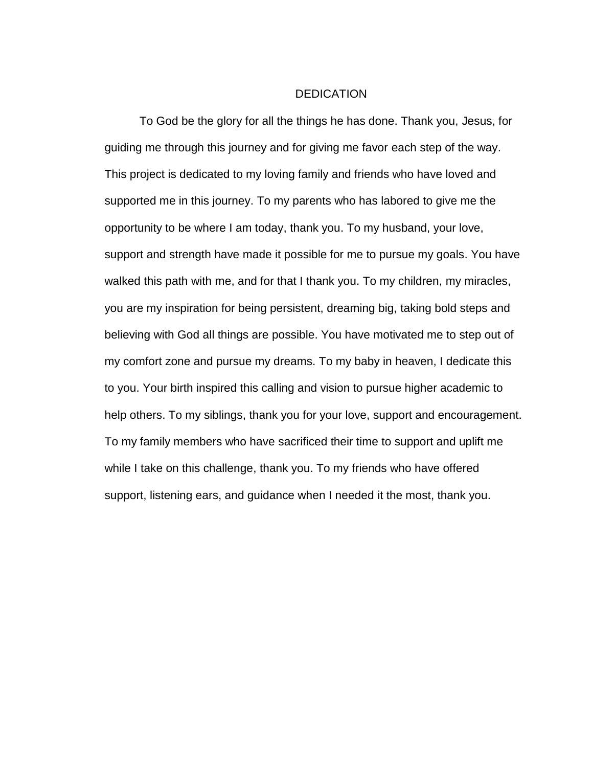# DEDICATION

To God be the glory for all the things he has done. Thank you, Jesus, for guiding me through this journey and for giving me favor each step of the way. This project is dedicated to my loving family and friends who have loved and supported me in this journey. To my parents who has labored to give me the opportunity to be where I am today, thank you. To my husband, your love, support and strength have made it possible for me to pursue my goals. You have walked this path with me, and for that I thank you. To my children, my miracles, you are my inspiration for being persistent, dreaming big, taking bold steps and believing with God all things are possible. You have motivated me to step out of my comfort zone and pursue my dreams. To my baby in heaven, I dedicate this to you. Your birth inspired this calling and vision to pursue higher academic to help others. To my siblings, thank you for your love, support and encouragement. To my family members who have sacrificed their time to support and uplift me while I take on this challenge, thank you. To my friends who have offered support, listening ears, and guidance when I needed it the most, thank you.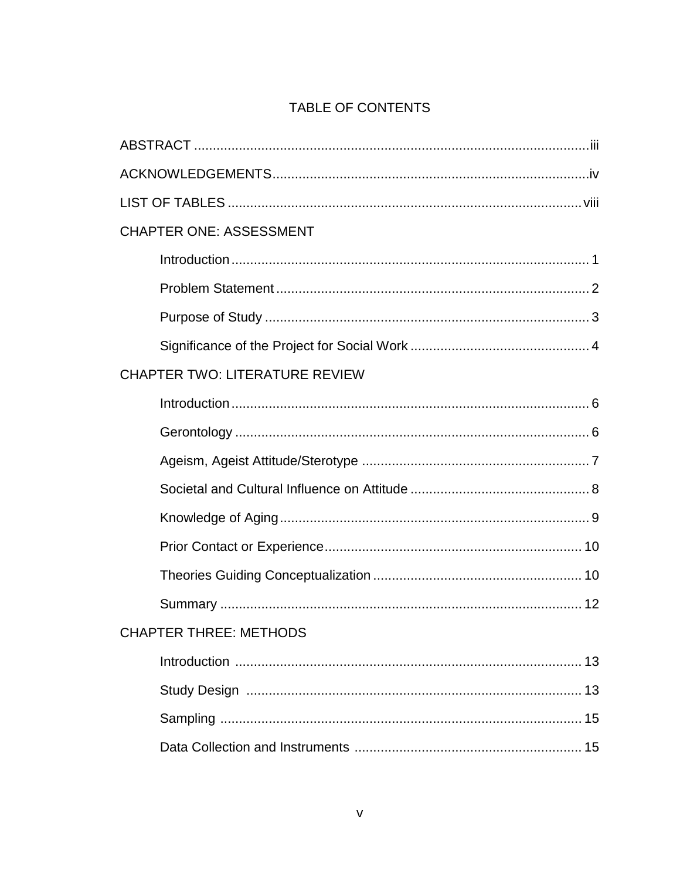# TABLE OF CONTENTS

ABSTRACT ........................................................................................................ iii

ACKNOWLEDGEMENTS .................................................................................... iv

LIST OF TABLES ............................................................................................... viii

CHAPTER ONE: ASSESSMENT

- Introduction ................................................................................................ 1
- Problem Statement .................................................................................... 2
- Purpose of Study ....................................................................................... 3
- Significance of the Project for Social Work ................................................ 4

CHAPTER TWO: LITERATURE REVIEW

- Introduction ................................................................................................ 6
- Gerontology ............................................................................................... 6
- Ageism, Ageist Attitude/Sterotype ............................................................. 7
- Societal and Cultural Influence on Attitude ................................................ 8
- Knowledge of Aging ................................................................................... 9
- Prior Contact or Experience ...................................................................... 10
- Theories Guiding Conceptualization ......................................................... 10
- Summary .................................................................................................. 12

CHAPTER THREE: METHODS

- Introduction .............................................................................................. 13
- Study Design ............................................................................................ 13
- Sampling .................................................................................................. 15
- Data Collection and Instruments .............................................................. 15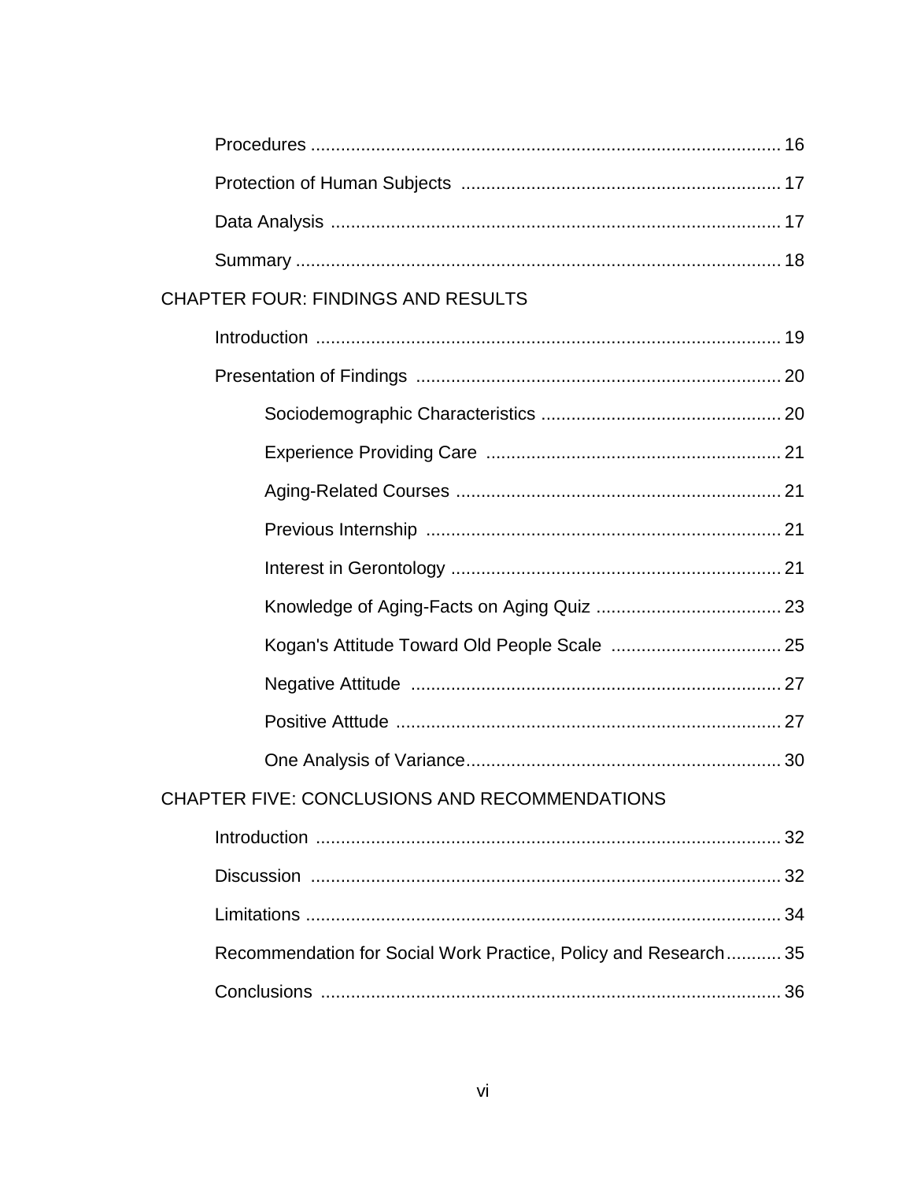Procedures ..... 16

Protection of Human Subjects ..... 17

Data Analysis ..... 17

Summary ..... 18

CHAPTER FOUR: FINDINGS AND RESULTS

Introduction ..... 19

Presentation of Findings ..... 20

Sociodemographic Characteristics ..... 20

Experience Providing Care ..... 21

Aging-Related Courses ..... 21

Previous Internship ..... 21

Interest in Gerontology ..... 21

Knowledge of Aging-Facts on Aging Quiz ..... 23

Kogan's Attitude Toward Old People Scale ..... 25

Negative Attitude ..... 27

Positive Atttude ..... 27

One Analysis of Variance..... 30

CHAPTER FIVE: CONCLUSIONS AND RECOMMENDATIONS

Introduction ..... 32

Discussion ..... 32

Limitations ..... 34

Recommendation for Social Work Practice, Policy and Research..... 35

Conclusions ..... 36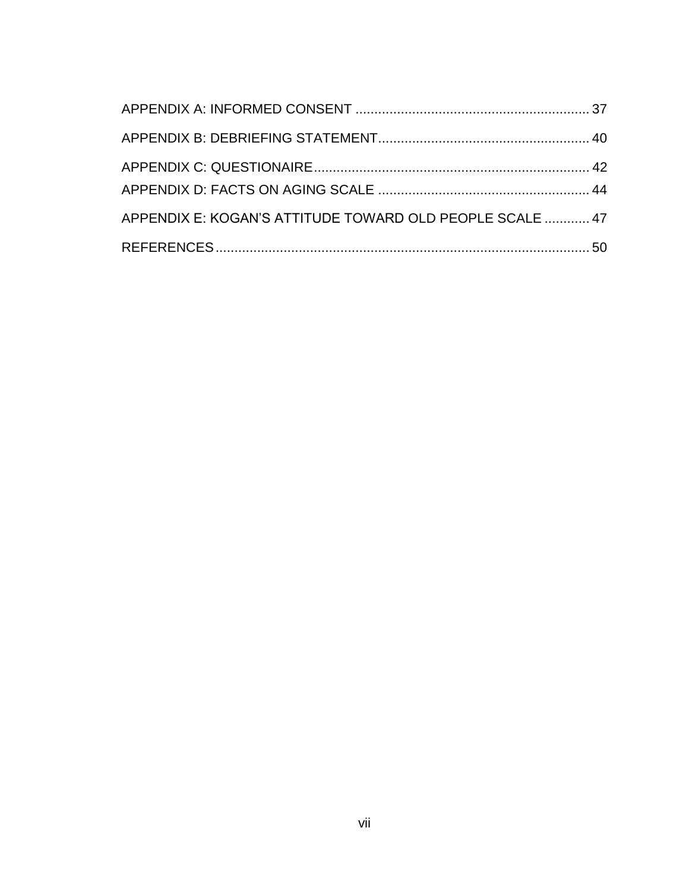APPENDIX A: INFORMED CONSENT .......................................................... 37

APPENDIX B: DEBRIEFING STATEMENT...................................................... 40

APPENDIX C: QUESTIONAIRE................................................................... 42

APPENDIX D: FACTS ON AGING SCALE ..................................................... 44

APPENDIX E: KOGAN'S ATTITUDE TOWARD OLD PEOPLE SCALE ............ 47

REFERENCES.............................................................................................. 50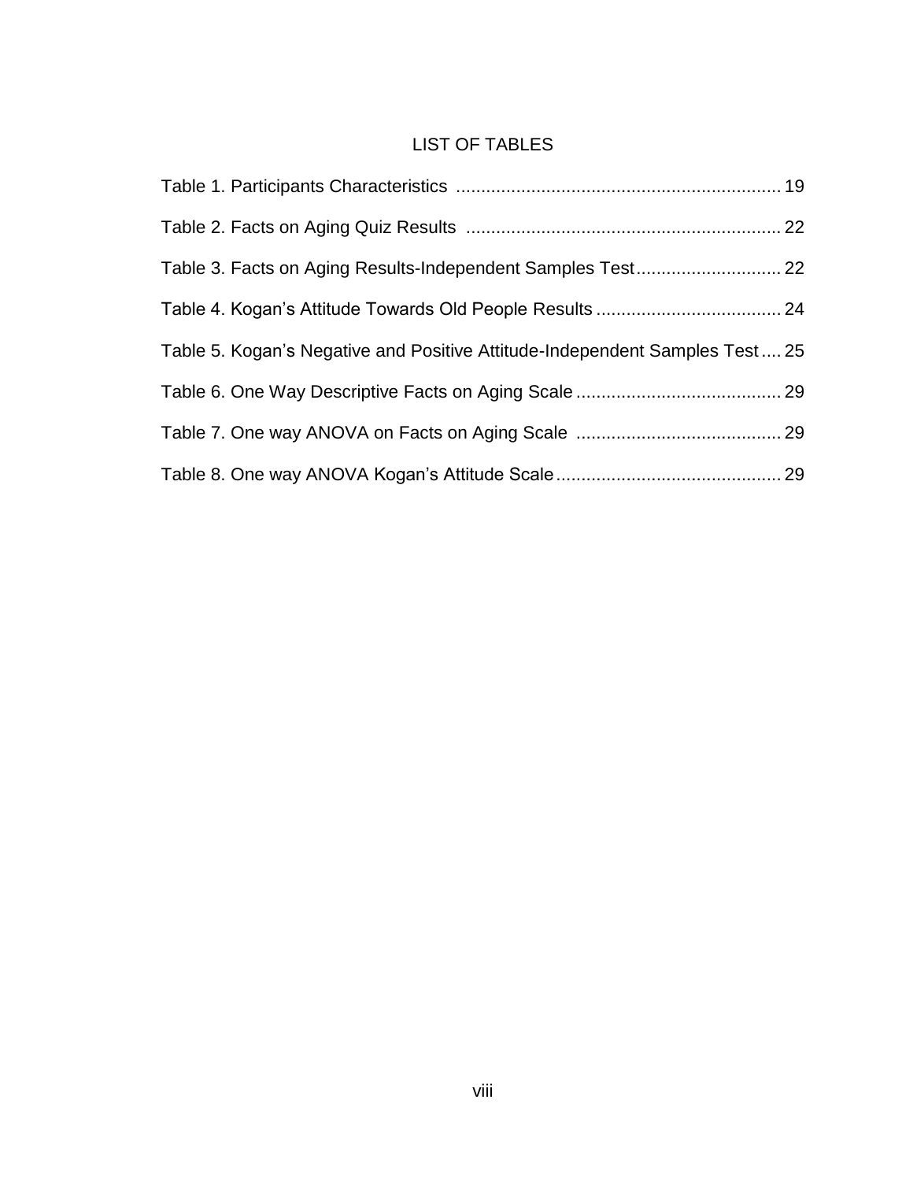# LIST OF TABLES

Table 1. Participants Characteristics ................................................................ 19

Table 2. Facts on Aging Quiz Results .............................................................. 22

Table 3. Facts on Aging Results-Independent Samples Test ............................ 22

Table 4. Kogan’s Attitude Towards Old People Results .................................... 24

Table 5. Kogan’s Negative and Positive Attitude-Independent Samples Test .... 25

Table 6. One Way Descriptive Facts on Aging Scale ......................................... 29

Table 7. One way ANOVA on Facts on Aging Scale ......................................... 29

Table 8. One way ANOVA Kogan’s Attitude Scale ............................................ 29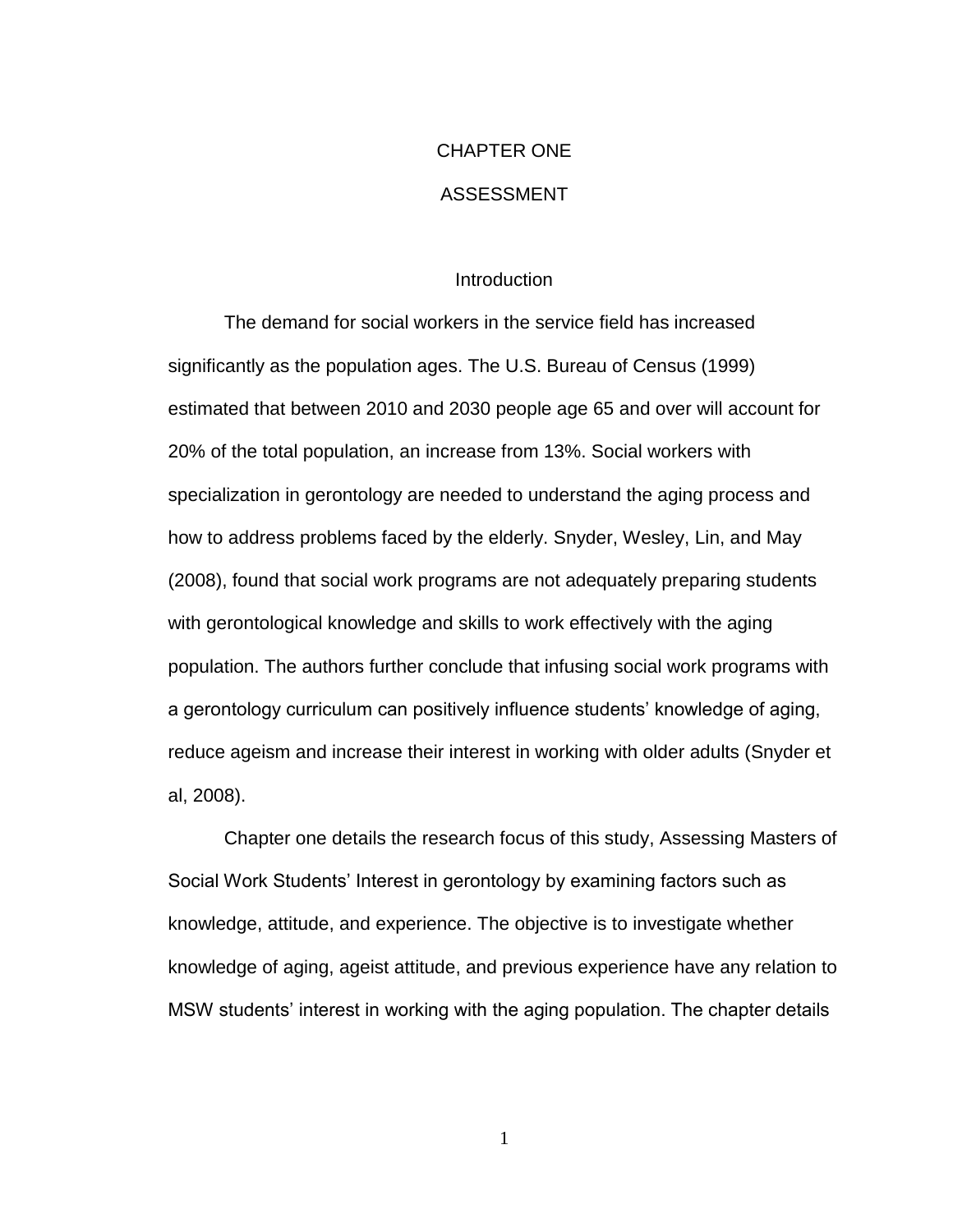# CHAPTER ONE

# ASSESSMENT

## Introduction

The demand for social workers in the service field has increased significantly as the population ages. The U.S. Bureau of Census (1999) estimated that between 2010 and 2030 people age 65 and over will account for 20% of the total population, an increase from 13%. Social workers with specialization in gerontology are needed to understand the aging process and how to address problems faced by the elderly. Snyder, Wesley, Lin, and May (2008), found that social work programs are not adequately preparing students with gerontological knowledge and skills to work effectively with the aging population. The authors further conclude that infusing social work programs with a gerontology curriculum can positively influence students' knowledge of aging, reduce ageism and increase their interest in working with older adults (Snyder et al, 2008).

Chapter one details the research focus of this study, Assessing Masters of Social Work Students' Interest in gerontology by examining factors such as knowledge, attitude, and experience. The objective is to investigate whether knowledge of aging, ageist attitude, and previous experience have any relation to MSW students' interest in working with the aging population. The chapter details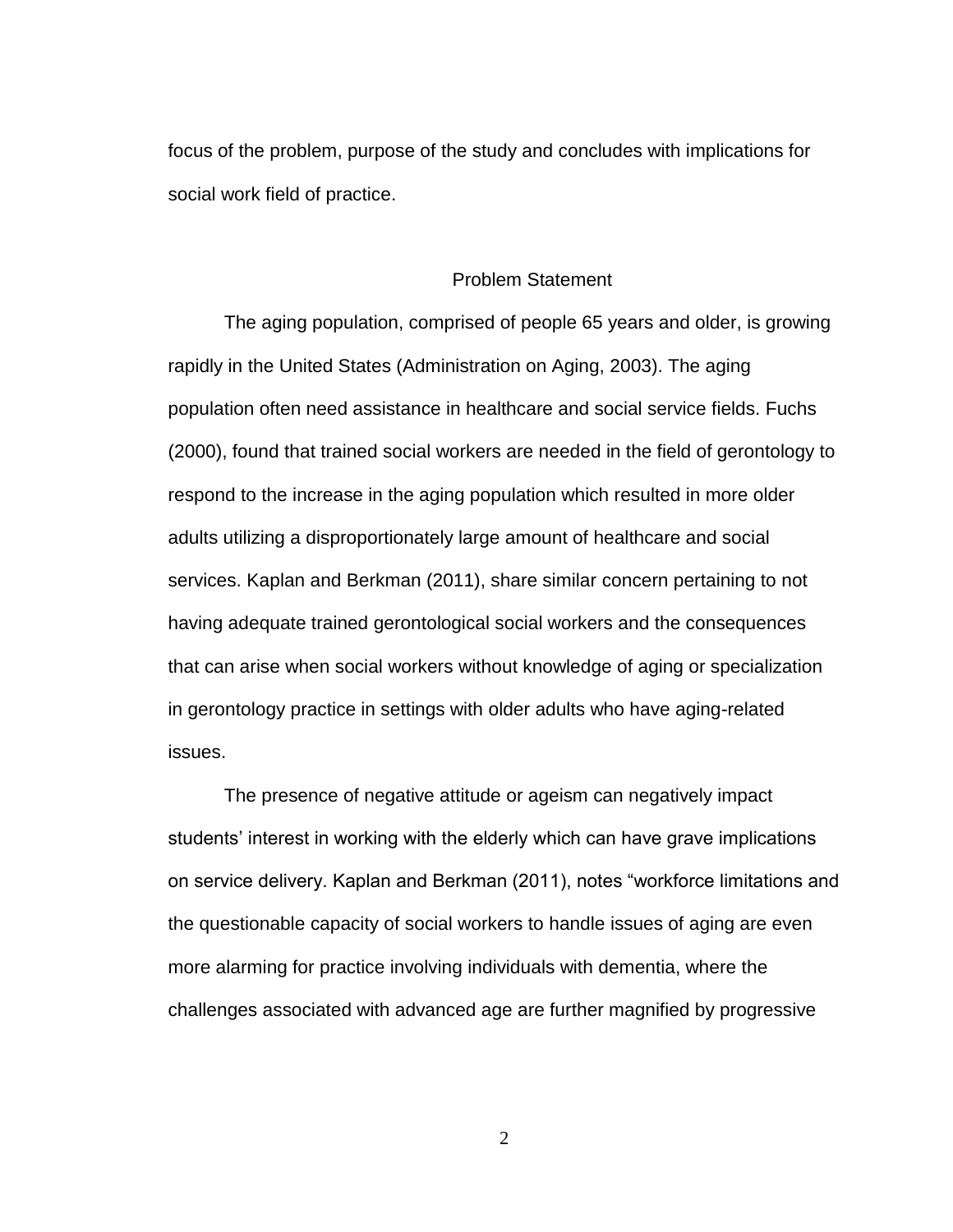focus of the problem, purpose of the study and concludes with implications for social work field of practice.

## Problem Statement

The aging population, comprised of people 65 years and older, is growing rapidly in the United States (Administration on Aging, 2003). The aging population often need assistance in healthcare and social service fields. Fuchs (2000), found that trained social workers are needed in the field of gerontology to respond to the increase in the aging population which resulted in more older adults utilizing a disproportionately large amount of healthcare and social services. Kaplan and Berkman (2011), share similar concern pertaining to not having adequate trained gerontological social workers and the consequences that can arise when social workers without knowledge of aging or specialization in gerontology practice in settings with older adults who have aging-related issues.

The presence of negative attitude or ageism can negatively impact students' interest in working with the elderly which can have grave implications on service delivery. Kaplan and Berkman (2011), notes "workforce limitations and the questionable capacity of social workers to handle issues of aging are even more alarming for practice involving individuals with dementia, where the challenges associated with advanced age are further magnified by progressive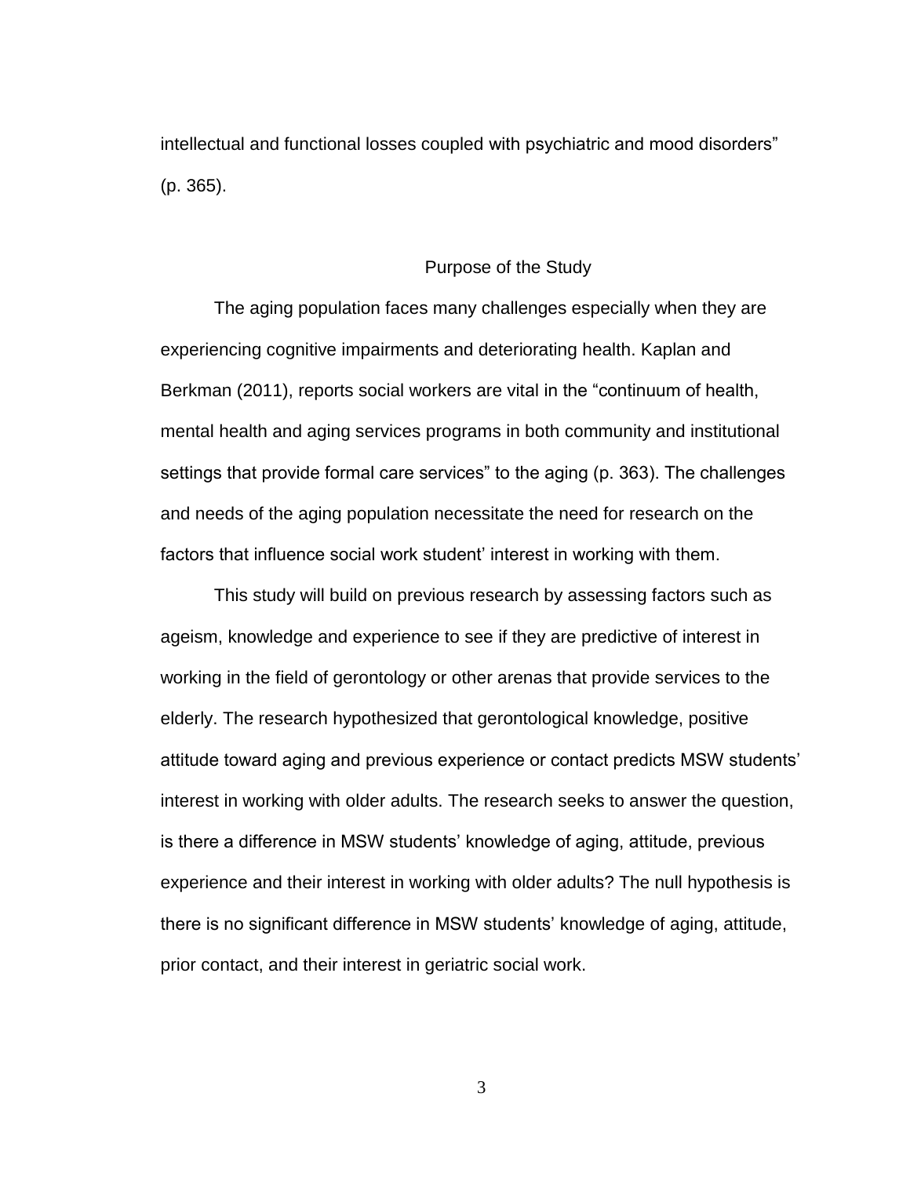intellectual and functional losses coupled with psychiatric and mood disorders" (p. 365).

## Purpose of the Study

The aging population faces many challenges especially when they are experiencing cognitive impairments and deteriorating health. Kaplan and Berkman (2011), reports social workers are vital in the "continuum of health, mental health and aging services programs in both community and institutional settings that provide formal care services" to the aging (p. 363). The challenges and needs of the aging population necessitate the need for research on the factors that influence social work student' interest in working with them.

This study will build on previous research by assessing factors such as ageism, knowledge and experience to see if they are predictive of interest in working in the field of gerontology or other arenas that provide services to the elderly. The research hypothesized that gerontological knowledge, positive attitude toward aging and previous experience or contact predicts MSW students' interest in working with older adults. The research seeks to answer the question, is there a difference in MSW students' knowledge of aging, attitude, previous experience and their interest in working with older adults? The null hypothesis is there is no significant difference in MSW students' knowledge of aging, attitude, prior contact, and their interest in geriatric social work.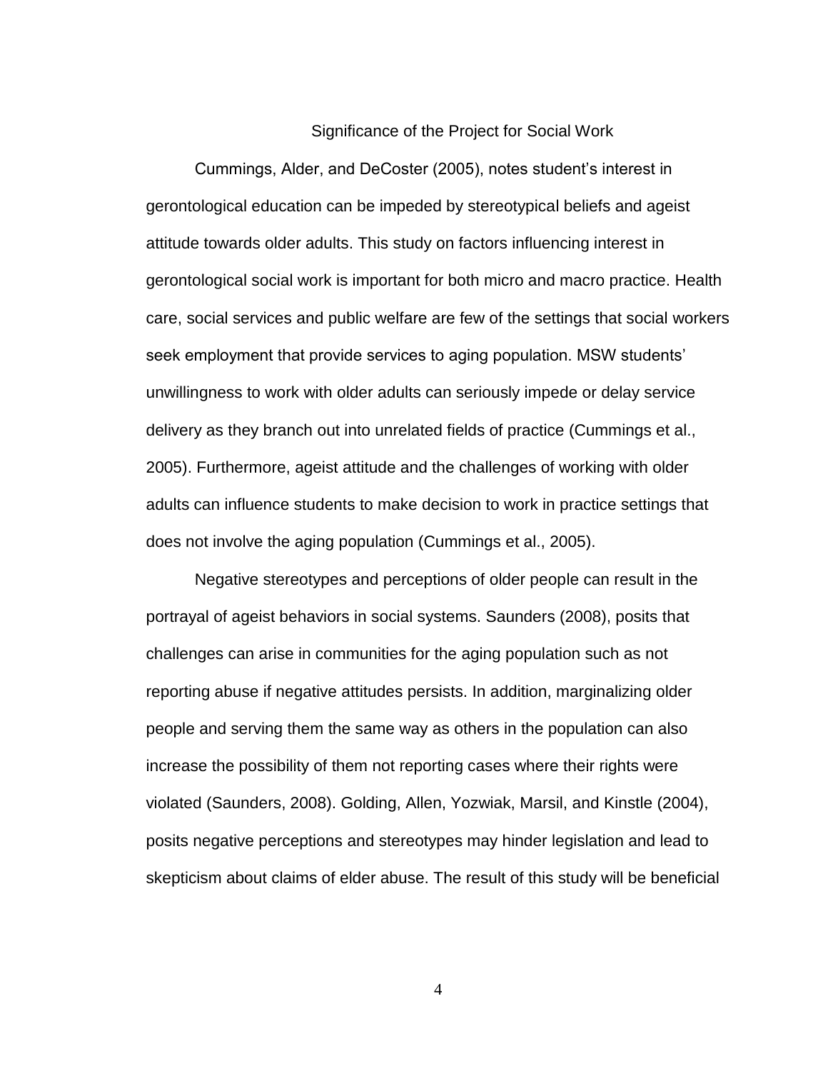## Significance of the Project for Social Work

Cummings, Alder, and DeCoster (2005), notes student's interest in gerontological education can be impeded by stereotypical beliefs and ageist attitude towards older adults. This study on factors influencing interest in gerontological social work is important for both micro and macro practice. Health care, social services and public welfare are few of the settings that social workers seek employment that provide services to aging population. MSW students' unwillingness to work with older adults can seriously impede or delay service delivery as they branch out into unrelated fields of practice (Cummings et al., 2005). Furthermore, ageist attitude and the challenges of working with older adults can influence students to make decision to work in practice settings that does not involve the aging population (Cummings et al., 2005).

Negative stereotypes and perceptions of older people can result in the portrayal of ageist behaviors in social systems. Saunders (2008), posits that challenges can arise in communities for the aging population such as not reporting abuse if negative attitudes persists. In addition, marginalizing older people and serving them the same way as others in the population can also increase the possibility of them not reporting cases where their rights were violated (Saunders, 2008). Golding, Allen, Yozwiak, Marsil, and Kinstle (2004), posits negative perceptions and stereotypes may hinder legislation and lead to skepticism about claims of elder abuse. The result of this study will be beneficial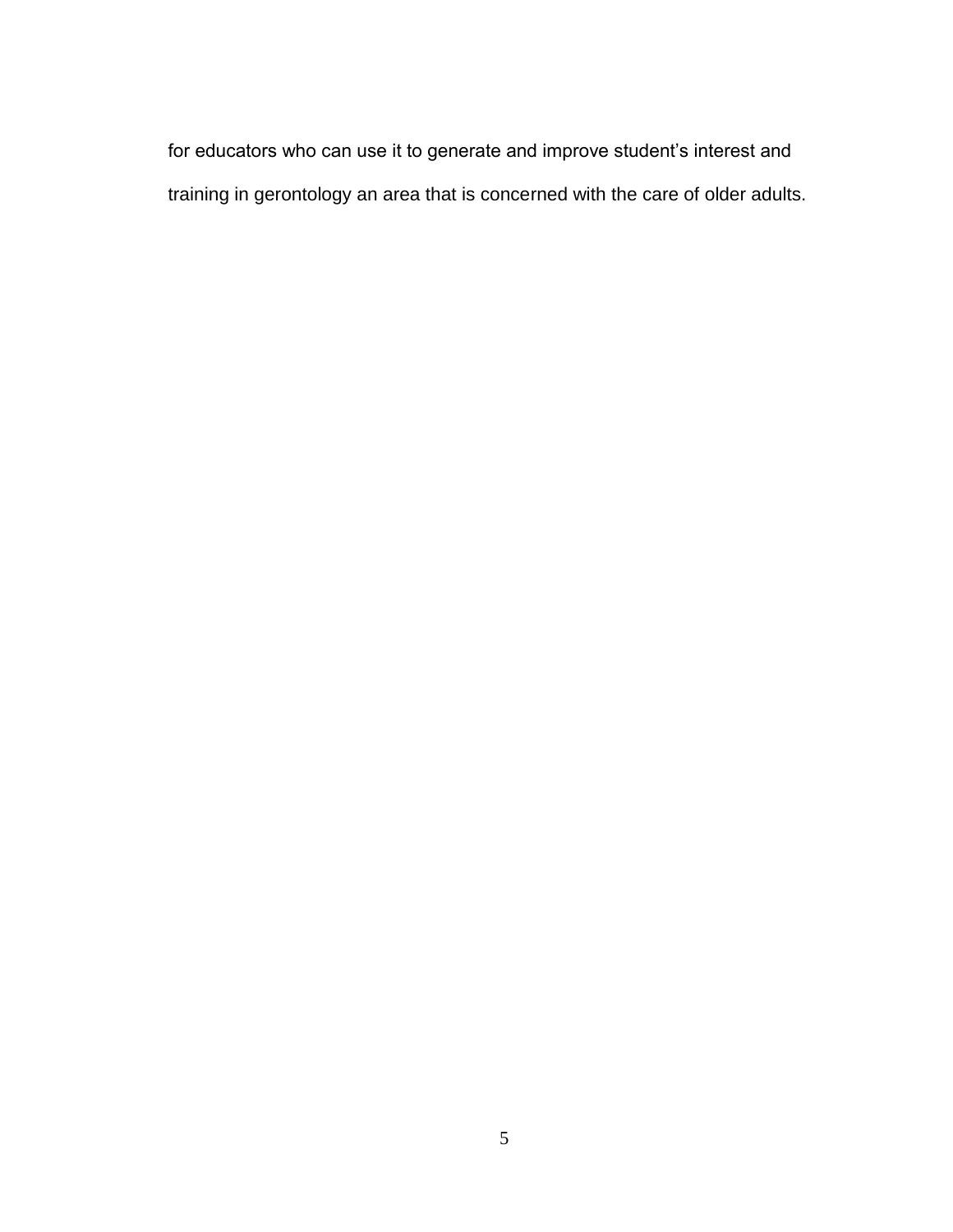for educators who can use it to generate and improve student's interest and training in gerontology an area that is concerned with the care of older adults.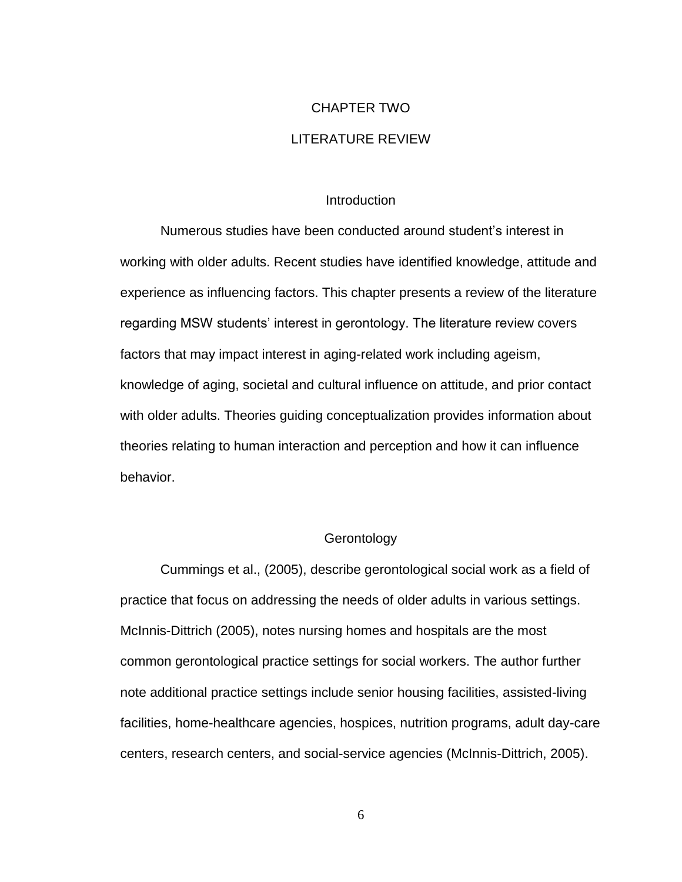# CHAPTER TWO

# LITERATURE REVIEW

## Introduction

Numerous studies have been conducted around student's interest in working with older adults. Recent studies have identified knowledge, attitude and experience as influencing factors. This chapter presents a review of the literature regarding MSW students' interest in gerontology. The literature review covers factors that may impact interest in aging-related work including ageism, knowledge of aging, societal and cultural influence on attitude, and prior contact with older adults. Theories guiding conceptualization provides information about theories relating to human interaction and perception and how it can influence behavior.

## Gerontology

Cummings et al., (2005), describe gerontological social work as a field of practice that focus on addressing the needs of older adults in various settings. McInnis-Dittrich (2005), notes nursing homes and hospitals are the most common gerontological practice settings for social workers. The author further note additional practice settings include senior housing facilities, assisted-living facilities, home-healthcare agencies, hospices, nutrition programs, adult day-care centers, research centers, and social-service agencies (McInnis-Dittrich, 2005).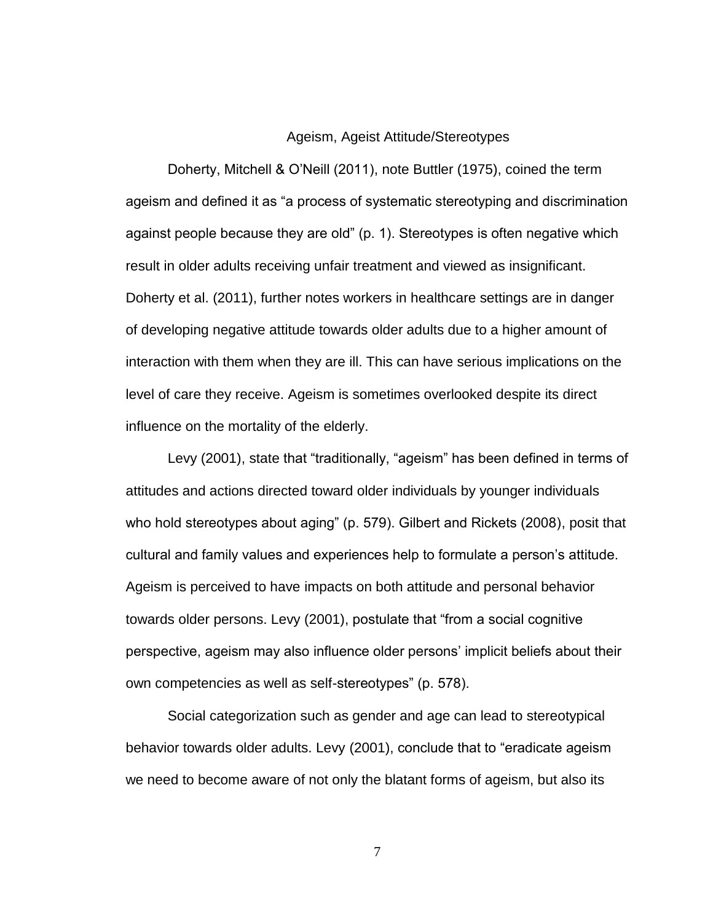## Ageism, Ageist Attitude/Stereotypes

Doherty, Mitchell & O'Neill (2011), note Buttler (1975), coined the term ageism and defined it as "a process of systematic stereotyping and discrimination against people because they are old" (p. 1). Stereotypes is often negative which result in older adults receiving unfair treatment and viewed as insignificant. Doherty et al. (2011), further notes workers in healthcare settings are in danger of developing negative attitude towards older adults due to a higher amount of interaction with them when they are ill. This can have serious implications on the level of care they receive. Ageism is sometimes overlooked despite its direct influence on the mortality of the elderly.

Levy (2001), state that "traditionally, "ageism" has been defined in terms of attitudes and actions directed toward older individuals by younger individuals who hold stereotypes about aging" (p. 579). Gilbert and Rickets (2008), posit that cultural and family values and experiences help to formulate a person's attitude. Ageism is perceived to have impacts on both attitude and personal behavior towards older persons. Levy (2001), postulate that "from a social cognitive perspective, ageism may also influence older persons' implicit beliefs about their own competencies as well as self-stereotypes" (p. 578).

Social categorization such as gender and age can lead to stereotypical behavior towards older adults. Levy (2001), conclude that to "eradicate ageism we need to become aware of not only the blatant forms of ageism, but also its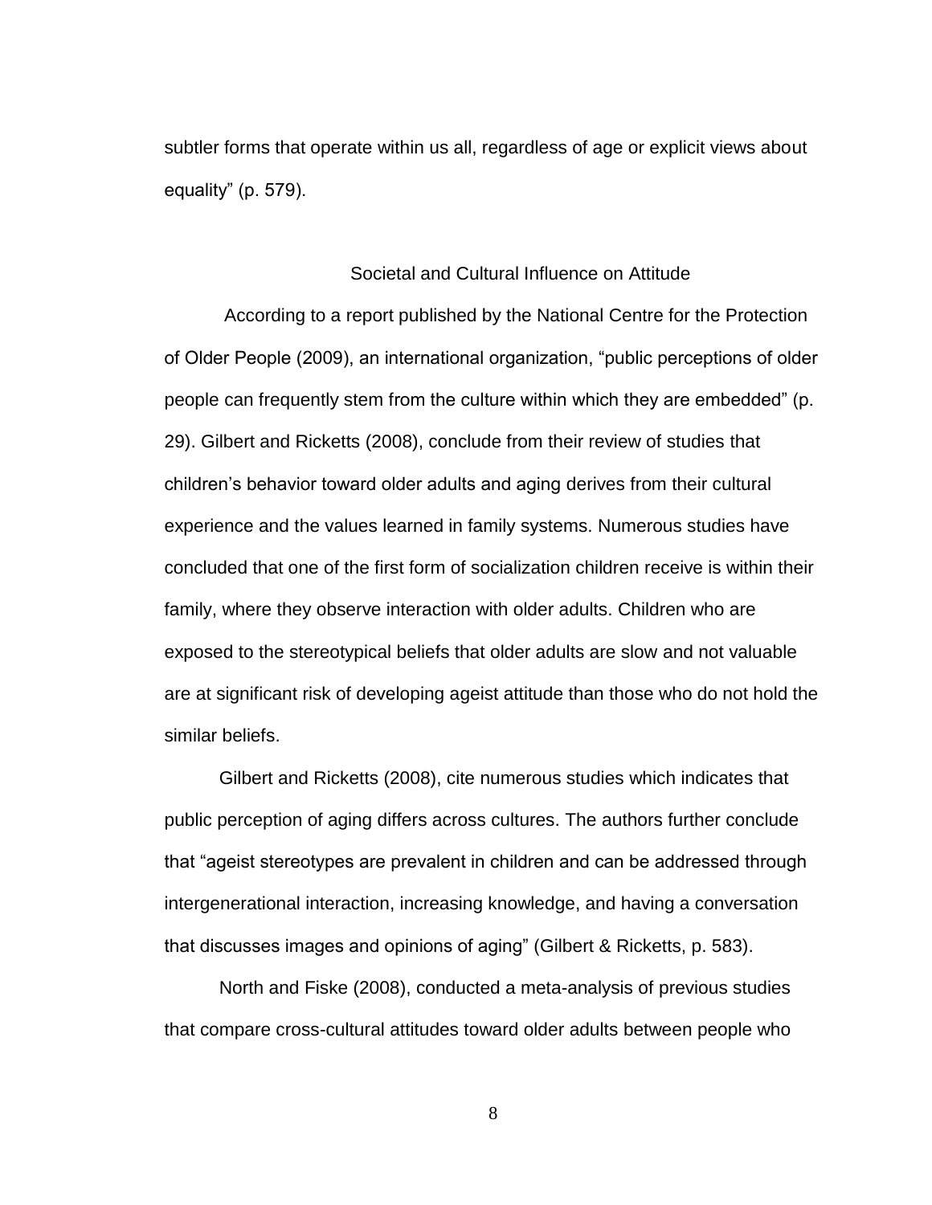subtler forms that operate within us all, regardless of age or explicit views about equality" (p. 579).

## Societal and Cultural Influence on Attitude

According to a report published by the National Centre for the Protection of Older People (2009), an international organization, "public perceptions of older people can frequently stem from the culture within which they are embedded" (p. 29). Gilbert and Ricketts (2008), conclude from their review of studies that children's behavior toward older adults and aging derives from their cultural experience and the values learned in family systems. Numerous studies have concluded that one of the first form of socialization children receive is within their family, where they observe interaction with older adults. Children who are exposed to the stereotypical beliefs that older adults are slow and not valuable are at significant risk of developing ageist attitude than those who do not hold the similar beliefs.

Gilbert and Ricketts (2008), cite numerous studies which indicates that public perception of aging differs across cultures. The authors further conclude that "ageist stereotypes are prevalent in children and can be addressed through intergenerational interaction, increasing knowledge, and having a conversation that discusses images and opinions of aging" (Gilbert & Ricketts, p. 583).

North and Fiske (2008), conducted a meta-analysis of previous studies that compare cross-cultural attitudes toward older adults between people who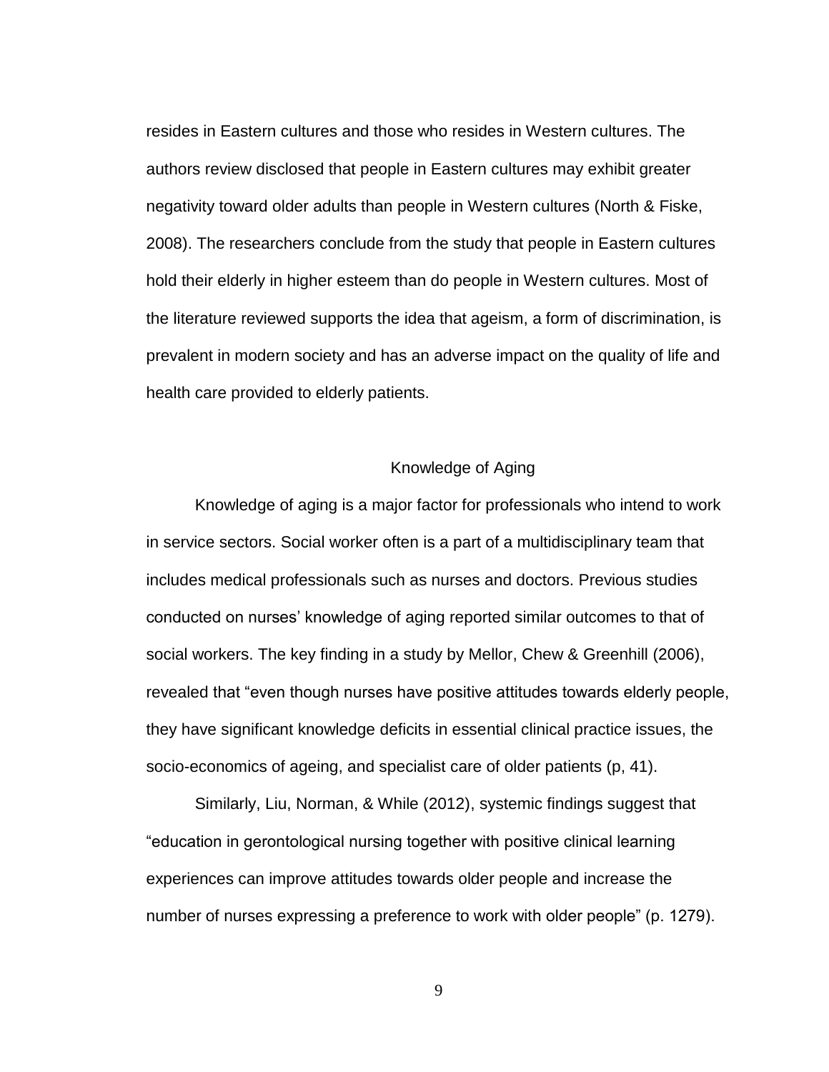resides in Eastern cultures and those who resides in Western cultures. The authors review disclosed that people in Eastern cultures may exhibit greater negativity toward older adults than people in Western cultures (North & Fiske, 2008). The researchers conclude from the study that people in Eastern cultures hold their elderly in higher esteem than do people in Western cultures. Most of the literature reviewed supports the idea that ageism, a form of discrimination, is prevalent in modern society and has an adverse impact on the quality of life and health care provided to elderly patients.

## Knowledge of Aging

Knowledge of aging is a major factor for professionals who intend to work in service sectors. Social worker often is a part of a multidisciplinary team that includes medical professionals such as nurses and doctors. Previous studies conducted on nurses' knowledge of aging reported similar outcomes to that of social workers. The key finding in a study by Mellor, Chew & Greenhill (2006), revealed that "even though nurses have positive attitudes towards elderly people, they have significant knowledge deficits in essential clinical practice issues, the socio-economics of ageing, and specialist care of older patients (p, 41).

Similarly, Liu, Norman, & While (2012), systemic findings suggest that "education in gerontological nursing together with positive clinical learning experiences can improve attitudes towards older people and increase the number of nurses expressing a preference to work with older people" (p. 1279).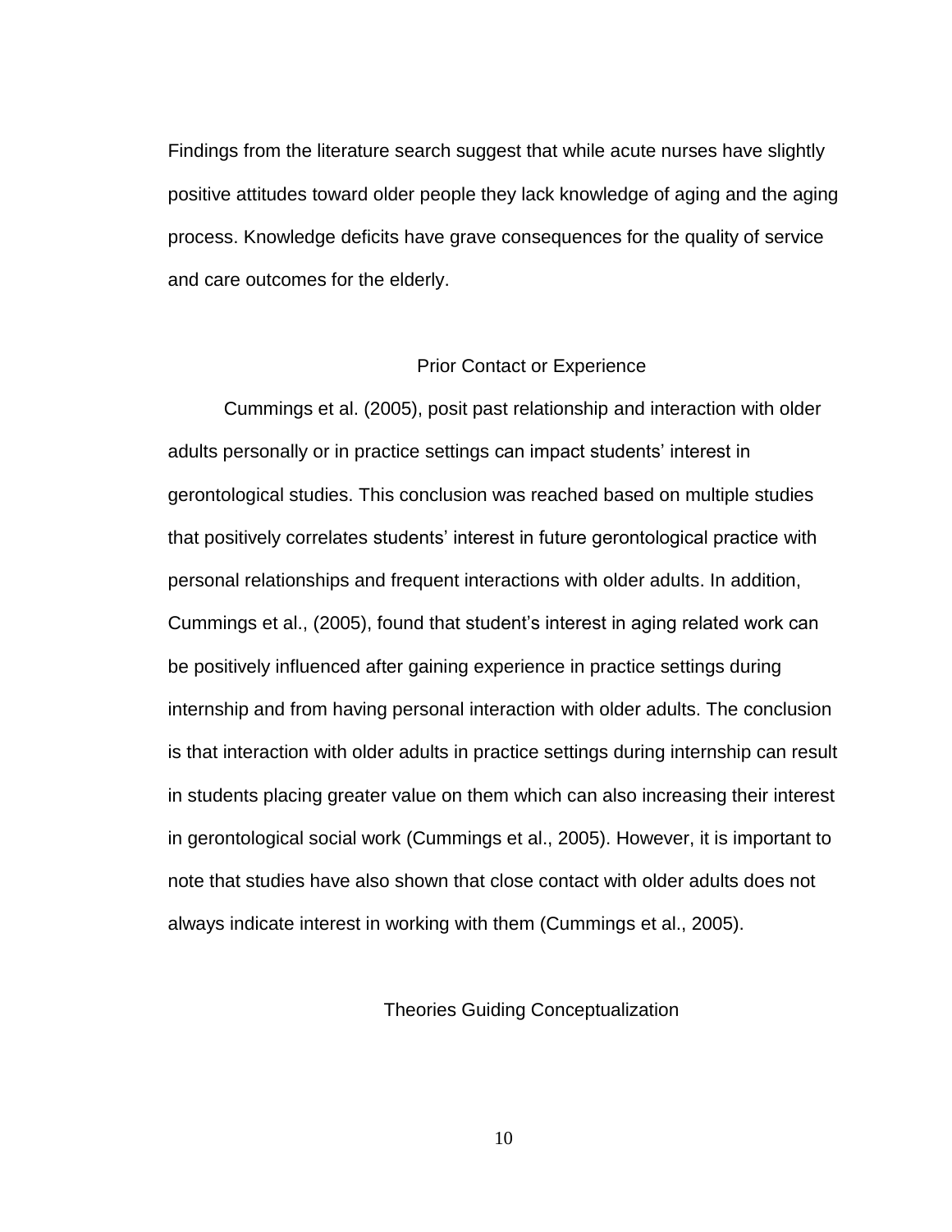Findings from the literature search suggest that while acute nurses have slightly positive attitudes toward older people they lack knowledge of aging and the aging process. Knowledge deficits have grave consequences for the quality of service and care outcomes for the elderly.

## Prior Contact or Experience

Cummings et al. (2005), posit past relationship and interaction with older adults personally or in practice settings can impact students' interest in gerontological studies. This conclusion was reached based on multiple studies that positively correlates students' interest in future gerontological practice with personal relationships and frequent interactions with older adults. In addition, Cummings et al., (2005), found that student's interest in aging related work can be positively influenced after gaining experience in practice settings during internship and from having personal interaction with older adults. The conclusion is that interaction with older adults in practice settings during internship can result in students placing greater value on them which can also increasing their interest in gerontological social work (Cummings et al., 2005). However, it is important to note that studies have also shown that close contact with older adults does not always indicate interest in working with them (Cummings et al., 2005).

## Theories Guiding Conceptualization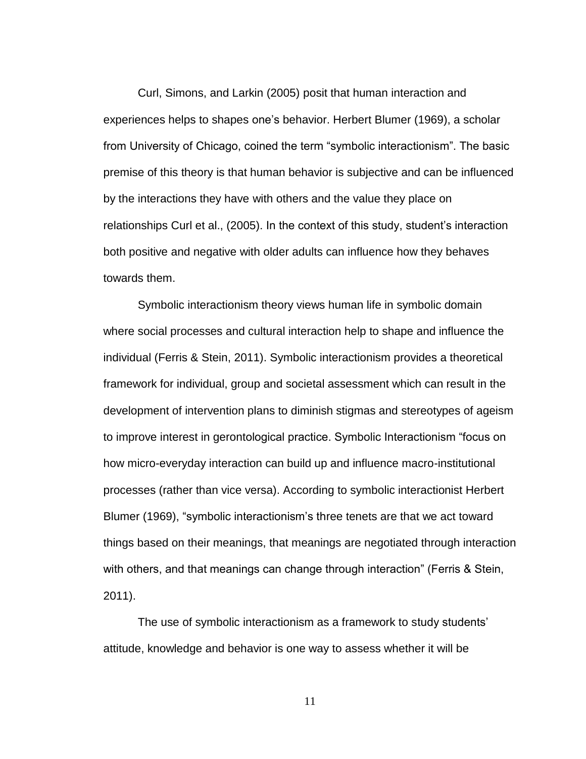Curl, Simons, and Larkin (2005) posit that human interaction and experiences helps to shapes one's behavior. Herbert Blumer (1969), a scholar from University of Chicago, coined the term "symbolic interactionism". The basic premise of this theory is that human behavior is subjective and can be influenced by the interactions they have with others and the value they place on relationships Curl et al., (2005). In the context of this study, student's interaction both positive and negative with older adults can influence how they behaves towards them.

Symbolic interactionism theory views human life in symbolic domain where social processes and cultural interaction help to shape and influence the individual (Ferris & Stein, 2011). Symbolic interactionism provides a theoretical framework for individual, group and societal assessment which can result in the development of intervention plans to diminish stigmas and stereotypes of ageism to improve interest in gerontological practice. Symbolic Interactionism "focus on how micro-everyday interaction can build up and influence macro-institutional processes (rather than vice versa). According to symbolic interactionist Herbert Blumer (1969), "symbolic interactionism's three tenets are that we act toward things based on their meanings, that meanings are negotiated through interaction with others, and that meanings can change through interaction" (Ferris & Stein, 2011).

The use of symbolic interactionism as a framework to study students' attitude, knowledge and behavior is one way to assess whether it will be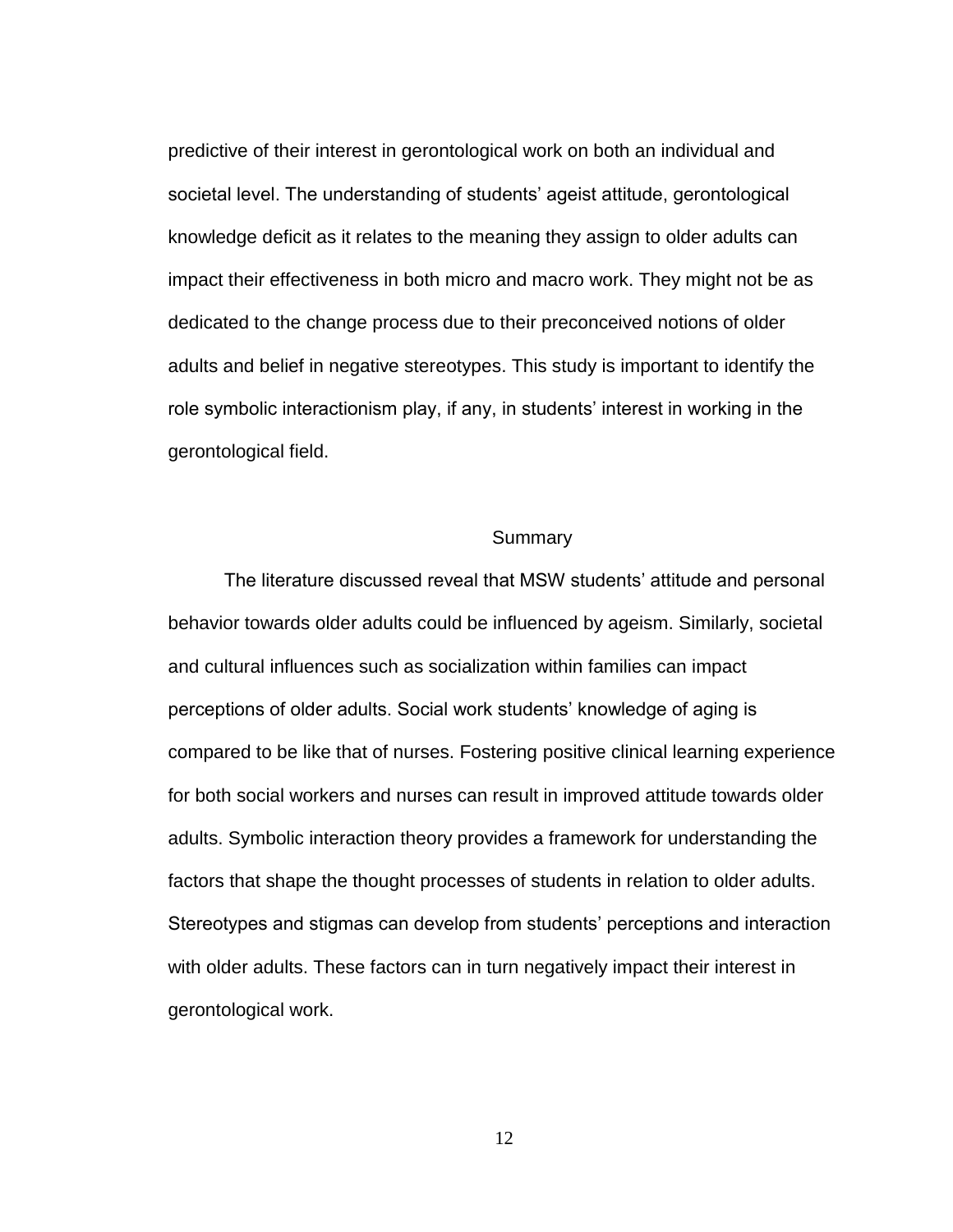predictive of their interest in gerontological work on both an individual and societal level. The understanding of students' ageist attitude, gerontological knowledge deficit as it relates to the meaning they assign to older adults can impact their effectiveness in both micro and macro work. They might not be as dedicated to the change process due to their preconceived notions of older adults and belief in negative stereotypes. This study is important to identify the role symbolic interactionism play, if any, in students' interest in working in the gerontological field.

## Summary

The literature discussed reveal that MSW students' attitude and personal behavior towards older adults could be influenced by ageism. Similarly, societal and cultural influences such as socialization within families can impact perceptions of older adults. Social work students' knowledge of aging is compared to be like that of nurses. Fostering positive clinical learning experience for both social workers and nurses can result in improved attitude towards older adults. Symbolic interaction theory provides a framework for understanding the factors that shape the thought processes of students in relation to older adults. Stereotypes and stigmas can develop from students' perceptions and interaction with older adults. These factors can in turn negatively impact their interest in gerontological work.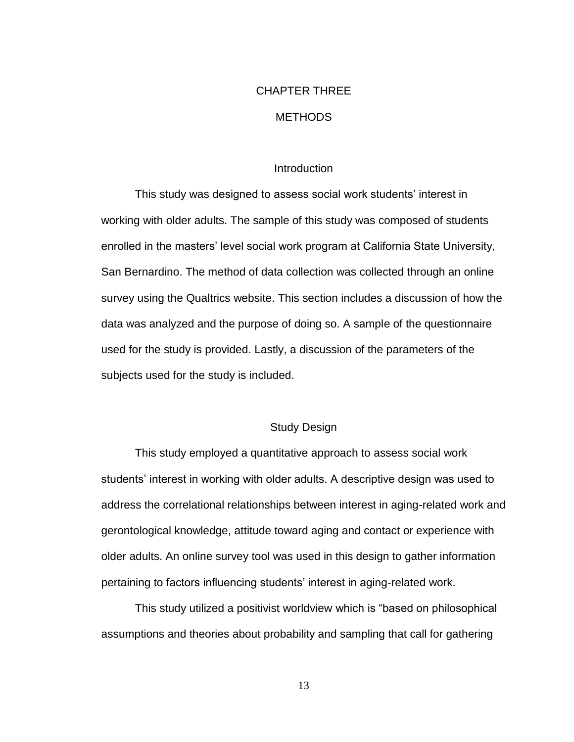# CHAPTER THREE

# METHODS

## Introduction

This study was designed to assess social work students' interest in working with older adults. The sample of this study was composed of students enrolled in the masters' level social work program at California State University, San Bernardino. The method of data collection was collected through an online survey using the Qualtrics website. This section includes a discussion of how the data was analyzed and the purpose of doing so. A sample of the questionnaire used for the study is provided. Lastly, a discussion of the parameters of the subjects used for the study is included.

## Study Design

This study employed a quantitative approach to assess social work students' interest in working with older adults. A descriptive design was used to address the correlational relationships between interest in aging-related work and gerontological knowledge, attitude toward aging and contact or experience with older adults. An online survey tool was used in this design to gather information pertaining to factors influencing students' interest in aging-related work.

This study utilized a positivist worldview which is "based on philosophical assumptions and theories about probability and sampling that call for gathering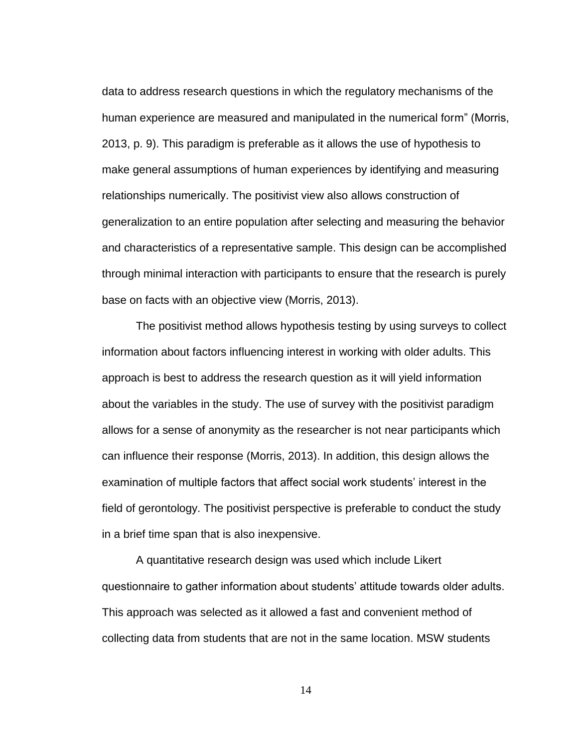data to address research questions in which the regulatory mechanisms of the human experience are measured and manipulated in the numerical form" (Morris, 2013, p. 9). This paradigm is preferable as it allows the use of hypothesis to make general assumptions of human experiences by identifying and measuring relationships numerically. The positivist view also allows construction of generalization to an entire population after selecting and measuring the behavior and characteristics of a representative sample. This design can be accomplished through minimal interaction with participants to ensure that the research is purely base on facts with an objective view (Morris, 2013).

The positivist method allows hypothesis testing by using surveys to collect information about factors influencing interest in working with older adults. This approach is best to address the research question as it will yield information about the variables in the study. The use of survey with the positivist paradigm allows for a sense of anonymity as the researcher is not near participants which can influence their response (Morris, 2013). In addition, this design allows the examination of multiple factors that affect social work students' interest in the field of gerontology. The positivist perspective is preferable to conduct the study in a brief time span that is also inexpensive.

A quantitative research design was used which include Likert questionnaire to gather information about students' attitude towards older adults. This approach was selected as it allowed a fast and convenient method of collecting data from students that are not in the same location. MSW students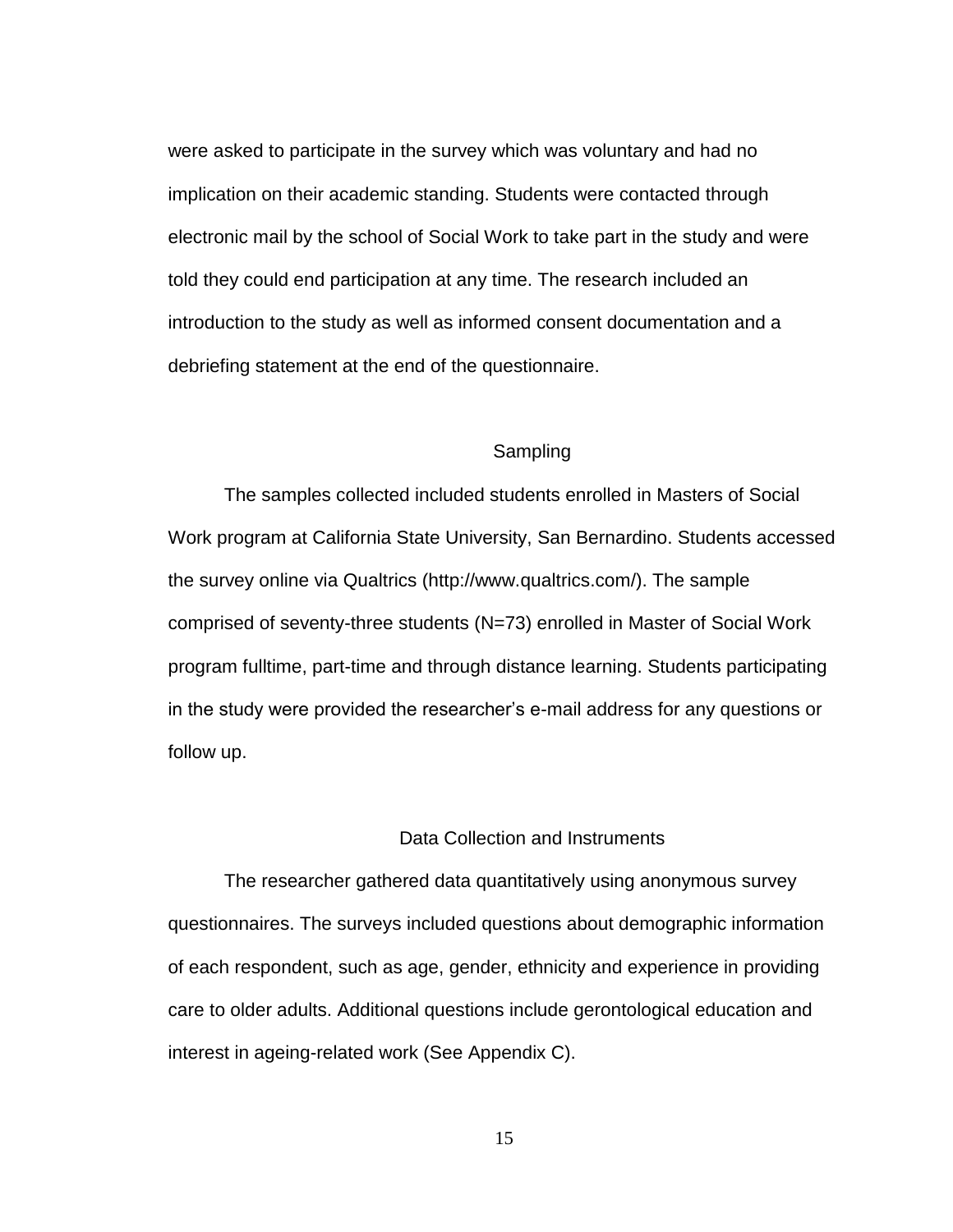were asked to participate in the survey which was voluntary and had no implication on their academic standing. Students were contacted through electronic mail by the school of Social Work to take part in the study and were told they could end participation at any time. The research included an introduction to the study as well as informed consent documentation and a debriefing statement at the end of the questionnaire.

## Sampling

The samples collected included students enrolled in Masters of Social Work program at California State University, San Bernardino. Students accessed the survey online via Qualtrics (http://www.qualtrics.com/). The sample comprised of seventy-three students (N=73) enrolled in Master of Social Work program fulltime, part-time and through distance learning. Students participating in the study were provided the researcher's e-mail address for any questions or follow up.

## Data Collection and Instruments

The researcher gathered data quantitatively using anonymous survey questionnaires. The surveys included questions about demographic information of each respondent, such as age, gender, ethnicity and experience in providing care to older adults. Additional questions include gerontological education and interest in ageing-related work (See Appendix C).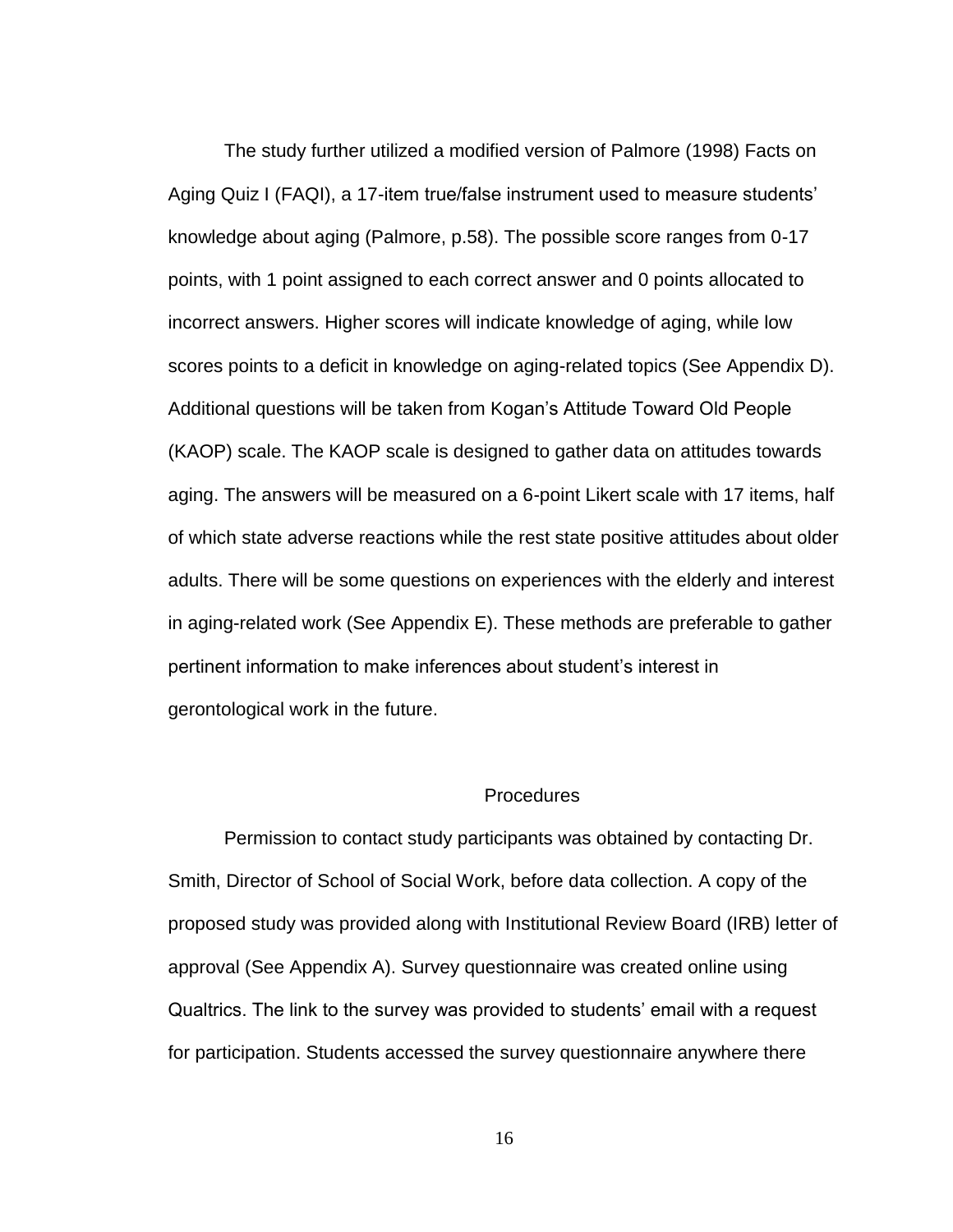The study further utilized a modified version of Palmore (1998) Facts on Aging Quiz I (FAQI), a 17-item true/false instrument used to measure students' knowledge about aging (Palmore, p.58). The possible score ranges from 0-17 points, with 1 point assigned to each correct answer and 0 points allocated to incorrect answers. Higher scores will indicate knowledge of aging, while low scores points to a deficit in knowledge on aging-related topics (See Appendix D). Additional questions will be taken from Kogan's Attitude Toward Old People (KAOP) scale. The KAOP scale is designed to gather data on attitudes towards aging. The answers will be measured on a 6-point Likert scale with 17 items, half of which state adverse reactions while the rest state positive attitudes about older adults. There will be some questions on experiences with the elderly and interest in aging-related work (See Appendix E). These methods are preferable to gather pertinent information to make inferences about student's interest in gerontological work in the future.

## Procedures

Permission to contact study participants was obtained by contacting Dr. Smith, Director of School of Social Work, before data collection. A copy of the proposed study was provided along with Institutional Review Board (IRB) letter of approval (See Appendix A). Survey questionnaire was created online using Qualtrics. The link to the survey was provided to students' email with a request for participation. Students accessed the survey questionnaire anywhere there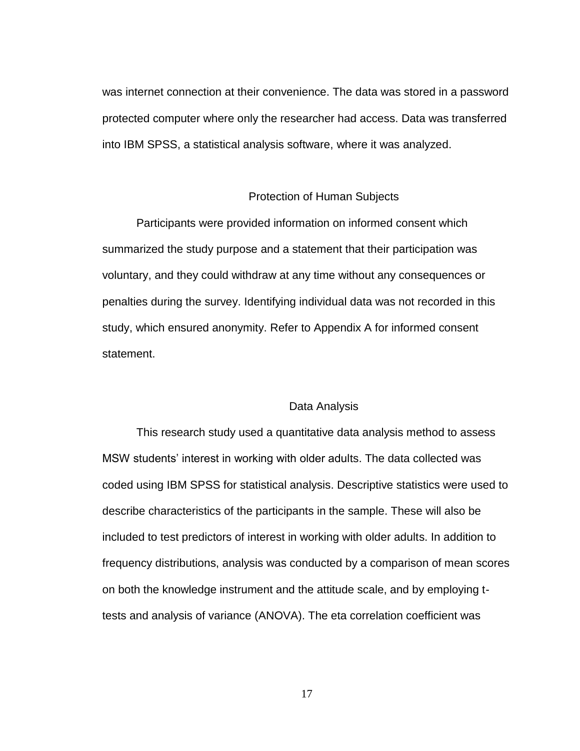was internet connection at their convenience. The data was stored in a password protected computer where only the researcher had access. Data was transferred into IBM SPSS, a statistical analysis software, where it was analyzed.

## Protection of Human Subjects

Participants were provided information on informed consent which summarized the study purpose and a statement that their participation was voluntary, and they could withdraw at any time without any consequences or penalties during the survey. Identifying individual data was not recorded in this study, which ensured anonymity. Refer to Appendix A for informed consent statement.

## Data Analysis

This research study used a quantitative data analysis method to assess MSW students' interest in working with older adults. The data collected was coded using IBM SPSS for statistical analysis. Descriptive statistics were used to describe characteristics of the participants in the sample. These will also be included to test predictors of interest in working with older adults. In addition to frequency distributions, analysis was conducted by a comparison of mean scores on both the knowledge instrument and the attitude scale, and by employing t-tests and analysis of variance (ANOVA). The eta correlation coefficient was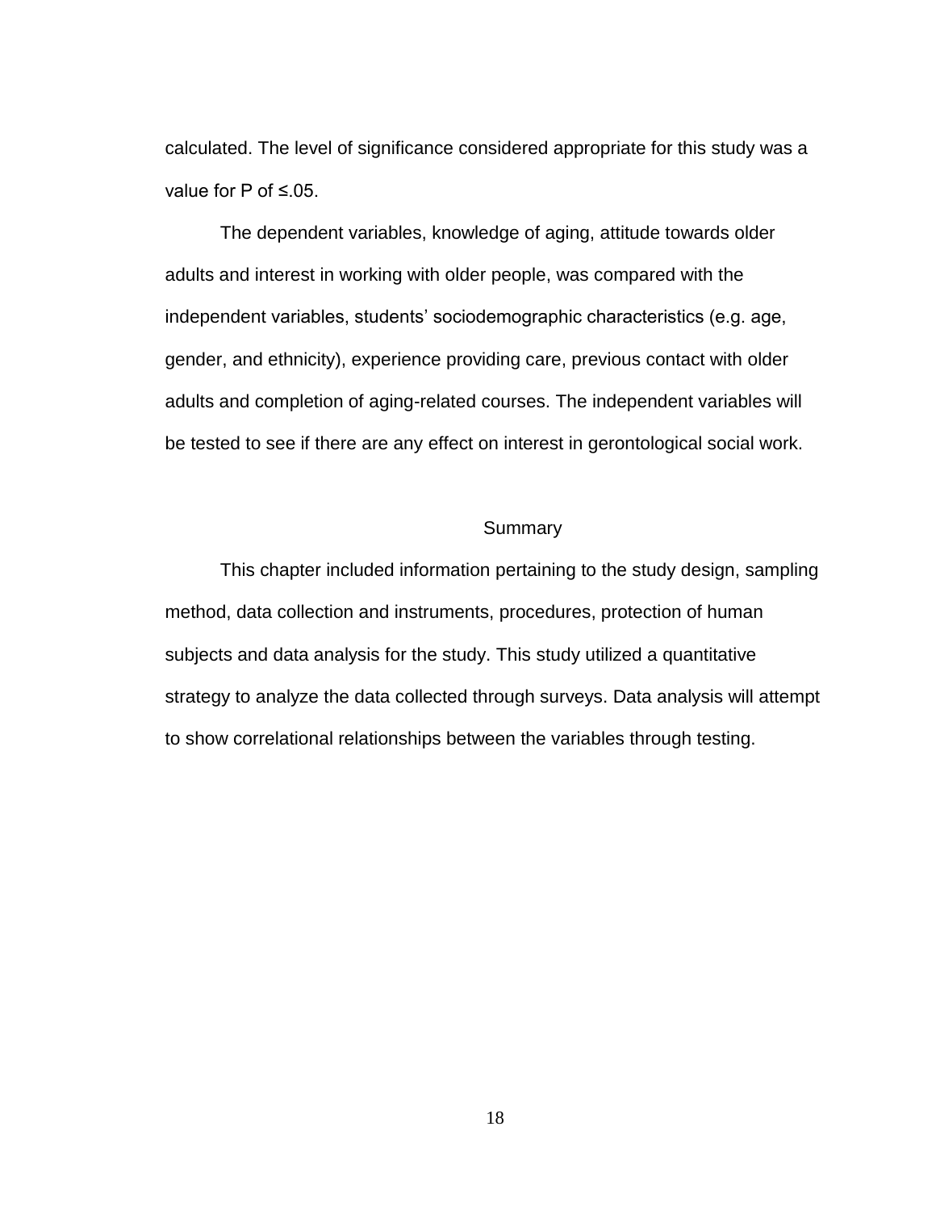calculated. The level of significance considered appropriate for this study was a value for P of ≤.05.

The dependent variables, knowledge of aging, attitude towards older adults and interest in working with older people, was compared with the independent variables, students' sociodemographic characteristics (e.g. age, gender, and ethnicity), experience providing care, previous contact with older adults and completion of aging-related courses. The independent variables will be tested to see if there are any effect on interest in gerontological social work.

## Summary

This chapter included information pertaining to the study design, sampling method, data collection and instruments, procedures, protection of human subjects and data analysis for the study. This study utilized a quantitative strategy to analyze the data collected through surveys. Data analysis will attempt to show correlational relationships between the variables through testing.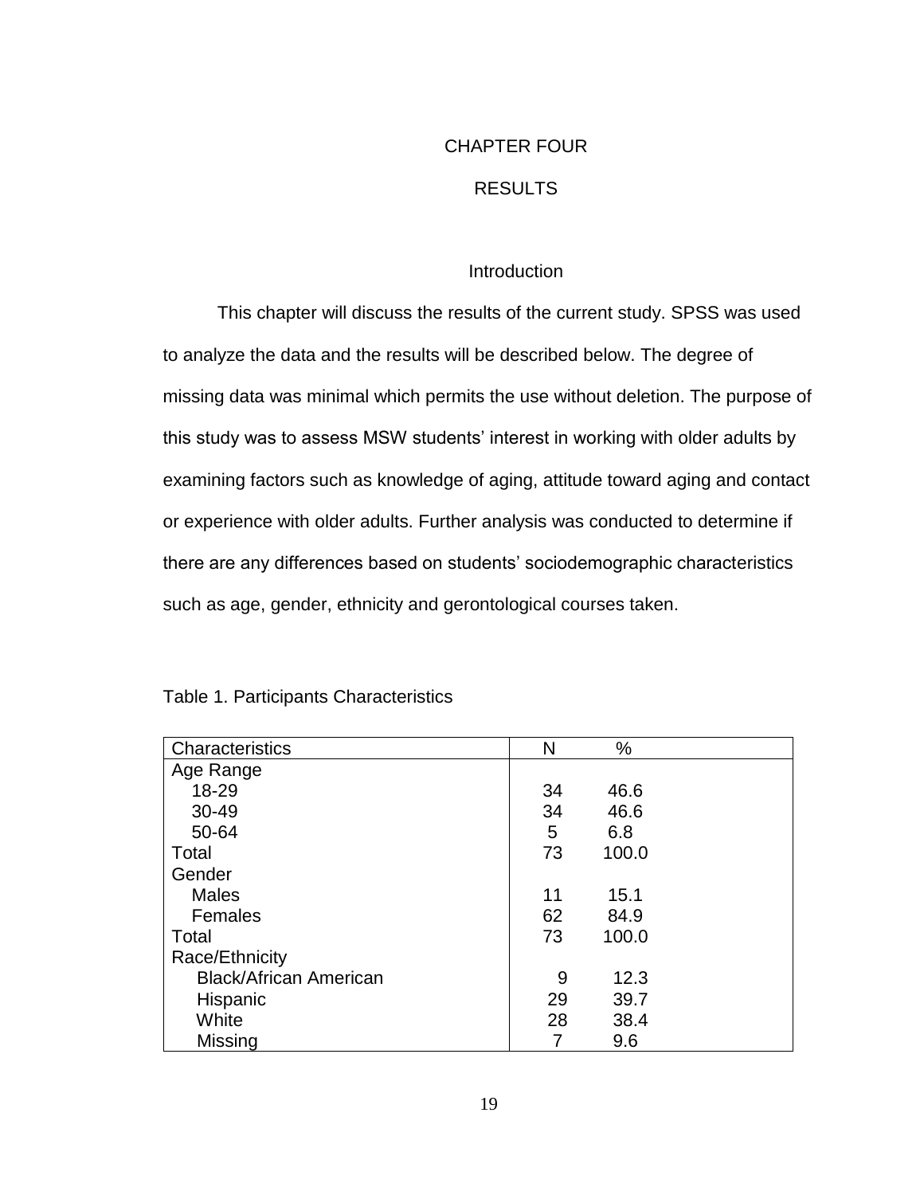# CHAPTER FOUR

# RESULTS

## Introduction

This chapter will discuss the results of the current study. SPSS was used to analyze the data and the results will be described below. The degree of missing data was minimal which permits the use without deletion. The purpose of this study was to assess MSW students' interest in working with older adults by examining factors such as knowledge of aging, attitude toward aging and contact or experience with older adults. Further analysis was conducted to determine if there are any differences based on students' sociodemographic characteristics such as age, gender, ethnicity and gerontological courses taken.

Table 1. Participants Characteristics

| Characteristics | N | % |
|---|---|---|
| Age Range | | |
| 18-29 | 34 | 46.6 |
| 30-49 | 34 | 46.6 |
| 50-64 | 5 | 6.8 |
| Total | 73 | 100.0 |
| Gender | | |
| Males | 11 | 15.1 |
| Females | 62 | 84.9 |
| Total | 73 | 100.0 |
| Race/Ethnicity | | |
| Black/African American | 9 | 12.3 |
| Hispanic | 29 | 39.7 |
| White | 28 | 38.4 |
| Missing | 7 | 9.6 |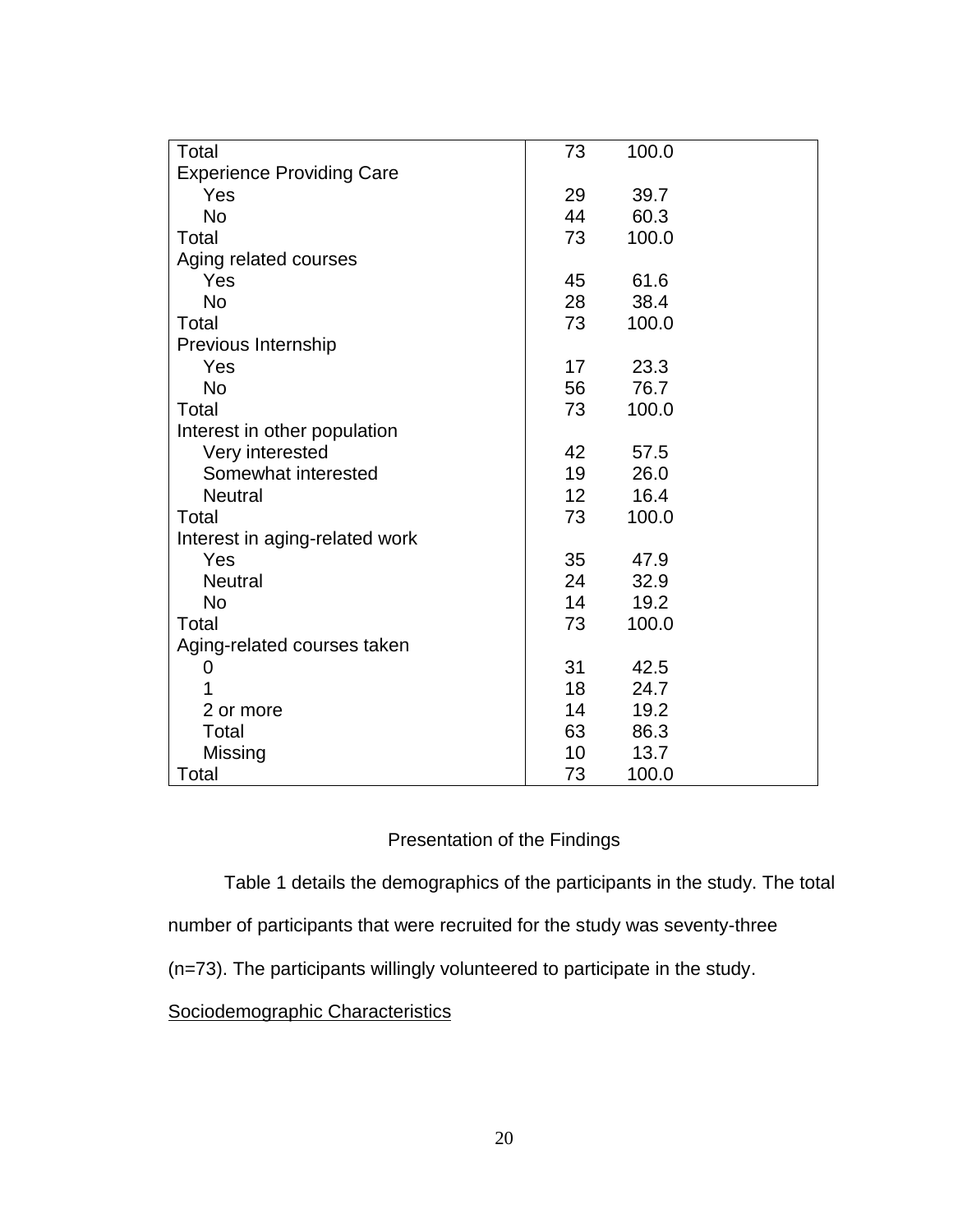| | | |
|---|---|---|
| Total | 73 | 100.0 |
| Experience Providing Care | | |
| Yes | 29 | 39.7 |
| No | 44 | 60.3 |
| Total | 73 | 100.0 |
| Aging related courses | | |
| Yes | 45 | 61.6 |
| No | 28 | 38.4 |
| Total | 73 | 100.0 |
| Previous Internship | | |
| Yes | 17 | 23.3 |
| No | 56 | 76.7 |
| Total | 73 | 100.0 |
| Interest in other population | | |
| Very interested | 42 | 57.5 |
| Somewhat interested | 19 | 26.0 |
| Neutral | 12 | 16.4 |
| Total | 73 | 100.0 |
| Interest in aging-related work | | |
| Yes | 35 | 47.9 |
| Neutral | 24 | 32.9 |
| No | 14 | 19.2 |
| Total | 73 | 100.0 |
| Aging-related courses taken | | |
| 0 | 31 | 42.5 |
| 1 | 18 | 24.7 |
| 2 or more | 14 | 19.2 |
| Total | 63 | 86.3 |
| Missing | 10 | 13.7 |
| Total | 73 | 100.0 |

## Presentation of the Findings

Table 1 details the demographics of the participants in the study. The total number of participants that were recruited for the study was seventy-three (n=73). The participants willingly volunteered to participate in the study.

### Sociodemographic Characteristics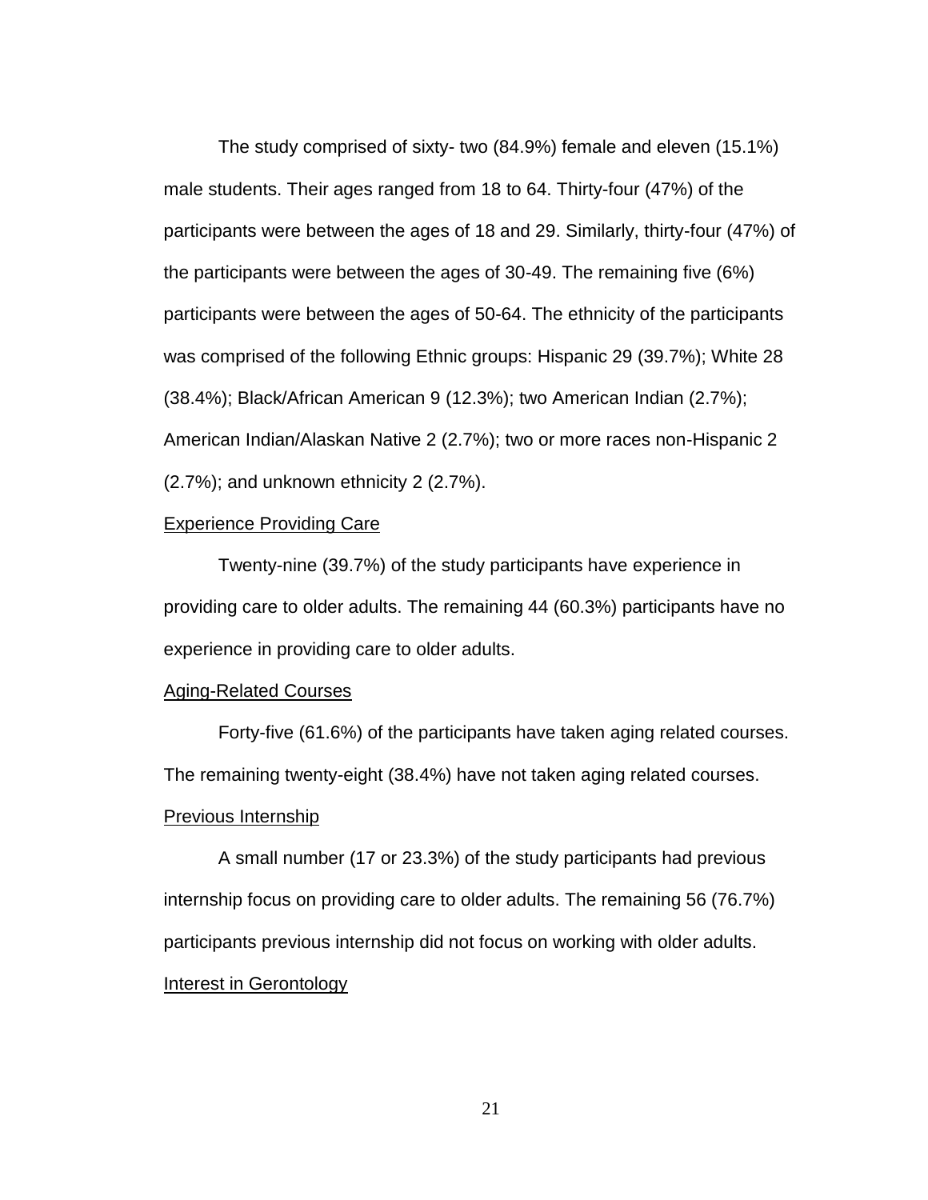The study comprised of sixty- two (84.9%) female and eleven (15.1%) male students. Their ages ranged from 18 to 64. Thirty-four (47%) of the participants were between the ages of 18 and 29. Similarly, thirty-four (47%) of the participants were between the ages of 30-49. The remaining five (6%) participants were between the ages of 50-64. The ethnicity of the participants was comprised of the following Ethnic groups: Hispanic 29 (39.7%); White 28 (38.4%); Black/African American 9 (12.3%); two American Indian (2.7%); American Indian/Alaskan Native 2 (2.7%); two or more races non-Hispanic 2 (2.7%); and unknown ethnicity 2 (2.7%).

<u>Experience Providing Care</u>

Twenty-nine (39.7%) of the study participants have experience in providing care to older adults. The remaining 44 (60.3%) participants have no experience in providing care to older adults.

<u>Aging-Related Courses</u>

Forty-five (61.6%) of the participants have taken aging related courses. The remaining twenty-eight (38.4%) have not taken aging related courses.

<u>Previous Internship</u>

A small number (17 or 23.3%) of the study participants had previous internship focus on providing care to older adults. The remaining 56 (76.7%) participants previous internship did not focus on working with older adults.

<u>Interest in Gerontology</u>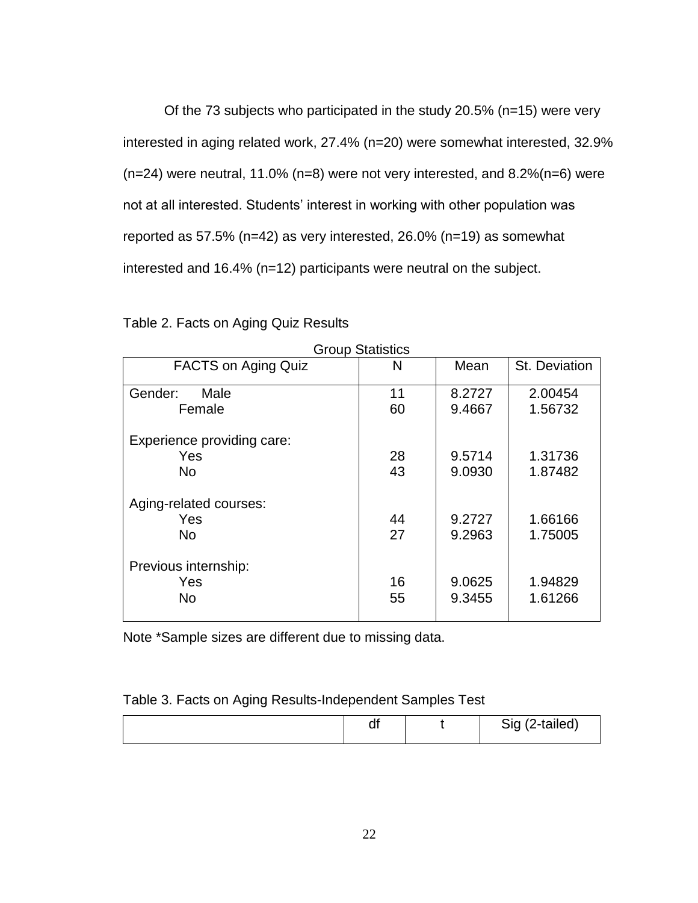Of the 73 subjects who participated in the study 20.5% (n=15) were very interested in aging related work, 27.4% (n=20) were somewhat interested, 32.9% (n=24) were neutral, 11.0% (n=8) were not very interested, and 8.2%(n=6) were not at all interested. Students' interest in working with other population was reported as 57.5% (n=42) as very interested, 26.0% (n=19) as somewhat interested and 16.4% (n=12) participants were neutral on the subject.

Table 2. Facts on Aging Quiz Results

Group Statistics

| FACTS on Aging Quiz | N | Mean | St. Deviation |
|---|---|---|---|
| Gender: Male | 11 | 8.2727 | 2.00454 |
| Female | 60 | 9.4667 | 1.56732 |
| Experience providing care: | | | |
| Yes | 28 | 9.5714 | 1.31736 |
| No | 43 | 9.0930 | 1.87482 |
| Aging-related courses: | | | |
| Yes | 44 | 9.2727 | 1.66166 |
| No | 27 | 9.2963 | 1.75005 |
| Previous internship: | | | |
| Yes | 16 | 9.0625 | 1.94829 |
| No | 55 | 9.3455 | 1.61266 |

Note *Sample sizes are different due to missing data.

Table 3. Facts on Aging Results-Independent Samples Test

| | df | t | Sig (2-tailed) |
|---|---|---|---|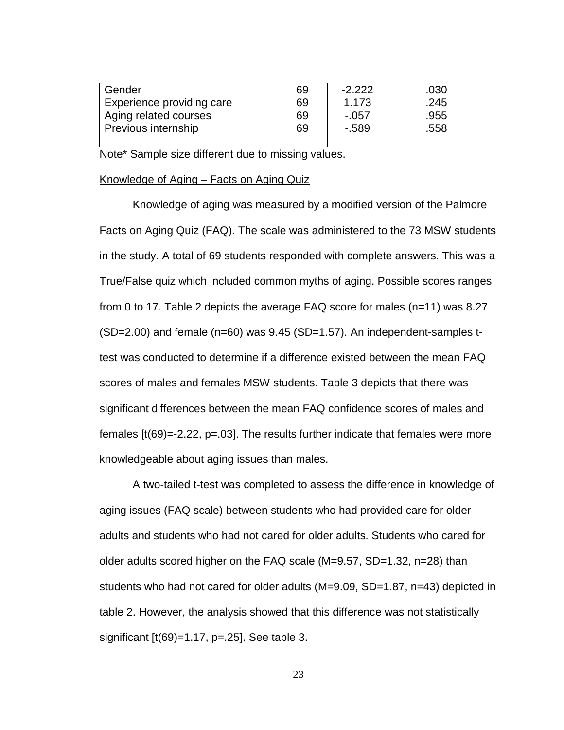| | | | |
|---|---|---|---|
| Gender | 69 | -2.222 | .030 |
| Experience providing care | 69 | 1.173 | .245 |
| Aging related courses | 69 | -.057 | .955 |
| Previous internship | 69 | -.589 | .558 |

Note* Sample size different due to missing values.

<u>Knowledge of Aging – Facts on Aging Quiz</u>

Knowledge of aging was measured by a modified version of the Palmore Facts on Aging Quiz (FAQ). The scale was administered to the 73 MSW students in the study. A total of 69 students responded with complete answers. This was a True/False quiz which included common myths of aging. Possible scores ranges from 0 to 17. Table 2 depicts the average FAQ score for males (n=11) was 8.27 (SD=2.00) and female (n=60) was 9.45 (SD=1.57). An independent-samples t-test was conducted to determine if a difference existed between the mean FAQ scores of males and females MSW students. Table 3 depicts that there was significant differences between the mean FAQ confidence scores of males and females [t(69)=-2.22, p=.03]. The results further indicate that females were more knowledgeable about aging issues than males.

A two-tailed t-test was completed to assess the difference in knowledge of aging issues (FAQ scale) between students who had provided care for older adults and students who had not cared for older adults. Students who cared for older adults scored higher on the FAQ scale (M=9.57, SD=1.32, n=28) than students who had not cared for older adults (M=9.09, SD=1.87, n=43) depicted in table 2. However, the analysis showed that this difference was not statistically significant [t(69)=1.17, p=.25]. See table 3.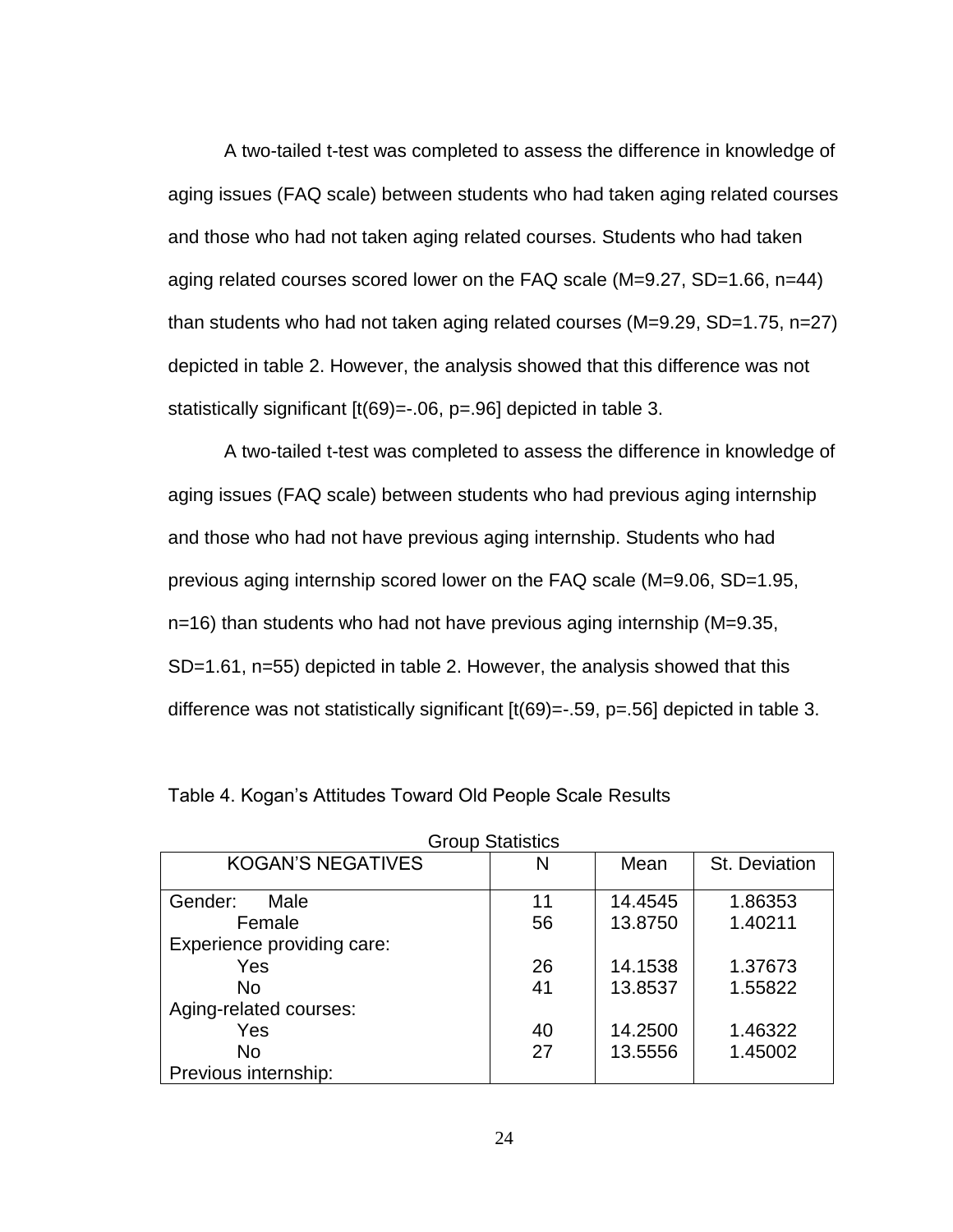A two-tailed t-test was completed to assess the difference in knowledge of aging issues (FAQ scale) between students who had taken aging related courses and those who had not taken aging related courses. Students who had taken aging related courses scored lower on the FAQ scale ($M=9.27$, $SD=1.66$, $n=44$) than students who had not taken aging related courses ($M=9.29$, $SD=1.75$, $n=27$) depicted in table 2. However, the analysis showed that this difference was not statistically significant [$t(69)=-.06$, $p=.96$] depicted in table 3.

A two-tailed t-test was completed to assess the difference in knowledge of aging issues (FAQ scale) between students who had previous aging internship and those who had not have previous aging internship. Students who had previous aging internship scored lower on the FAQ scale ($M=9.06$, $SD=1.95$, $n=16$) than students who had not have previous aging internship ($M=9.35$, $SD=1.61$, $n=55$) depicted in table 2. However, the analysis showed that this difference was not statistically significant [$t(69)=-.59$, $p=.56$] depicted in table 3.

Table 4. Kogan's Attitudes Toward Old People Scale Results

Group Statistics

| KOGAN'S NEGATIVES | N | Mean | St. Deviation |
|---|---|---|---|
| Gender: Male | 11 | 14.4545 | 1.86353 |
| Female | 56 | 13.8750 | 1.40211 |
| Experience providing care: | | | |
| Yes | 26 | 14.1538 | 1.37673 |
| No | 41 | 13.8537 | 1.55822 |
| Aging-related courses: | | | |
| Yes | 40 | 14.2500 | 1.46322 |
| No | 27 | 13.5556 | 1.45002 |
| Previous internship: | | | |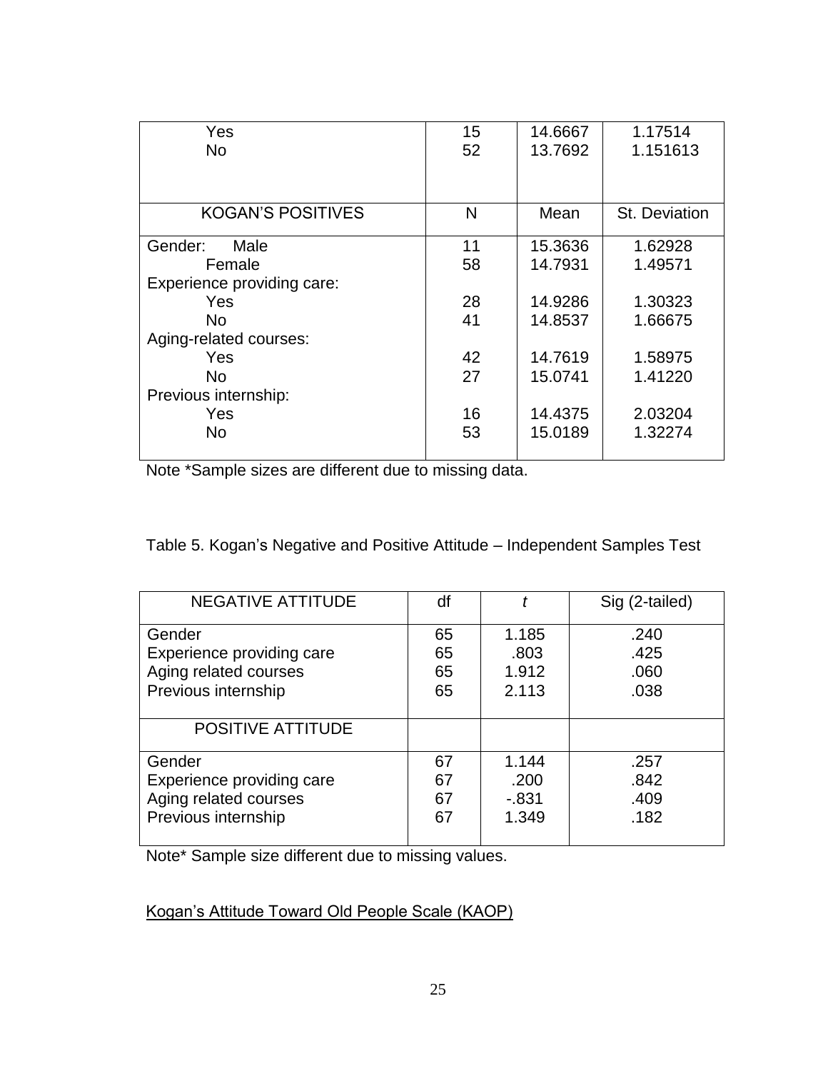| | | | |
|---|---|---|---|
| Yes | 15 | 14.6667 | 1.17514 |
| No | 52 | 13.7692 | 1.151613 |
| **KOGAN'S POSITIVES** | **N** | **Mean** | **St. Deviation** |
| Gender: Male | 11 | 15.3636 | 1.62928 |
| Female | 58 | 14.7931 | 1.49571 |
| Experience providing care: | | | |
| Yes | 28 | 14.9286 | 1.30323 |
| No | 41 | 14.8537 | 1.66675 |
| Aging-related courses: | | | |
| Yes | 42 | 14.7619 | 1.58975 |
| No | 27 | 15.0741 | 1.41220 |
| Previous internship: | | | |
| Yes | 16 | 14.4375 | 2.03204 |
| No | 53 | 15.0189 | 1.32274 |

Note *Sample sizes are different due to missing data.

Table 5. Kogan's Negative and Positive Attitude – Independent Samples Test

| NEGATIVE ATTITUDE | df | *t* | Sig (2-tailed) |
|---|---|---|---|
| Gender | 65 | 1.185 | .240 |
| Experience providing care | 65 | .803 | .425 |
| Aging related courses | 65 | 1.912 | .060 |
| Previous internship | 65 | 2.113 | .038 |
| **POSITIVE ATTITUDE** | | | |
| Gender | 67 | 1.144 | .257 |
| Experience providing care | 67 | .200 | .842 |
| Aging related courses | 67 | -.831 | .409 |
| Previous internship | 67 | 1.349 | .182 |

Note* Sample size different due to missing values.

Kogan's Attitude Toward Old People Scale (KAOP)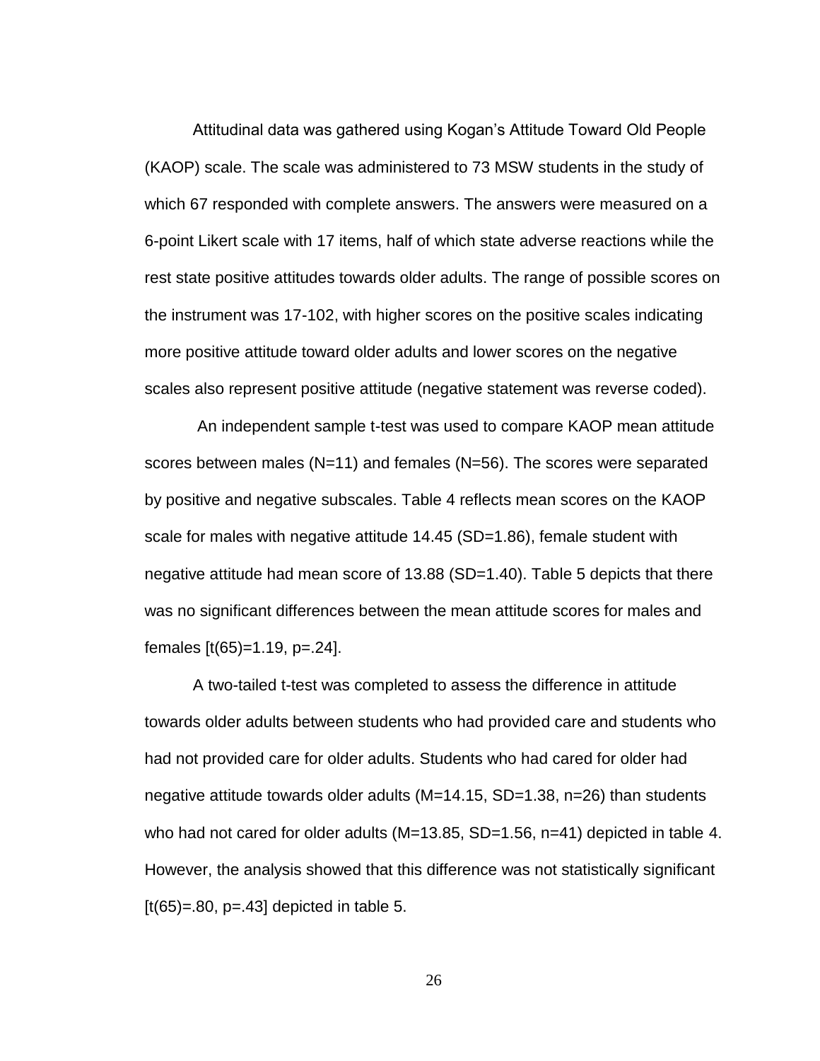Attitudinal data was gathered using Kogan's Attitude Toward Old People (KAOP) scale. The scale was administered to 73 MSW students in the study of which 67 responded with complete answers. The answers were measured on a 6-point Likert scale with 17 items, half of which state adverse reactions while the rest state positive attitudes towards older adults. The range of possible scores on the instrument was 17-102, with higher scores on the positive scales indicating more positive attitude toward older adults and lower scores on the negative scales also represent positive attitude (negative statement was reverse coded).

An independent sample t-test was used to compare KAOP mean attitude scores between males ($N=11$) and females ($N=56$). The scores were separated by positive and negative subscales. Table 4 reflects mean scores on the KAOP scale for males with negative attitude 14.45 ($SD=1.86$), female student with negative attitude had mean score of 13.88 ($SD=1.40$). Table 5 depicts that there was no significant differences between the mean attitude scores for males and females [$t(65)=1.19$, $p=.24$].

A two-tailed t-test was completed to assess the difference in attitude towards older adults between students who had provided care and students who had not provided care for older adults. Students who had cared for older had negative attitude towards older adults ($M=14.15$, $SD=1.38$, $n=26$) than students who had not cared for older adults ($M=13.85$, $SD=1.56$, $n=41$) depicted in table 4. However, the analysis showed that this difference was not statistically significant [$t(65)=.80$, $p=.43$] depicted in table 5.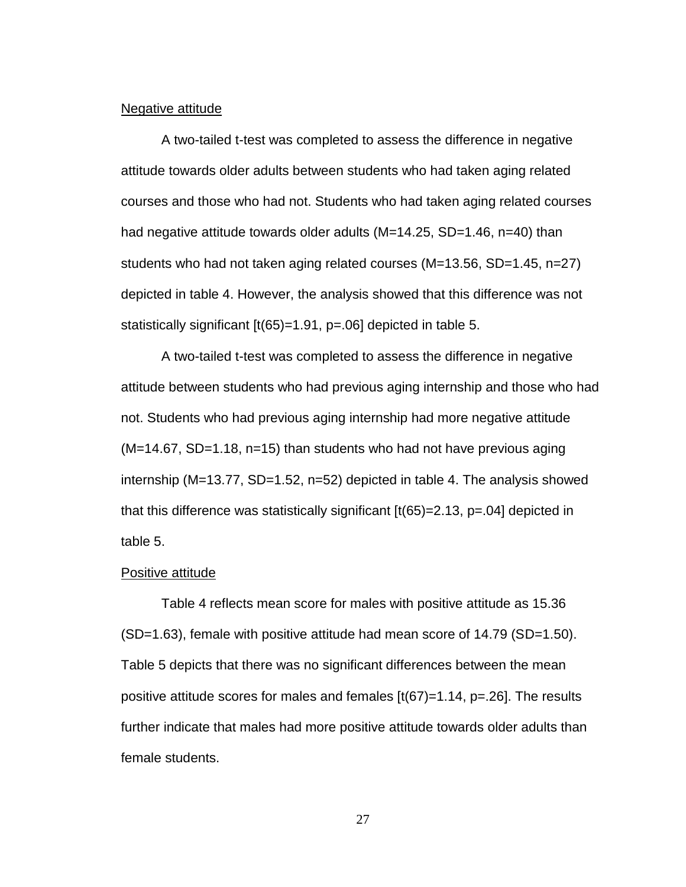Negative attitude

A two-tailed t-test was completed to assess the difference in negative attitude towards older adults between students who had taken aging related courses and those who had not. Students who had taken aging related courses had negative attitude towards older adults (M=14.25, SD=1.46, n=40) than students who had not taken aging related courses (M=13.56, SD=1.45, n=27) depicted in table 4. However, the analysis showed that this difference was not statistically significant [t(65)=1.91, p=.06] depicted in table 5.

A two-tailed t-test was completed to assess the difference in negative attitude between students who had previous aging internship and those who had not. Students who had previous aging internship had more negative attitude (M=14.67, SD=1.18, n=15) than students who had not have previous aging internship (M=13.77, SD=1.52, n=52) depicted in table 4. The analysis showed that this difference was statistically significant [t(65)=2.13, p=.04] depicted in table 5.

Positive attitude

Table 4 reflects mean score for males with positive attitude as 15.36 (SD=1.63), female with positive attitude had mean score of 14.79 (SD=1.50). Table 5 depicts that there was no significant differences between the mean positive attitude scores for males and females [t(67)=1.14, p=.26]. The results further indicate that males had more positive attitude towards older adults than female students.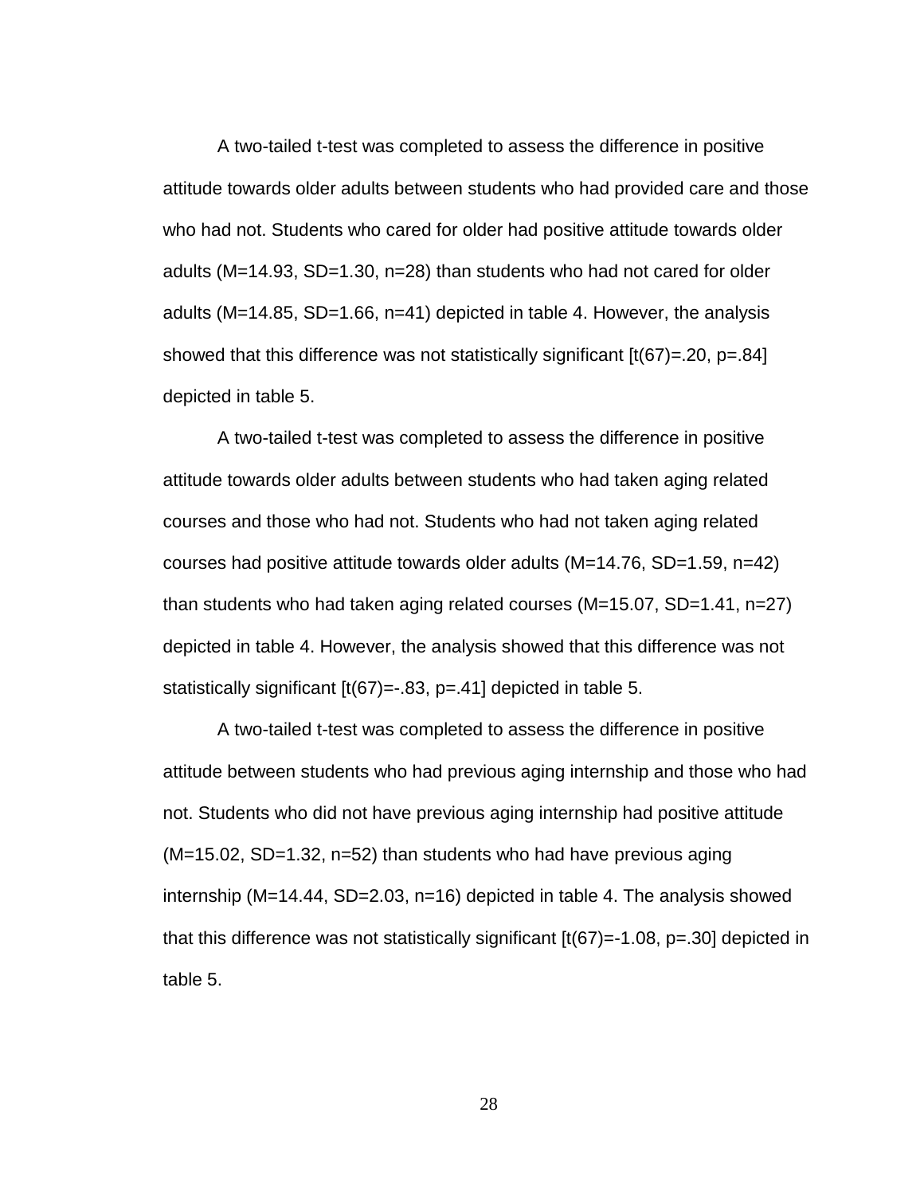A two-tailed t-test was completed to assess the difference in positive attitude towards older adults between students who had provided care and those who had not. Students who cared for older had positive attitude towards older adults ($M=14.93$, $SD=1.30$, $n=28$) than students who had not cared for older adults ($M=14.85$, $SD=1.66$, $n=41$) depicted in table 4. However, the analysis showed that this difference was not statistically significant [$t(67)=.20$, $p=.84$] depicted in table 5.

A two-tailed t-test was completed to assess the difference in positive attitude towards older adults between students who had taken aging related courses and those who had not. Students who had not taken aging related courses had positive attitude towards older adults ($M=14.76$, $SD=1.59$, $n=42$) than students who had taken aging related courses ($M=15.07$, $SD=1.41$, $n=27$) depicted in table 4. However, the analysis showed that this difference was not statistically significant [$t(67)=-.83$, $p=.41$] depicted in table 5.

A two-tailed t-test was completed to assess the difference in positive attitude between students who had previous aging internship and those who had not. Students who did not have previous aging internship had positive attitude ($M=15.02$, $SD=1.32$, $n=52$) than students who had have previous aging internship ($M=14.44$, $SD=2.03$, $n=16$) depicted in table 4. The analysis showed that this difference was not statistically significant [$t(67)=-1.08$, $p=.30$] depicted in table 5.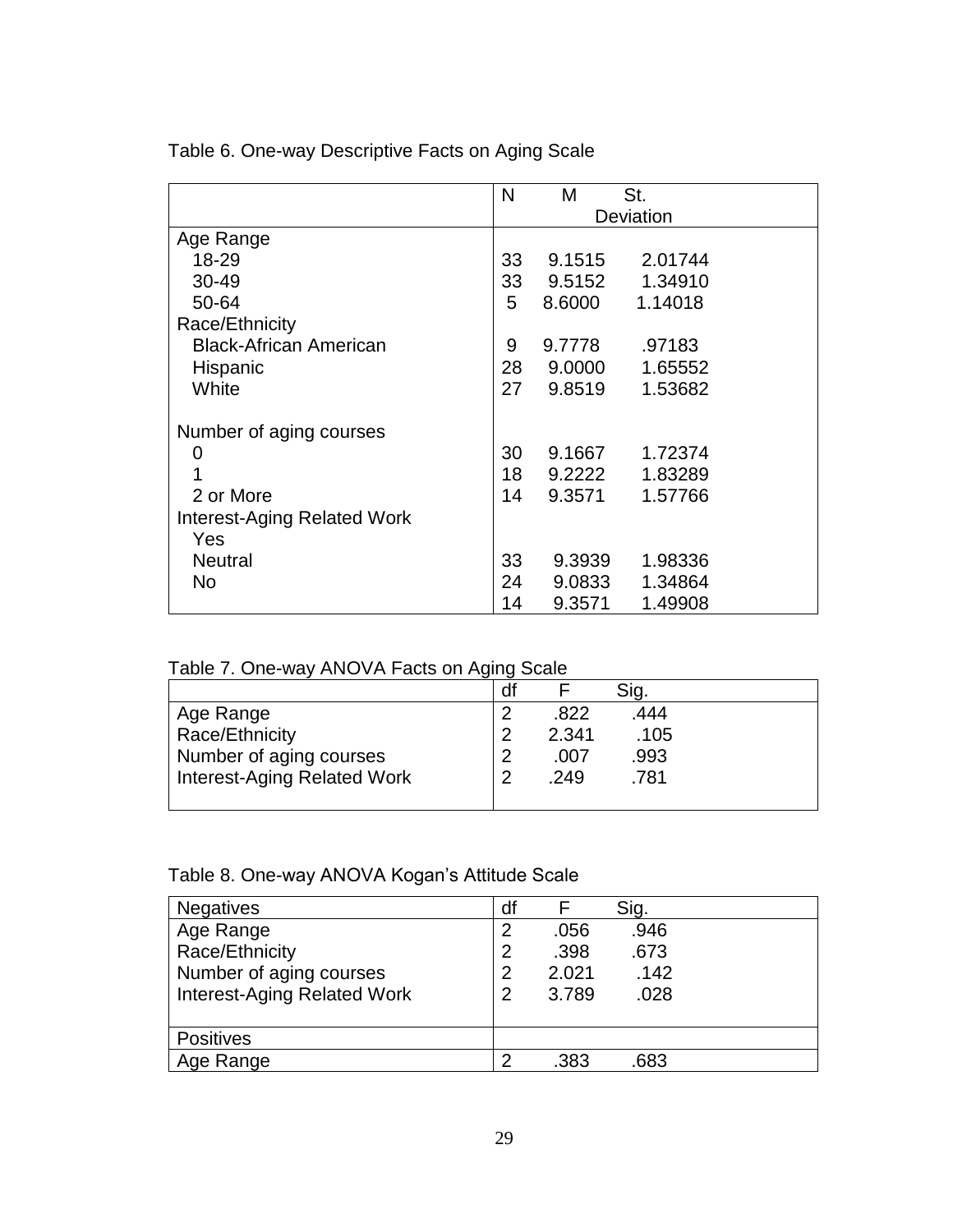Table 6. One-way Descriptive Facts on Aging Scale

| | N | M | St. Deviation |
|---|---|---|---|
| Age Range | | | |
| 18-29 | 33 | 9.1515 | 2.01744 |
| 30-49 | 33 | 9.5152 | 1.34910 |
| 50-64 | 5 | 8.6000 | 1.14018 |
| Race/Ethnicity | | | |
| Black-African American | 9 | 9.7778 | .97183 |
| Hispanic | 28 | 9.0000 | 1.65552 |
| White | 27 | 9.8519 | 1.53682 |
| Number of aging courses | | | |
| 0 | 30 | 9.1667 | 1.72374 |
| 1 | 18 | 9.2222 | 1.83289 |
| 2 or More | 14 | 9.3571 | 1.57766 |
| Interest-Aging Related Work | | | |
| Yes | | | |
| Neutral | 33 | 9.3939 | 1.98336 |
| No | 24 | 9.0833 | 1.34864 |
| | 14 | 9.3571 | 1.49908 |

Table 7. One-way ANOVA Facts on Aging Scale

| | df | F | Sig. |
|---|---|---|---|
| Age Range | 2 | .822 | .444 |
| Race/Ethnicity | 2 | 2.341 | .105 |
| Number of aging courses | 2 | .007 | .993 |
| Interest-Aging Related Work | 2 | .249 | .781 |

Table 8. One-way ANOVA Kogan's Attitude Scale

| Negatives | df | F | Sig. |
|---|---|---|---|
| Age Range | 2 | .056 | .946 |
| Race/Ethnicity | 2 | .398 | .673 |
| Number of aging courses | 2 | 2.021 | .142 |
| Interest-Aging Related Work | 2 | 3.789 | .028 |
| Positives | | | |
| Age Range | 2 | .383 | .683 |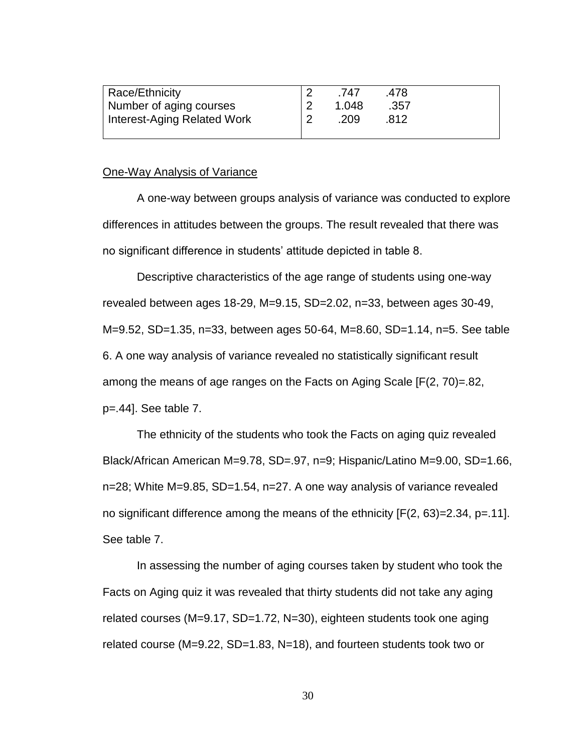| | | | |
|---|---|---|---|
| Race/Ethnicity | 2 | .747 | .478 |
| Number of aging courses | 2 | 1.048 | .357 |
| Interest-Aging Related Work | 2 | .209 | .812 |

One-Way Analysis of Variance

A one-way between groups analysis of variance was conducted to explore differences in attitudes between the groups. The result revealed that there was no significant difference in students' attitude depicted in table 8.

Descriptive characteristics of the age range of students using one-way revealed between ages 18-29, M=9.15, SD=2.02, n=33, between ages 30-49, M=9.52, SD=1.35, n=33, between ages 50-64, M=8.60, SD=1.14, n=5. See table 6. A one way analysis of variance revealed no statistically significant result among the means of age ranges on the Facts on Aging Scale [F(2, 70)=.82, p=.44]. See table 7.

The ethnicity of the students who took the Facts on aging quiz revealed Black/African American M=9.78, SD=.97, n=9; Hispanic/Latino M=9.00, SD=1.66, n=28; White M=9.85, SD=1.54, n=27. A one way analysis of variance revealed no significant difference among the means of the ethnicity [F(2, 63)=2.34, p=.11]. See table 7.

In assessing the number of aging courses taken by student who took the Facts on Aging quiz it was revealed that thirty students did not take any aging related courses (M=9.17, SD=1.72, N=30), eighteen students took one aging related course (M=9.22, SD=1.83, N=18), and fourteen students took two or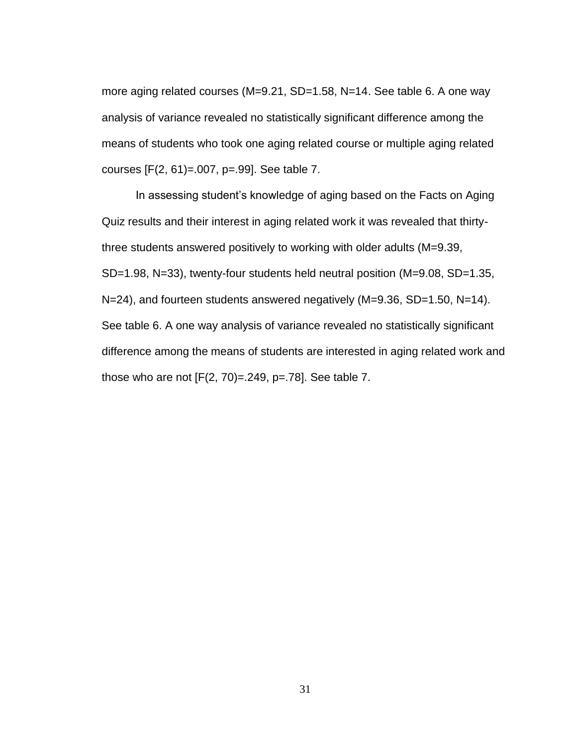more aging related courses (M=9.21, SD=1.58, N=14. See table 6. A one way analysis of variance revealed no statistically significant difference among the means of students who took one aging related course or multiple aging related courses [$F(2, 61)=.007$, $p=.99$]. See table 7.

In assessing student's knowledge of aging based on the Facts on Aging Quiz results and their interest in aging related work it was revealed that thirty-three students answered positively to working with older adults (M=9.39, SD=1.98, N=33), twenty-four students held neutral position (M=9.08, SD=1.35, N=24), and fourteen students answered negatively (M=9.36, SD=1.50, N=14). See table 6. A one way analysis of variance revealed no statistically significant difference among the means of students are interested in aging related work and those who are not [$F(2, 70)=.249$, $p=.78$]. See table 7.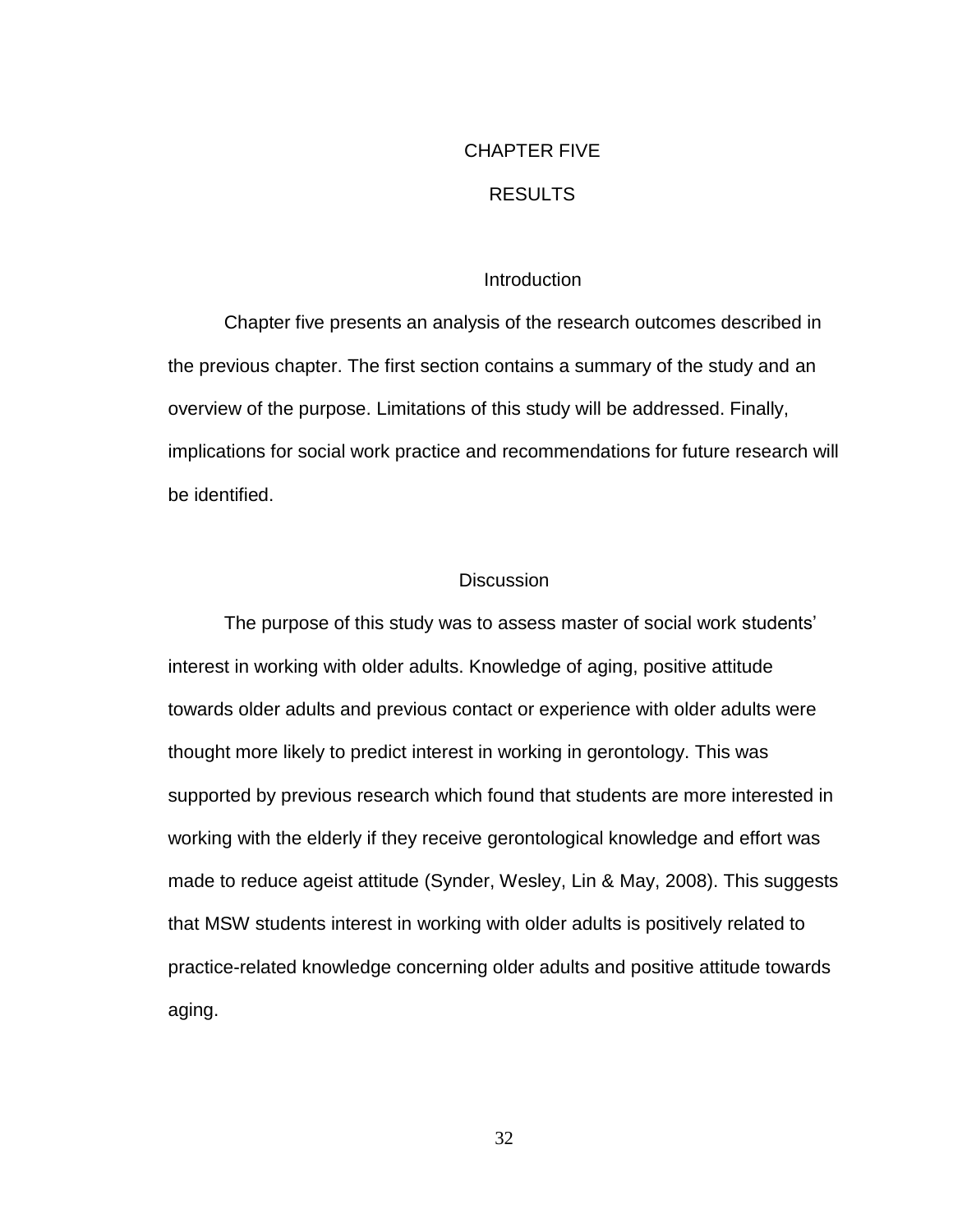# CHAPTER FIVE

# RESULTS

## Introduction

Chapter five presents an analysis of the research outcomes described in the previous chapter. The first section contains a summary of the study and an overview of the purpose. Limitations of this study will be addressed. Finally, implications for social work practice and recommendations for future research will be identified.

## Discussion

The purpose of this study was to assess master of social work students' interest in working with older adults. Knowledge of aging, positive attitude towards older adults and previous contact or experience with older adults were thought more likely to predict interest in working in gerontology. This was supported by previous research which found that students are more interested in working with the elderly if they receive gerontological knowledge and effort was made to reduce ageist attitude (Synder, Wesley, Lin & May, 2008). This suggests that MSW students interest in working with older adults is positively related to practice-related knowledge concerning older adults and positive attitude towards aging.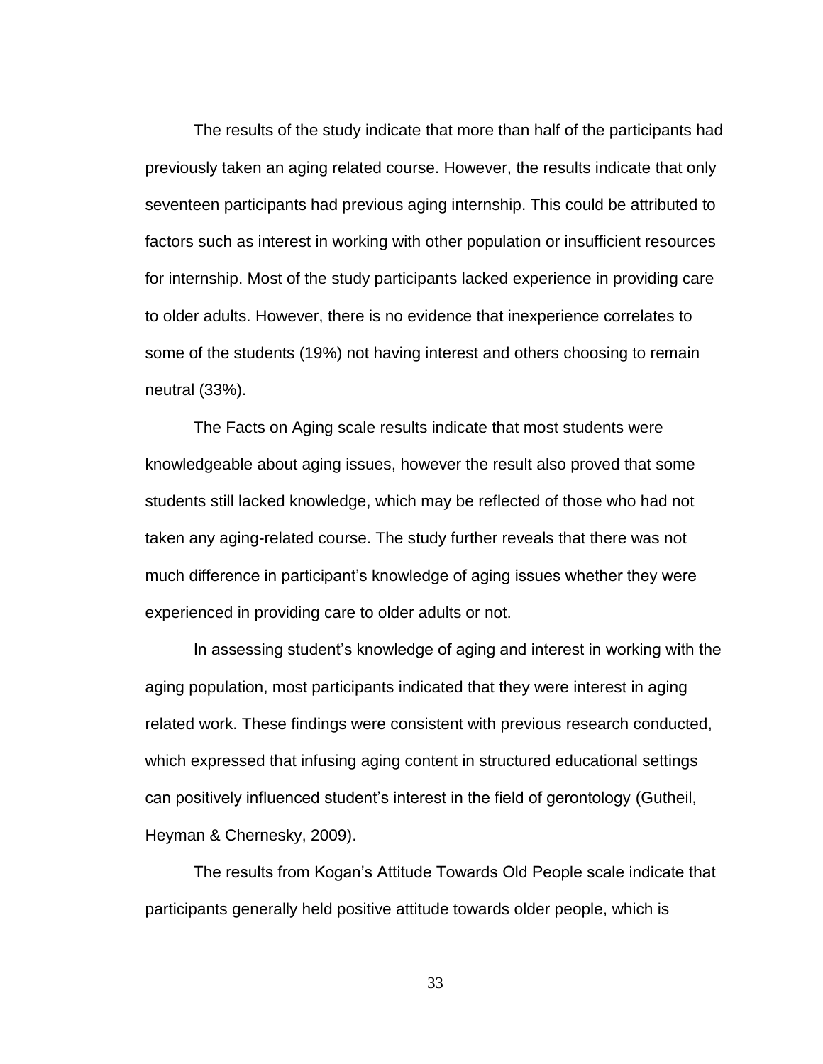The results of the study indicate that more than half of the participants had previously taken an aging related course. However, the results indicate that only seventeen participants had previous aging internship. This could be attributed to factors such as interest in working with other population or insufficient resources for internship. Most of the study participants lacked experience in providing care to older adults. However, there is no evidence that inexperience correlates to some of the students (19%) not having interest and others choosing to remain neutral (33%).

The Facts on Aging scale results indicate that most students were knowledgeable about aging issues, however the result also proved that some students still lacked knowledge, which may be reflected of those who had not taken any aging-related course. The study further reveals that there was not much difference in participant's knowledge of aging issues whether they were experienced in providing care to older adults or not.

In assessing student's knowledge of aging and interest in working with the aging population, most participants indicated that they were interest in aging related work. These findings were consistent with previous research conducted, which expressed that infusing aging content in structured educational settings can positively influenced student's interest in the field of gerontology (Gutheil, Heyman & Chernesky, 2009).

The results from Kogan's Attitude Towards Old People scale indicate that participants generally held positive attitude towards older people, which is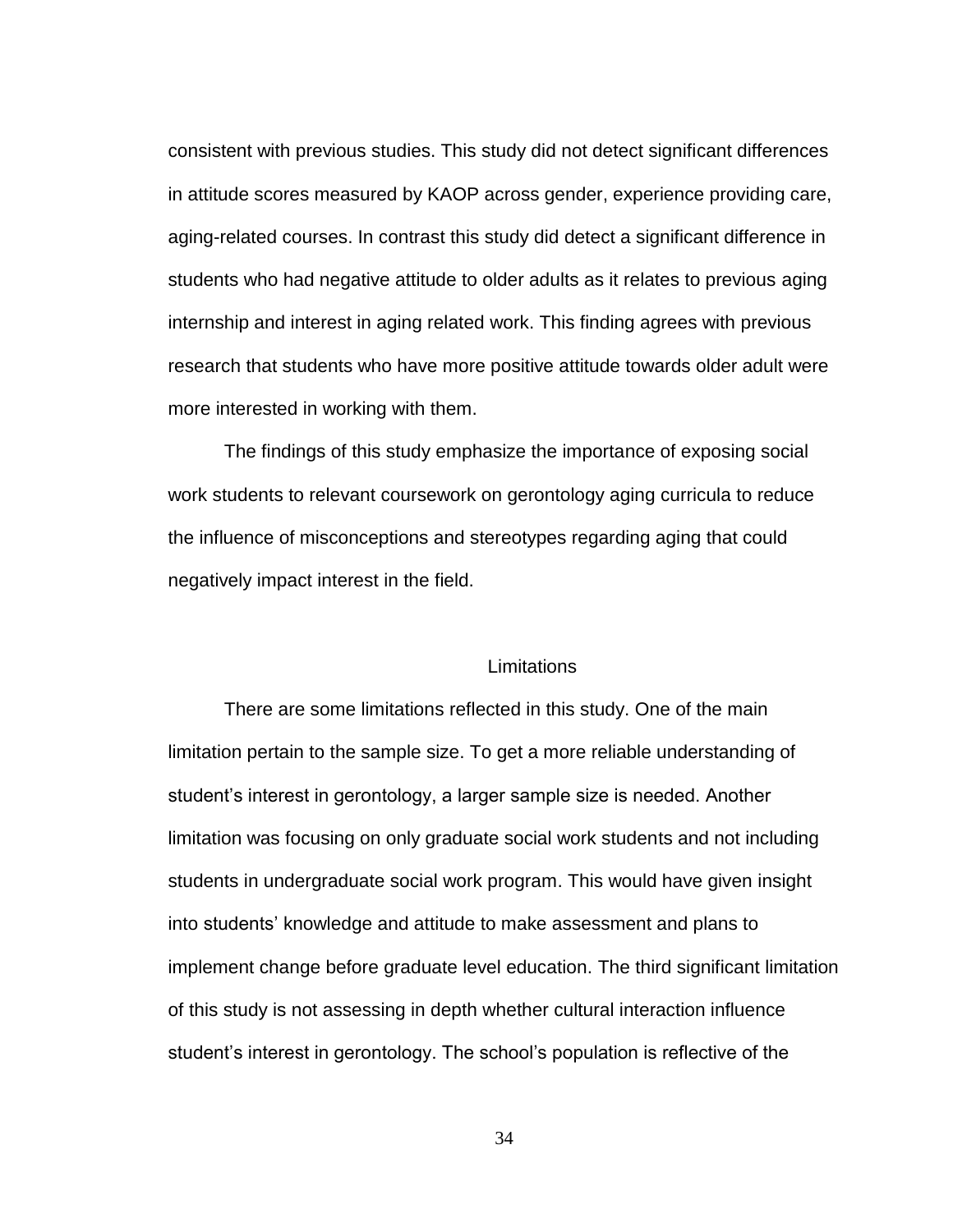consistent with previous studies. This study did not detect significant differences in attitude scores measured by KAOP across gender, experience providing care, aging-related courses. In contrast this study did detect a significant difference in students who had negative attitude to older adults as it relates to previous aging internship and interest in aging related work. This finding agrees with previous research that students who have more positive attitude towards older adult were more interested in working with them.

The findings of this study emphasize the importance of exposing social work students to relevant coursework on gerontology aging curricula to reduce the influence of misconceptions and stereotypes regarding aging that could negatively impact interest in the field.

## Limitations

There are some limitations reflected in this study. One of the main limitation pertain to the sample size. To get a more reliable understanding of student's interest in gerontology, a larger sample size is needed. Another limitation was focusing on only graduate social work students and not including students in undergraduate social work program. This would have given insight into students' knowledge and attitude to make assessment and plans to implement change before graduate level education. The third significant limitation of this study is not assessing in depth whether cultural interaction influence student's interest in gerontology. The school's population is reflective of the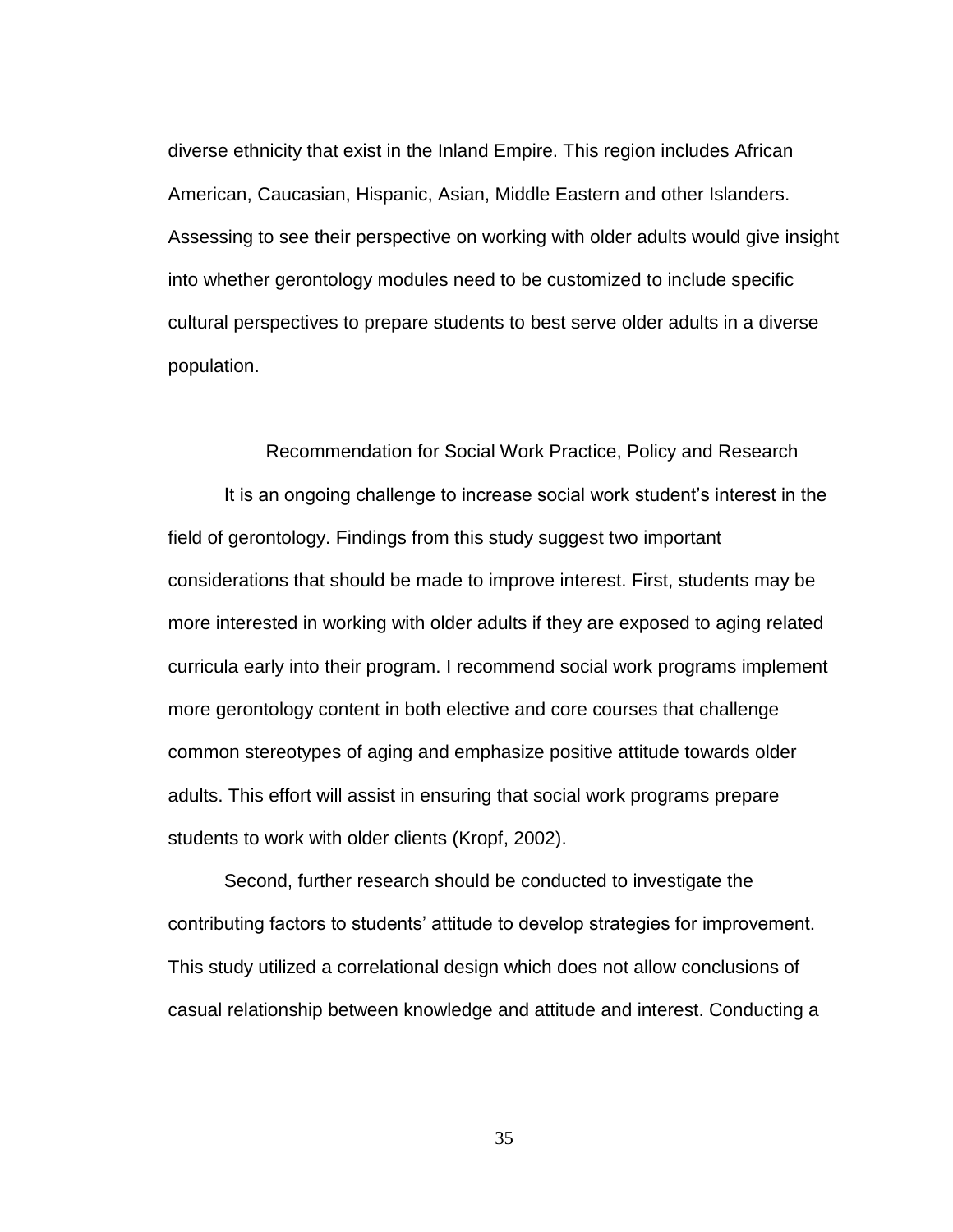diverse ethnicity that exist in the Inland Empire. This region includes African American, Caucasian, Hispanic, Asian, Middle Eastern and other Islanders. Assessing to see their perspective on working with older adults would give insight into whether gerontology modules need to be customized to include specific cultural perspectives to prepare students to best serve older adults in a diverse population.

## Recommendation for Social Work Practice, Policy and Research

It is an ongoing challenge to increase social work student's interest in the field of gerontology. Findings from this study suggest two important considerations that should be made to improve interest. First, students may be more interested in working with older adults if they are exposed to aging related curricula early into their program. I recommend social work programs implement more gerontology content in both elective and core courses that challenge common stereotypes of aging and emphasize positive attitude towards older adults. This effort will assist in ensuring that social work programs prepare students to work with older clients (Kropf, 2002).

Second, further research should be conducted to investigate the contributing factors to students' attitude to develop strategies for improvement. This study utilized a correlational design which does not allow conclusions of casual relationship between knowledge and attitude and interest. Conducting a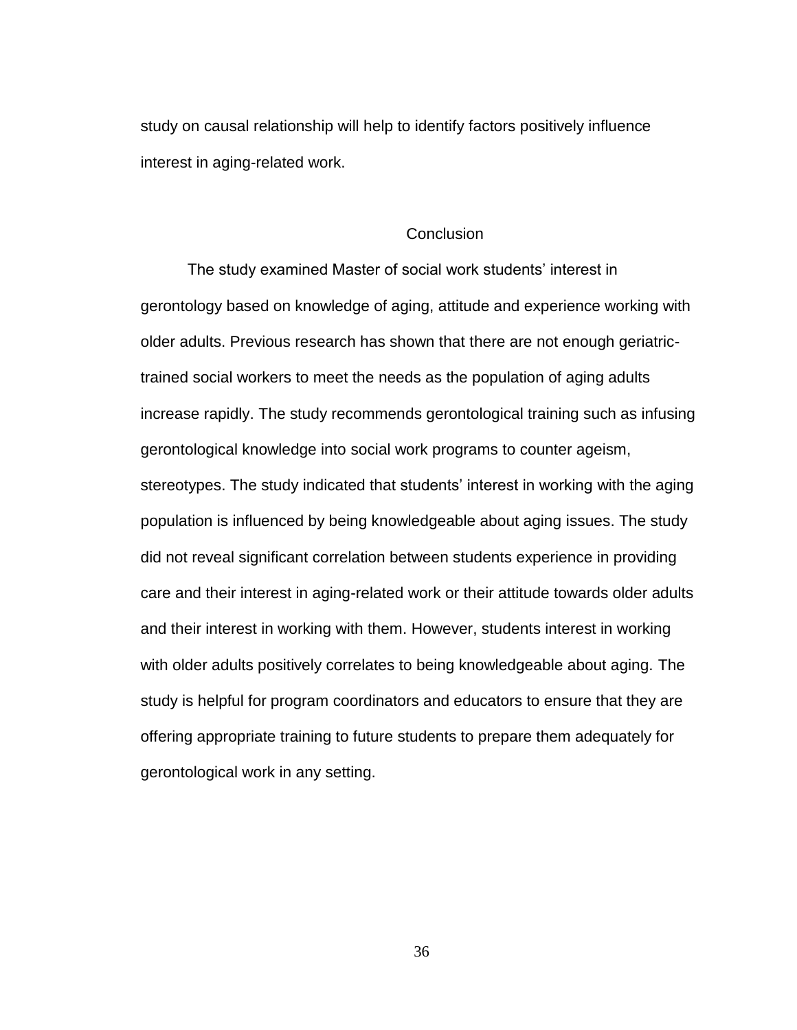study on causal relationship will help to identify factors positively influence interest in aging-related work.

## Conclusion

The study examined Master of social work students' interest in gerontology based on knowledge of aging, attitude and experience working with older adults. Previous research has shown that there are not enough geriatric-trained social workers to meet the needs as the population of aging adults increase rapidly. The study recommends gerontological training such as infusing gerontological knowledge into social work programs to counter ageism, stereotypes. The study indicated that students' interest in working with the aging population is influenced by being knowledgeable about aging issues. The study did not reveal significant correlation between students experience in providing care and their interest in aging-related work or their attitude towards older adults and their interest in working with them. However, students interest in working with older adults positively correlates to being knowledgeable about aging. The study is helpful for program coordinators and educators to ensure that they are offering appropriate training to future students to prepare them adequately for gerontological work in any setting.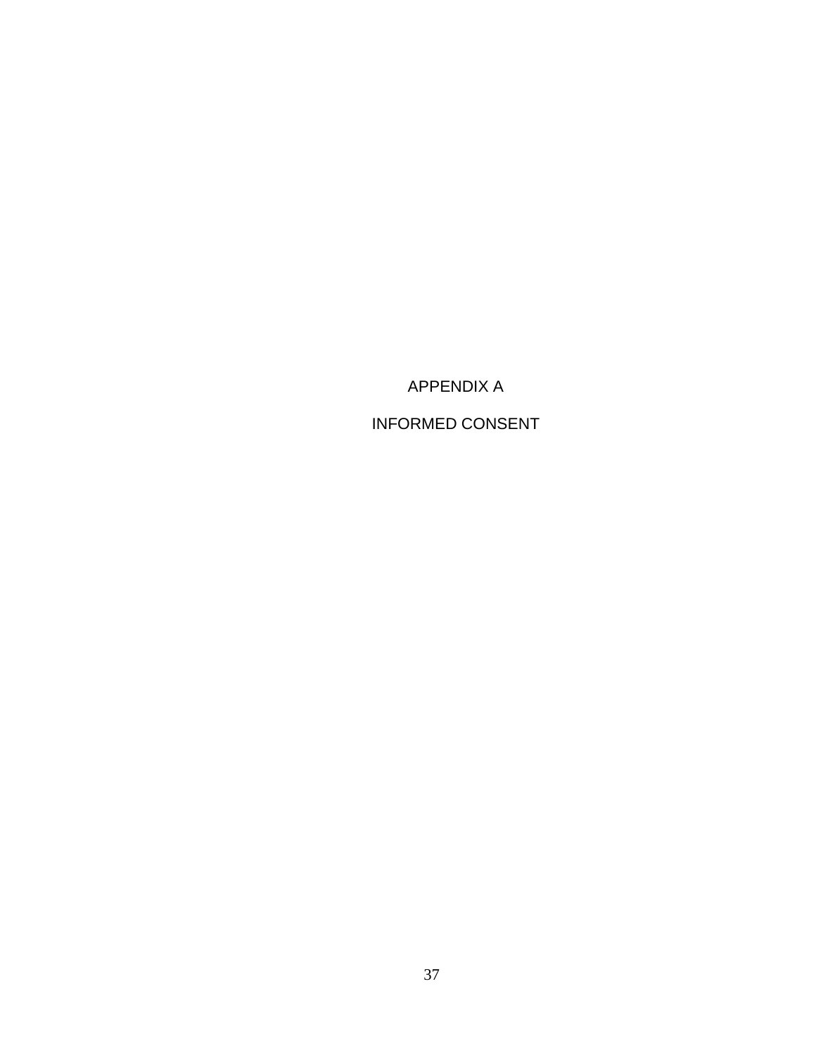# APPENDIX A

# INFORMED CONSENT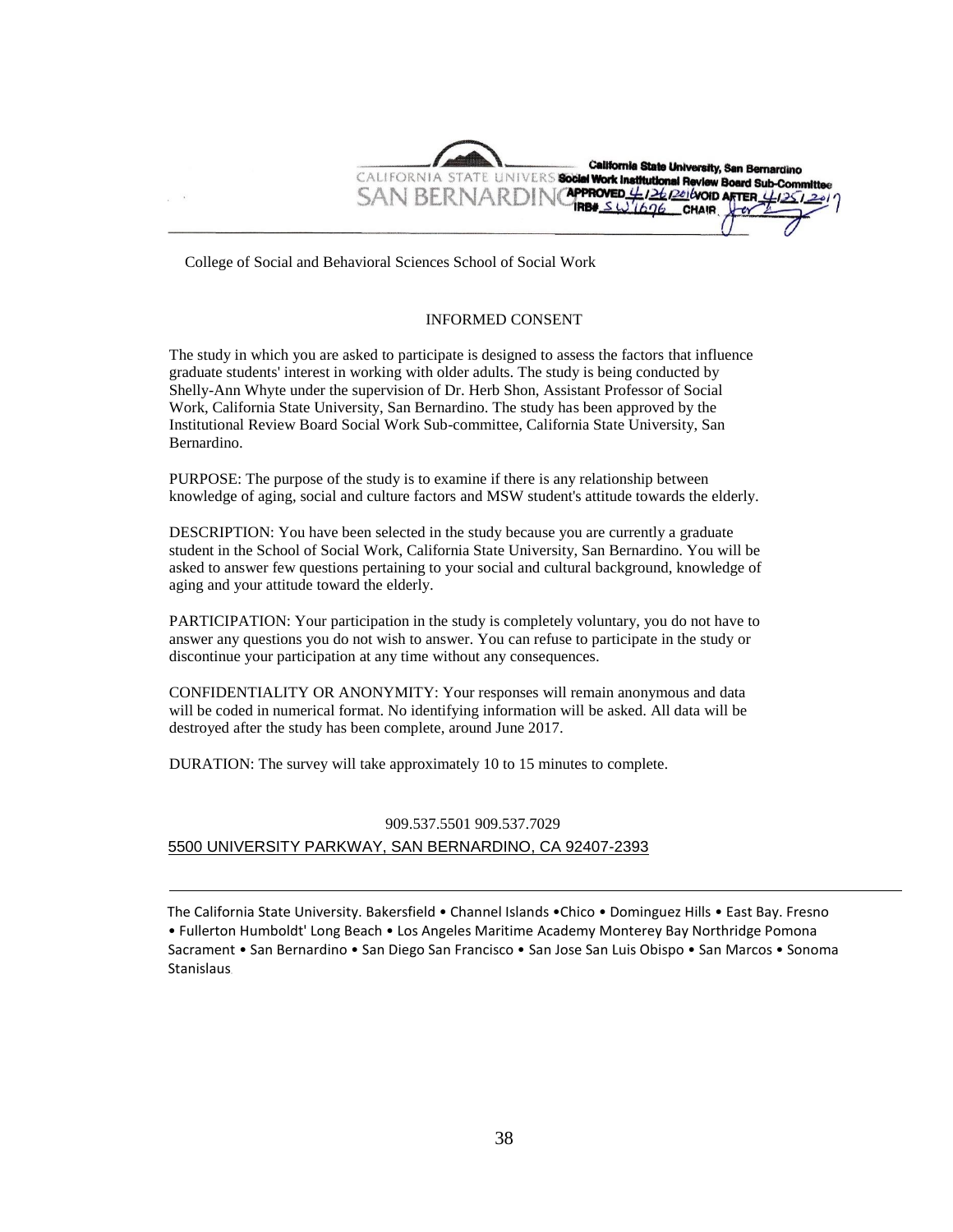CALIFORNIA STATE UNIVERSITY SAN BERNARDINO

California State University, San Bernardino
Social Work Institutional Review Board Sub-Committee
APPROVED 4/26/2016 VOID AFTER 4/25/2017
IRB# SW1676 CHAIR

College of Social and Behavioral Sciences School of Social Work

INFORMED CONSENT

The study in which you are asked to participate is designed to assess the factors that influence graduate students' interest in working with older adults. The study is being conducted by Shelly-Ann Whyte under the supervision of Dr. Herb Shon, Assistant Professor of Social Work, California State University, San Bernardino. The study has been approved by the Institutional Review Board Social Work Sub-committee, California State University, San Bernardino.

PURPOSE: The purpose of the study is to examine if there is any relationship between knowledge of aging, social and culture factors and MSW student's attitude towards the elderly.

DESCRIPTION: You have been selected in the study because you are currently a graduate student in the School of Social Work, California State University, San Bernardino. You will be asked to answer few questions pertaining to your social and cultural background, knowledge of aging and your attitude toward the elderly.

PARTICIPATION: Your participation in the study is completely voluntary, you do not have to answer any questions you do not wish to answer. You can refuse to participate in the study or discontinue your participation at any time without any consequences.

CONFIDENTIALITY OR ANONYMITY: Your responses will remain anonymous and data will be coded in numerical format. No identifying information will be asked. All data will be destroyed after the study has been complete, around June 2017.

DURATION: The survey will take approximately 10 to 15 minutes to complete.

909.537.5501 909.537.7029

5500 UNIVERSITY PARKWAY, SAN BERNARDINO, CA 92407-2393

The California State University. Bakersfield • Channel Islands •Chico • Dominguez Hills • East Bay. Fresno • Fullerton Humboldt' Long Beach • Los Angeles Maritime Academy Monterey Bay Northridge Pomona Sacrament • San Bernardino • San Diego San Francisco • San Jose San Luis Obispo • San Marcos • Sonoma Stanislaus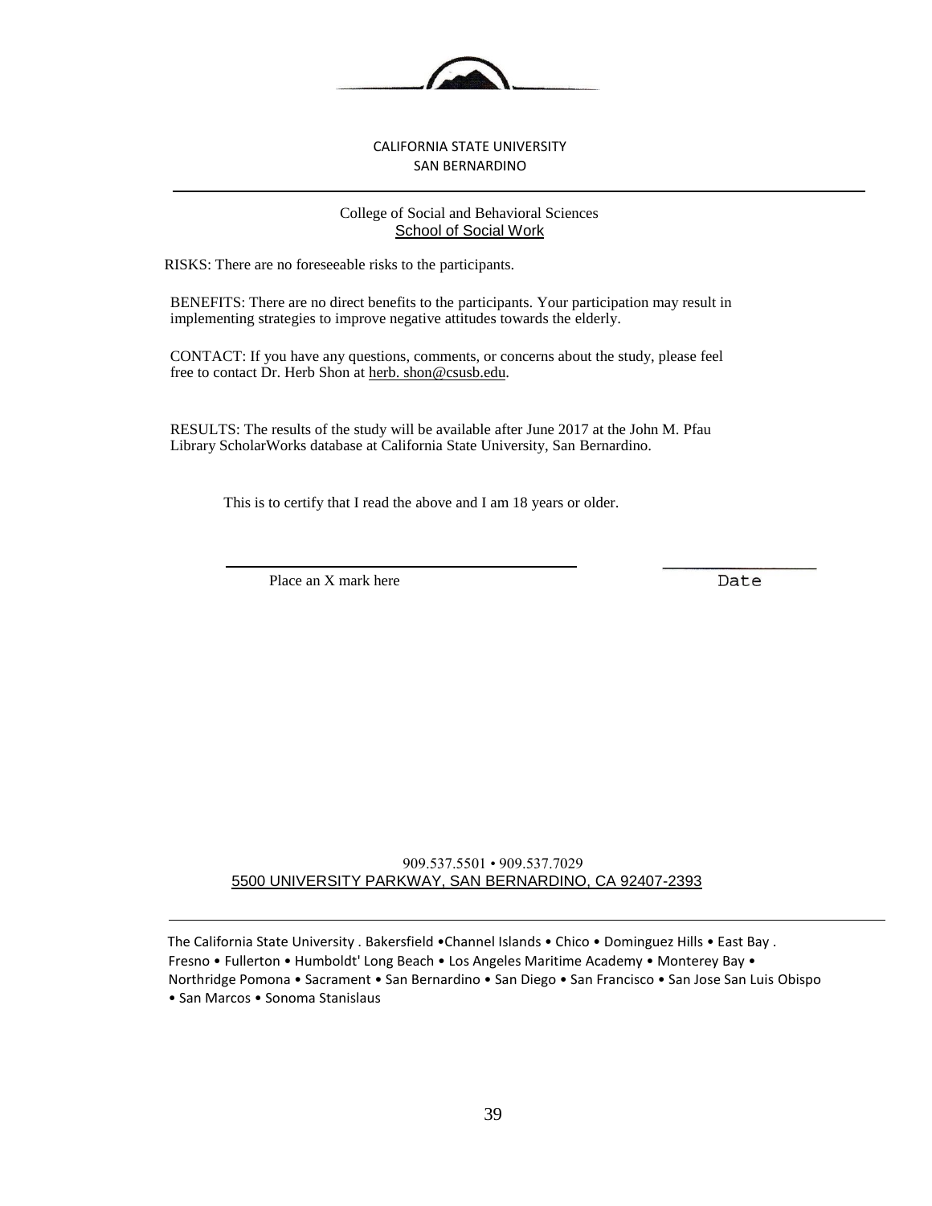CALIFORNIA STATE UNIVERSITY
SAN BERNARDINO

College of Social and Behavioral Sciences
School of Social Work

RISKS: There are no foreseeable risks to the participants.

BENEFITS: There are no direct benefits to the participants. Your participation may result in implementing strategies to improve negative attitudes towards the elderly.

CONTACT: If you have any questions, comments, or concerns about the study, please feel free to contact Dr. Herb Shon at herb. shon@csusb.edu.

RESULTS: The results of the study will be available after June 2017 at the John M. Pfau Library ScholarWorks database at California State University, San Bernardino.

This is to certify that I read the above and I am 18 years or older.

\_\_\_\_\_\_\_\_\_\_\_\_\_\_\_\_\_\_\_\_\_\_\_\_\_\_\_\_\_\_\_\_\_\_\_\_\_\_\_\_ \_\_\_\_\_\_\_\_\_\_\_\_\_\_\_\_\_\_

Place an X mark here Date

909.537.5501 • 909.537.7029
5500 UNIVERSITY PARKWAY, SAN BERNARDINO, CA 92407-2393

The California State University . Bakersfield •Channel Islands • Chico • Dominguez Hills • East Bay . Fresno • Fullerton • Humboldt' Long Beach • Los Angeles Maritime Academy • Monterey Bay • Northridge Pomona • Sacrament • San Bernardino • San Diego • San Francisco • San Jose San Luis Obispo • San Marcos • Sonoma Stanislaus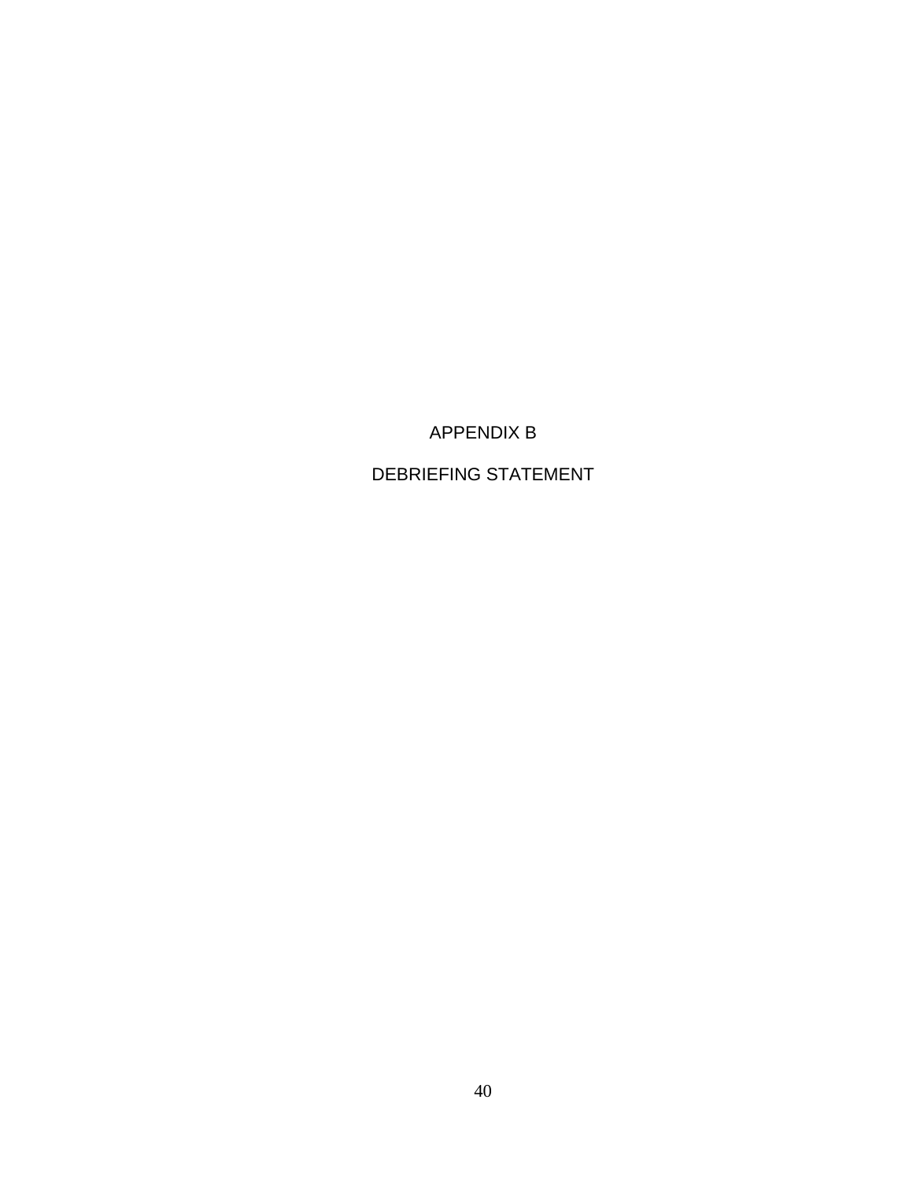# APPENDIX B

# DEBRIEFING STATEMENT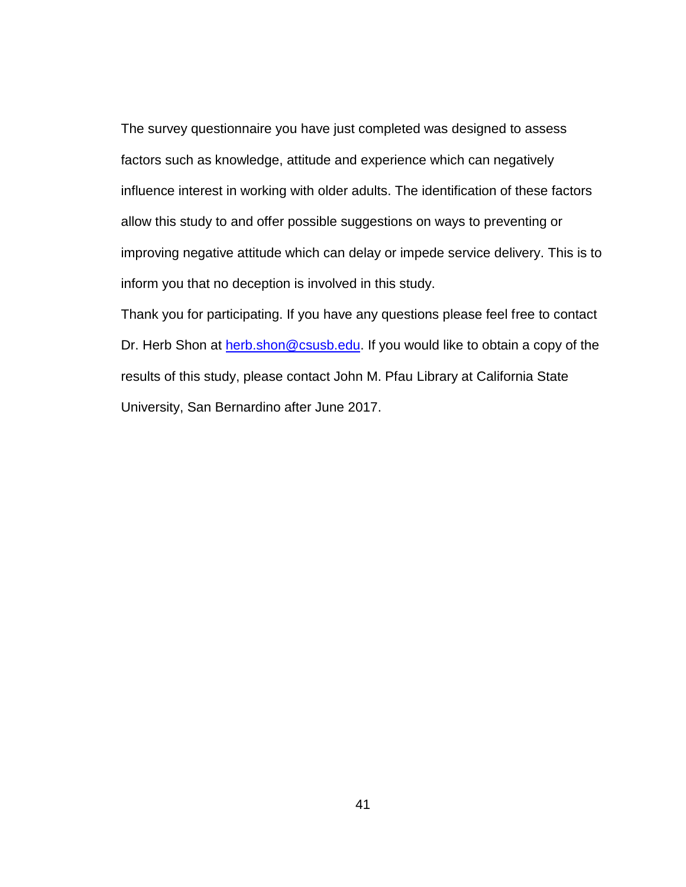The survey questionnaire you have just completed was designed to assess factors such as knowledge, attitude and experience which can negatively influence interest in working with older adults. The identification of these factors allow this study to and offer possible suggestions on ways to preventing or improving negative attitude which can delay or impede service delivery. This is to inform you that no deception is involved in this study.

Thank you for participating. If you have any questions please feel free to contact Dr. Herb Shon at herb.shon@csusb.edu. If you would like to obtain a copy of the results of this study, please contact John M. Pfau Library at California State University, San Bernardino after June 2017.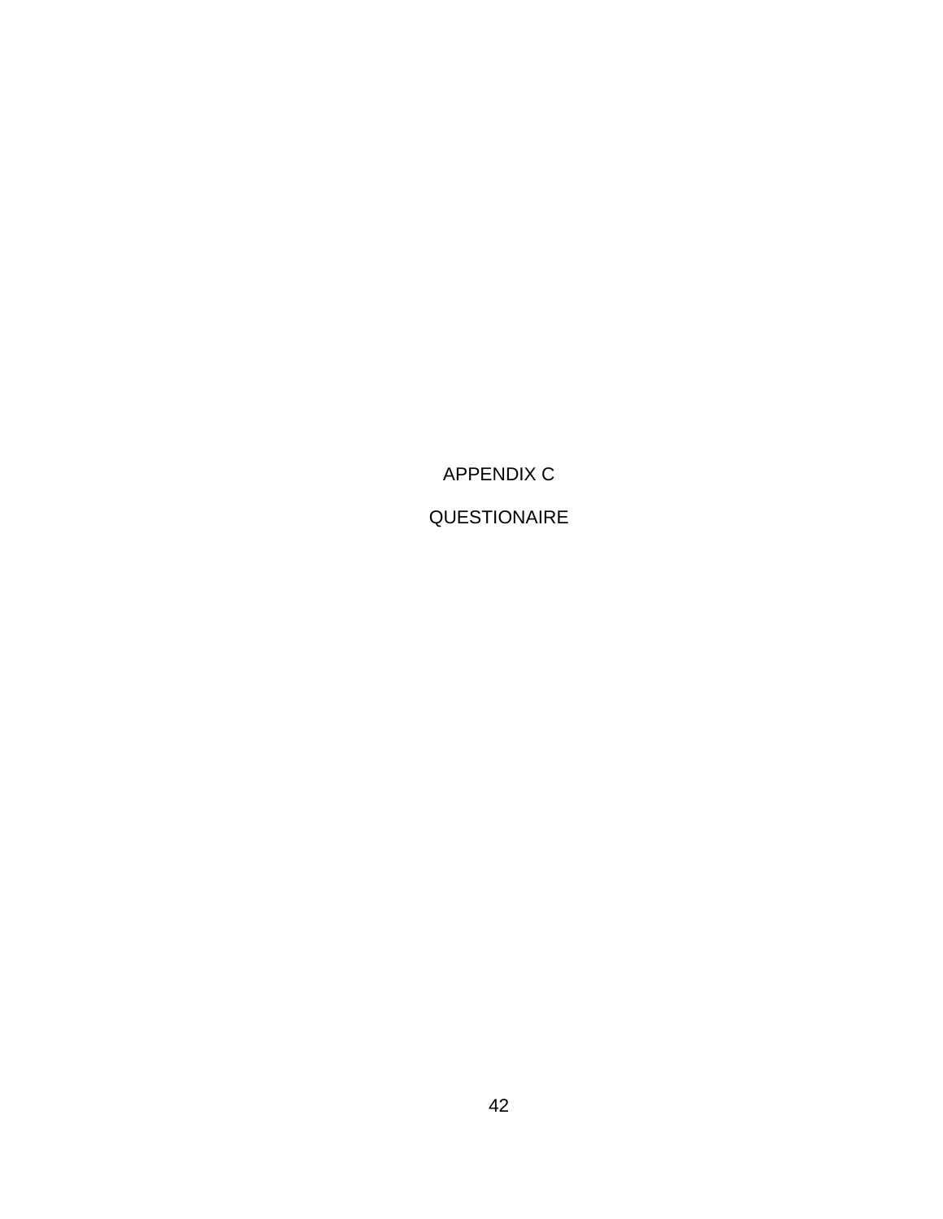# APPENDIX C

# QUESTIONAIRE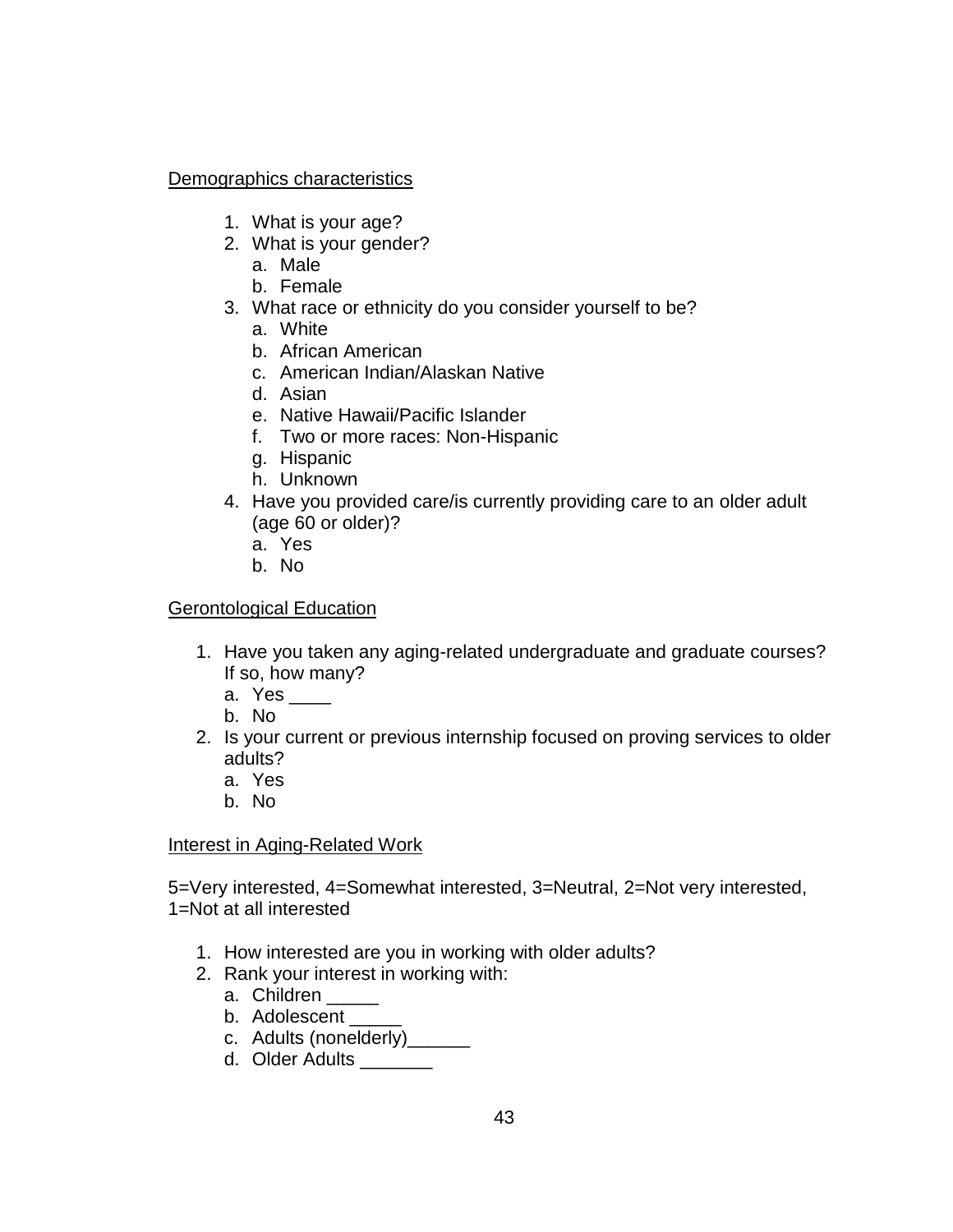Demographics characteristics

1. What is your age?
2. What is your gender?
   a. Male
   b. Female
3. What race or ethnicity do you consider yourself to be?
   a. White
   b. African American
   c. American Indian/Alaskan Native
   d. Asian
   e. Native Hawaii/Pacific Islander
   f. Two or more races: Non-Hispanic
   g. Hispanic
   h. Unknown
4. Have you provided care/is currently providing care to an older adult (age 60 or older)?
   a. Yes
   b. No

Gerontological Education

1. Have you taken any aging-related undergraduate and graduate courses? If so, how many?
   a. Yes ____
   b. No
2. Is your current or previous internship focused on proving services to older adults?
   a. Yes
   b. No

Interest in Aging-Related Work

5=Very interested, 4=Somewhat interested, 3=Neutral, 2=Not very interested, 1=Not at all interested

1. How interested are you in working with older adults?
2. Rank your interest in working with:
   a. Children _____
   b. Adolescent _____
   c. Adults (nonelderly)______
   d. Older Adults _______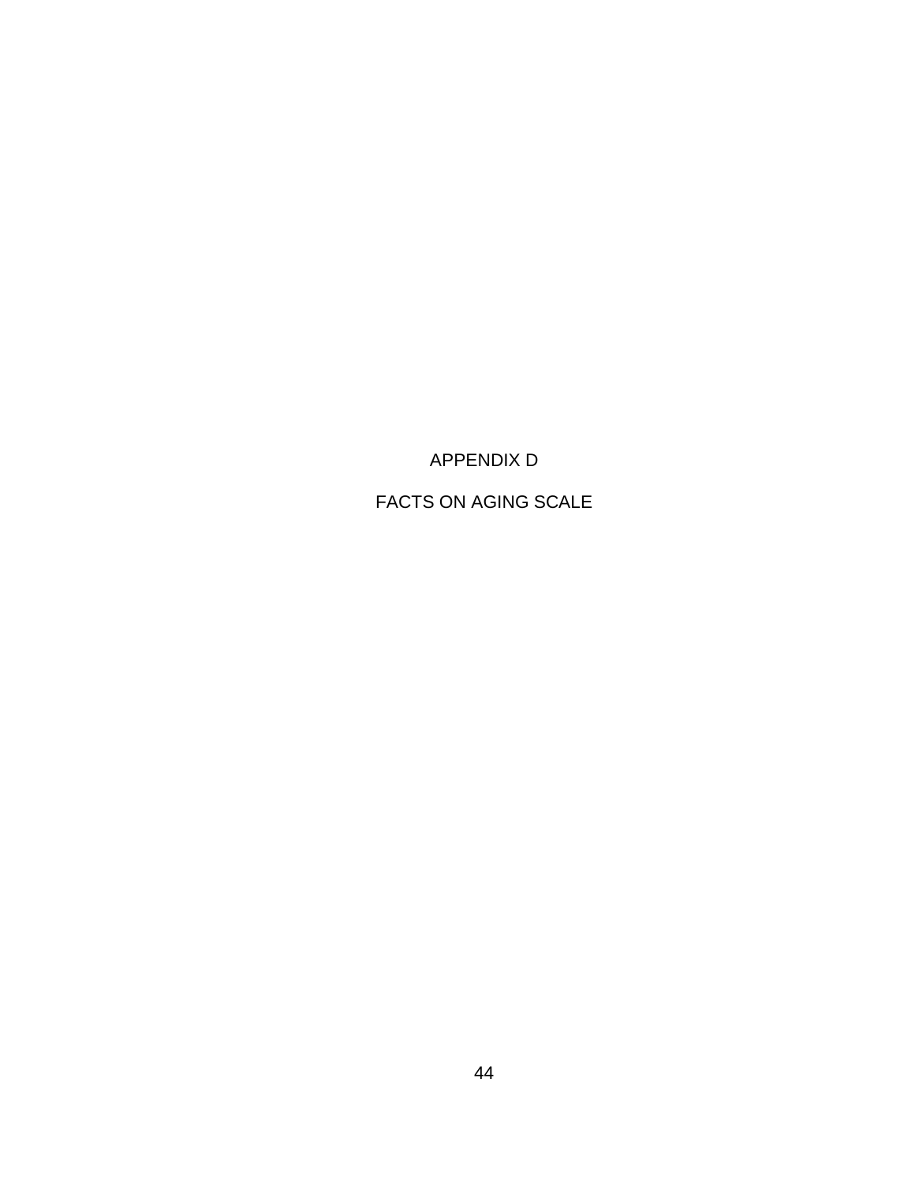# APPENDIX D

# FACTS ON AGING SCALE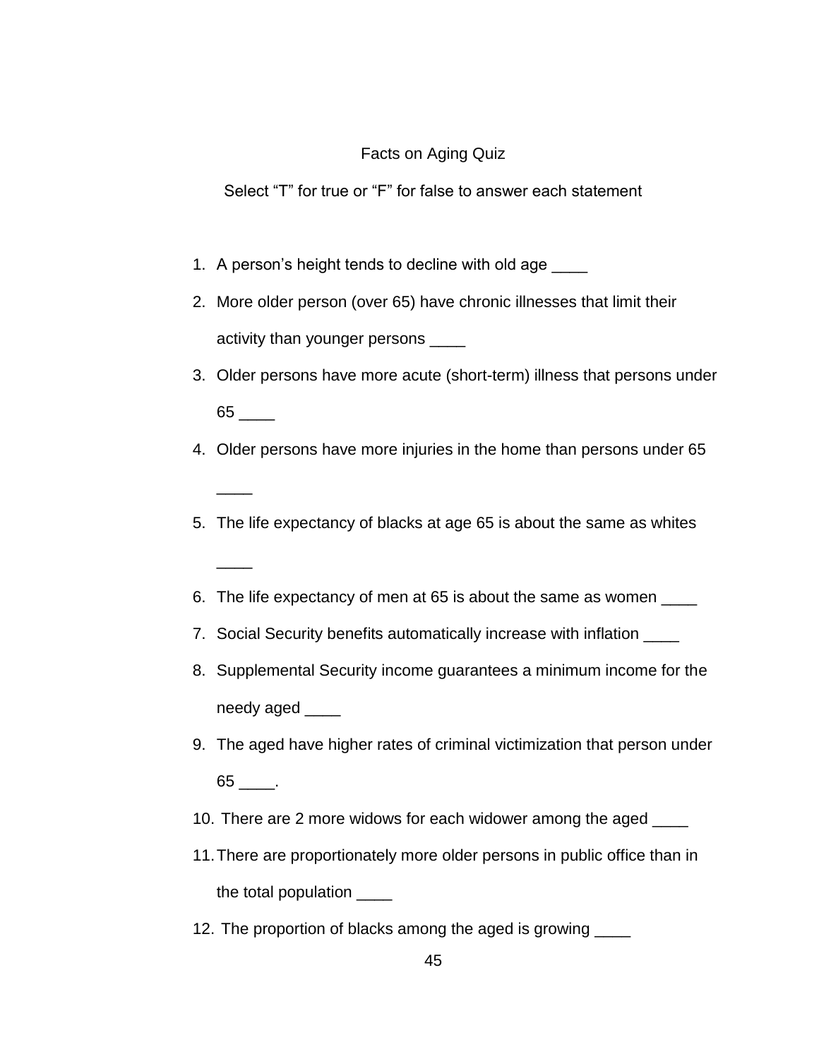Facts on Aging Quiz

Select "T" for true or "F" for false to answer each statement

1. A person's height tends to decline with old age ____
2. More older person (over 65) have chronic illnesses that limit their activity than younger persons ____
3. Older persons have more acute (short-term) illness that persons under 65 ____
4. Older persons have more injuries in the home than persons under 65 ____
5. The life expectancy of blacks at age 65 is about the same as whites ____
6. The life expectancy of men at 65 is about the same as women ____
7. Social Security benefits automatically increase with inflation ____
8. Supplemental Security income guarantees a minimum income for the needy aged ____
9. The aged have higher rates of criminal victimization that person under 65 ____.
10. There are 2 more widows for each widower among the aged ____
11. There are proportionately more older persons in public office than in the total population ____
12. The proportion of blacks among the aged is growing ____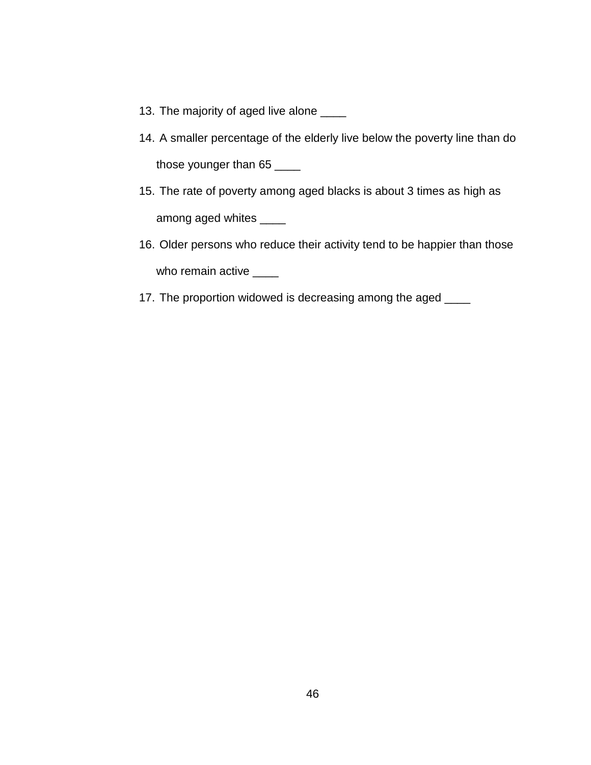13. The majority of aged live alone ____
14. A smaller percentage of the elderly live below the poverty line than do those younger than 65 ____
15. The rate of poverty among aged blacks is about 3 times as high as among aged whites ____
16. Older persons who reduce their activity tend to be happier than those who remain active ____
17. The proportion widowed is decreasing among the aged ____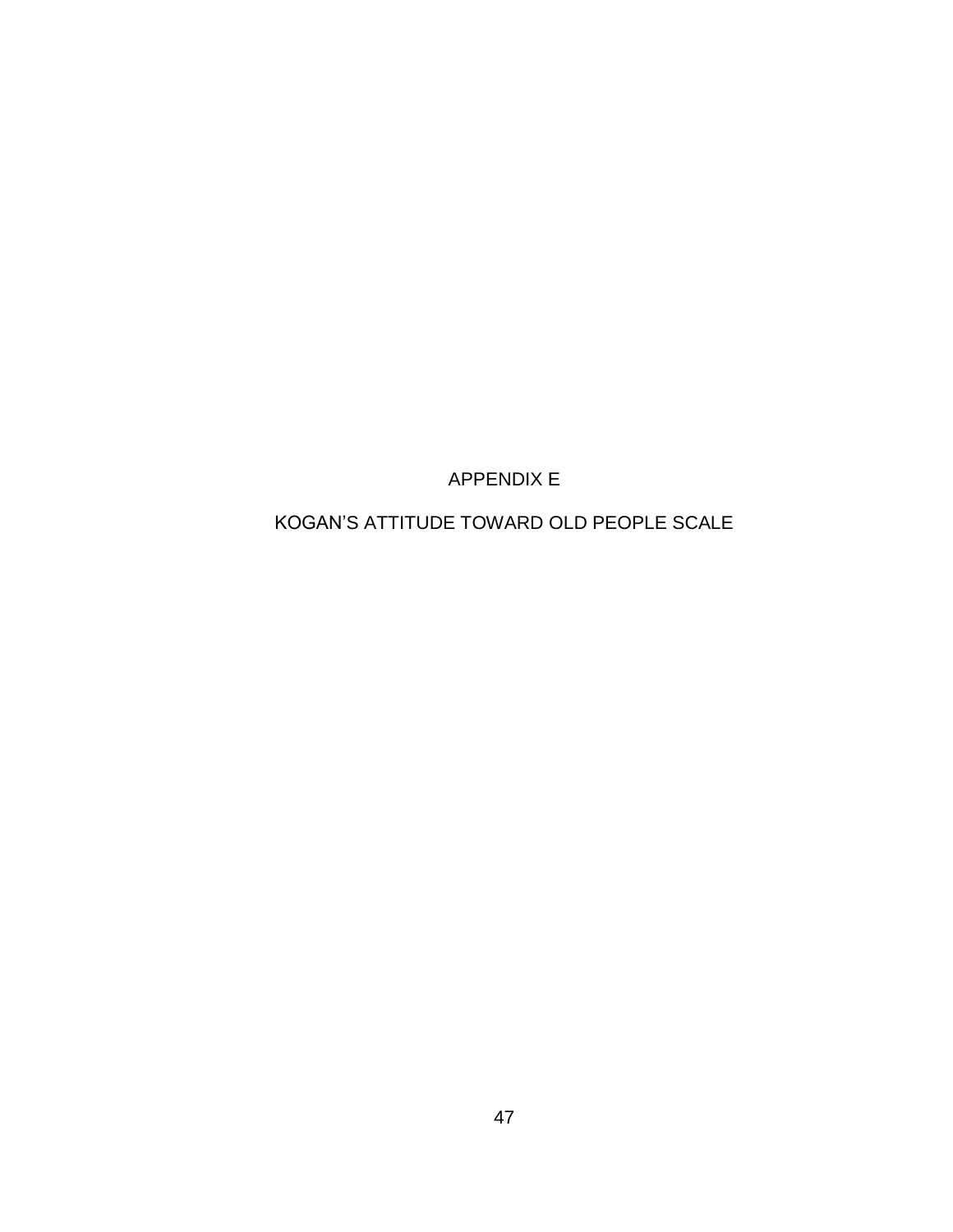# APPENDIX E

# KOGAN'S ATTITUDE TOWARD OLD PEOPLE SCALE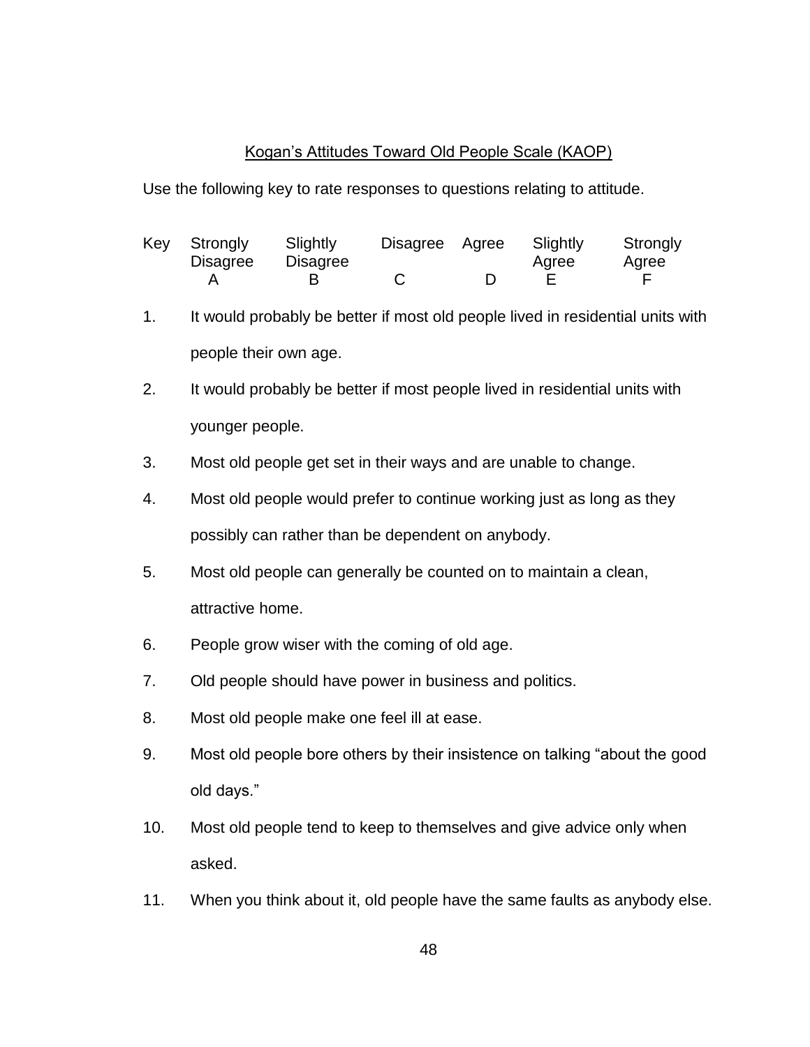Kogan's Attitudes Toward Old People Scale (KAOP)

Use the following key to rate responses to questions relating to attitude.

| Key | Strongly Disagree | Slightly Disagree | Disagree | Agree | Slightly Agree | Strongly Agree |
|---|---|---|---|---|---|---|
| | A | B | C | D | E | F |

1. It would probably be better if most old people lived in residential units with people their own age.
2. It would probably be better if most people lived in residential units with younger people.
3. Most old people get set in their ways and are unable to change.
4. Most old people would prefer to continue working just as long as they possibly can rather than be dependent on anybody.
5. Most old people can generally be counted on to maintain a clean, attractive home.
6. People grow wiser with the coming of old age.
7. Old people should have power in business and politics.
8. Most old people make one feel ill at ease.
9. Most old people bore others by their insistence on talking "about the good old days."
10. Most old people tend to keep to themselves and give advice only when asked.
11. When you think about it, old people have the same faults as anybody else.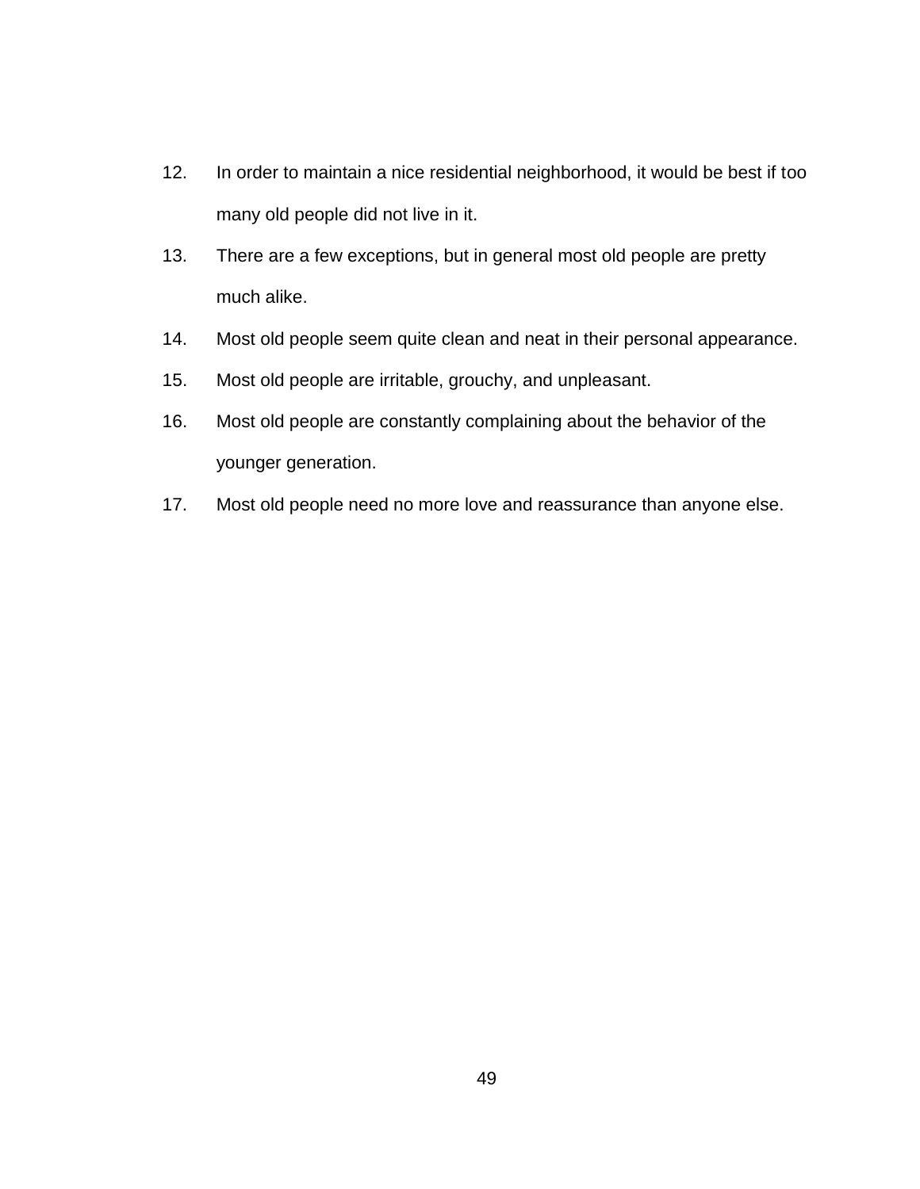12. In order to maintain a nice residential neighborhood, it would be best if too many old people did not live in it.
13. There are a few exceptions, but in general most old people are pretty much alike.
14. Most old people seem quite clean and neat in their personal appearance.
15. Most old people are irritable, grouchy, and unpleasant.
16. Most old people are constantly complaining about the behavior of the younger generation.
17. Most old people need no more love and reassurance than anyone else.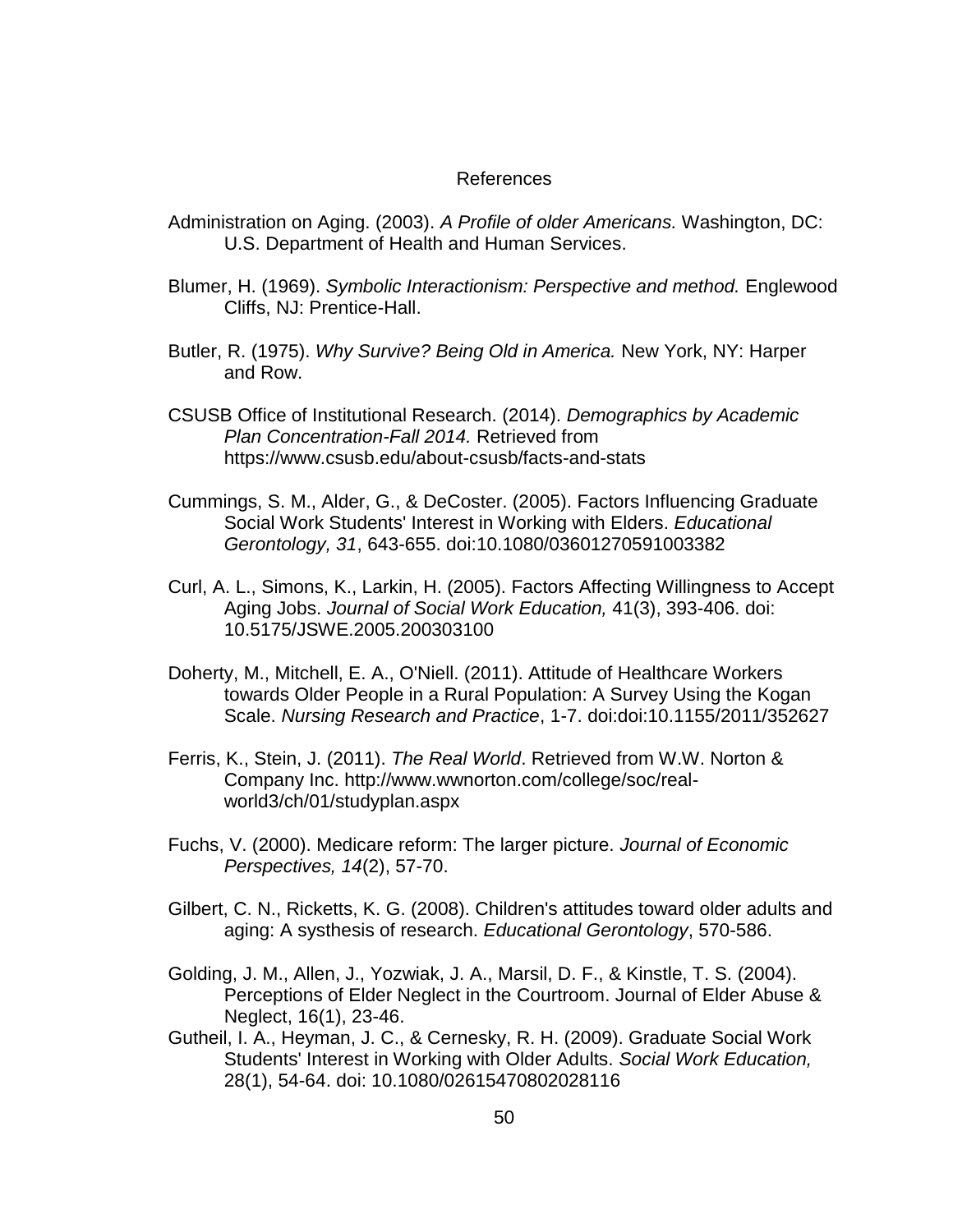# References

Administration on Aging. (2003). *A Profile of older Americans.* Washington, DC: U.S. Department of Health and Human Services.

Blumer, H. (1969). *Symbolic Interactionism: Perspective and method.* Englewood Cliffs, NJ: Prentice-Hall.

Butler, R. (1975). *Why Survive? Being Old in America.* New York, NY: Harper and Row.

CSUSB Office of Institutional Research. (2014). *Demographics by Academic Plan Concentration-Fall 2014.* Retrieved from https://www.csusb.edu/about-csusb/facts-and-stats

Cummings, S. M., Alder, G., & DeCoster. (2005). Factors Influencing Graduate Social Work Students' Interest in Working with Elders. *Educational Gerontology, 31*, 643-655. doi:10.1080/03601270591003382

Curl, A. L., Simons, K., Larkin, H. (2005). Factors Affecting Willingness to Accept Aging Jobs. *Journal of Social Work Education,* 41(3), 393-406. doi: 10.5175/JSWE.2005.200303100

Doherty, M., Mitchell, E. A., O'Niell. (2011). Attitude of Healthcare Workers towards Older People in a Rural Population: A Survey Using the Kogan Scale. *Nursing Research and Practice*, 1-7. doi:doi:10.1155/2011/352627

Ferris, K., Stein, J. (2011). *The Real World*. Retrieved from W.W. Norton & Company Inc. http://www.wwnorton.com/college/soc/real-world3/ch/01/studyplan.aspx

Fuchs, V. (2000). Medicare reform: The larger picture. *Journal of Economic Perspectives, 14*(2), 57-70.

Gilbert, C. N., Ricketts, K. G. (2008). Children's attitudes toward older adults and aging: A systhesis of research. *Educational Gerontology*, 570-586.

Golding, J. M., Allen, J., Yozwiak, J. A., Marsil, D. F., & Kinstle, T. S. (2004). Perceptions of Elder Neglect in the Courtroom. Journal of Elder Abuse & Neglect, 16(1), 23-46.

Gutheil, I. A., Heyman, J. C., & Cernesky, R. H. (2009). Graduate Social Work Students' Interest in Working with Older Adults. *Social Work Education,* 28(1), 54-64. doi: 10.1080/02615470802028116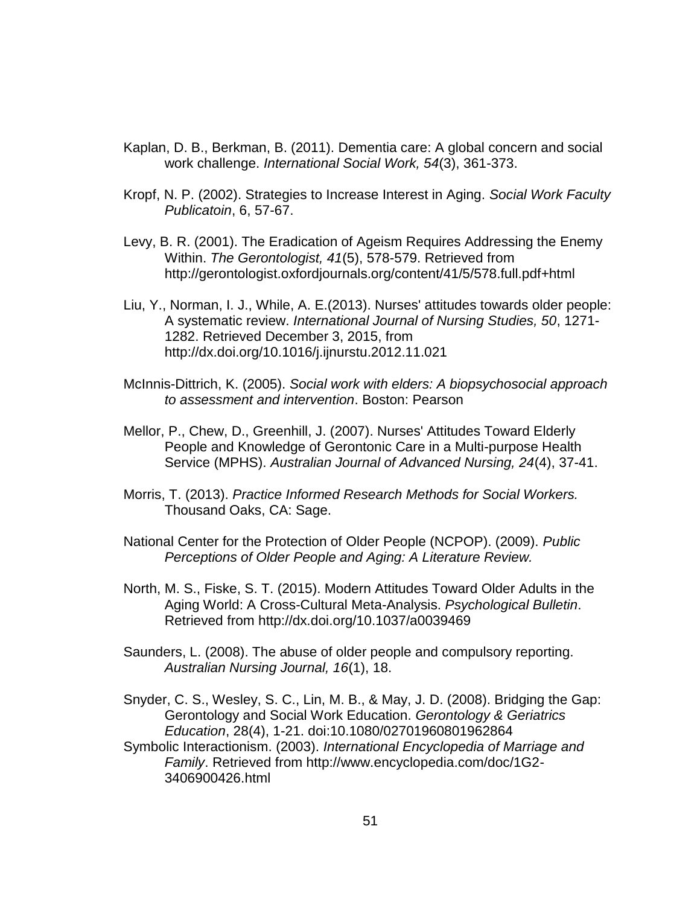Kaplan, D. B., Berkman, B. (2011). Dementia care: A global concern and social work challenge. *International Social Work, 54*(3), 361-373.

Kropf, N. P. (2002). Strategies to Increase Interest in Aging. *Social Work Faculty Publicatoin*, 6, 57-67.

Levy, B. R. (2001). The Eradication of Ageism Requires Addressing the Enemy Within. *The Gerontologist, 41*(5), 578-579. Retrieved from http://gerontologist.oxfordjournals.org/content/41/5/578.full.pdf+html

Liu, Y., Norman, I. J., While, A. E.(2013). Nurses' attitudes towards older people: A systematic review. *International Journal of Nursing Studies, 50*, 1271-1282. Retrieved December 3, 2015, from http://dx.doi.org/10.1016/j.ijnurstu.2012.11.021

McInnis-Dittrich, K. (2005). *Social work with elders: A biopsychosocial approach to assessment and intervention*. Boston: Pearson

Mellor, P., Chew, D., Greenhill, J. (2007). Nurses' Attitudes Toward Elderly People and Knowledge of Gerontonic Care in a Multi-purpose Health Service (MPHS). *Australian Journal of Advanced Nursing, 24*(4), 37-41.

Morris, T. (2013). *Practice Informed Research Methods for Social Workers.* Thousand Oaks, CA: Sage.

National Center for the Protection of Older People (NCPOP). (2009). *Public Perceptions of Older People and Aging: A Literature Review.*

North, M. S., Fiske, S. T. (2015). Modern Attitudes Toward Older Adults in the Aging World: A Cross-Cultural Meta-Analysis. *Psychological Bulletin*. Retrieved from http://dx.doi.org/10.1037/a0039469

Saunders, L. (2008). The abuse of older people and compulsory reporting. *Australian Nursing Journal, 16*(1), 18.

Snyder, C. S., Wesley, S. C., Lin, M. B., & May, J. D. (2008). Bridging the Gap: Gerontology and Social Work Education. *Gerontology & Geriatrics Education*, 28(4), 1-21. doi:10.1080/02701960801962864

Symbolic Interactionism. (2003). *International Encyclopedia of Marriage and Family*. Retrieved from http://www.encyclopedia.com/doc/1G2-3406900426.html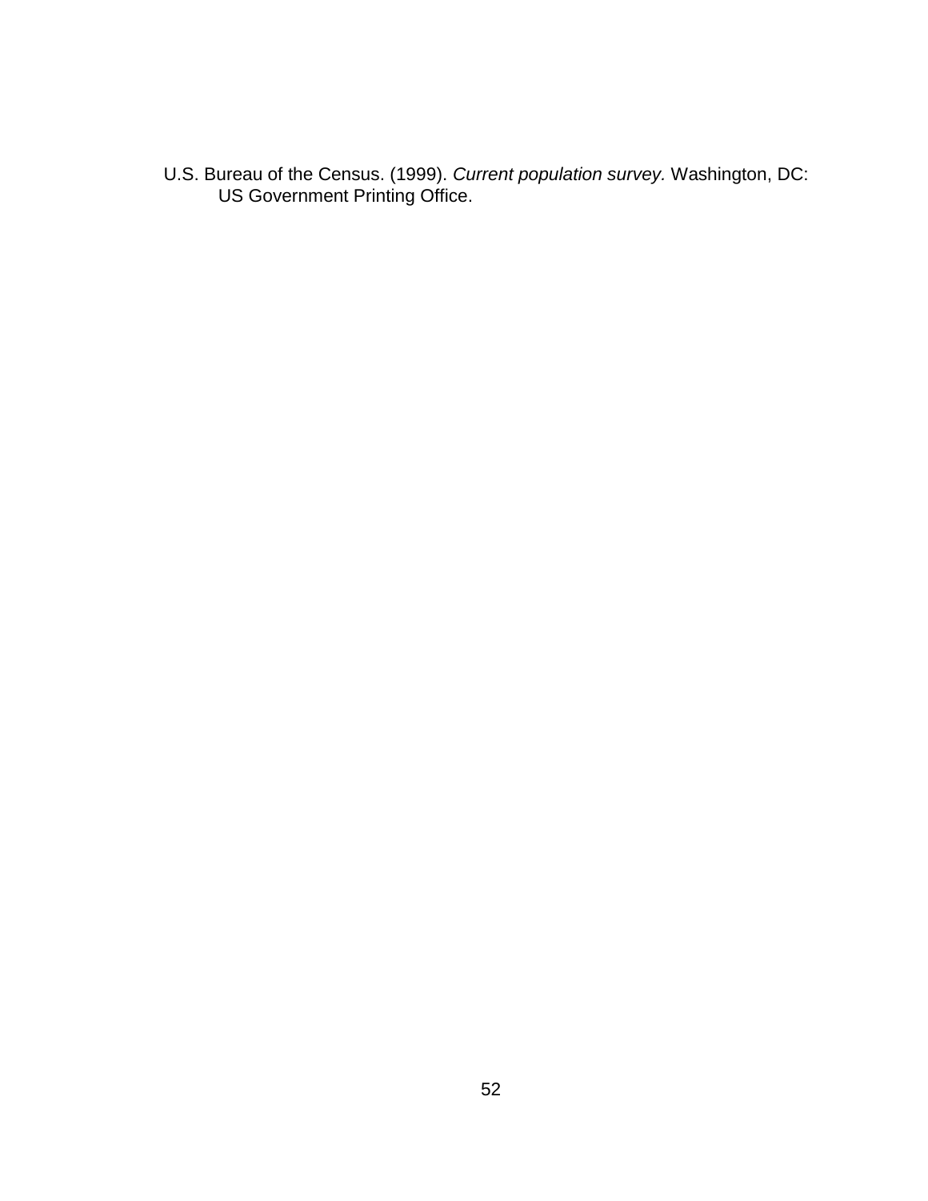U.S. Bureau of the Census. (1999). *Current population survey.* Washington, DC: US Government Printing Office.